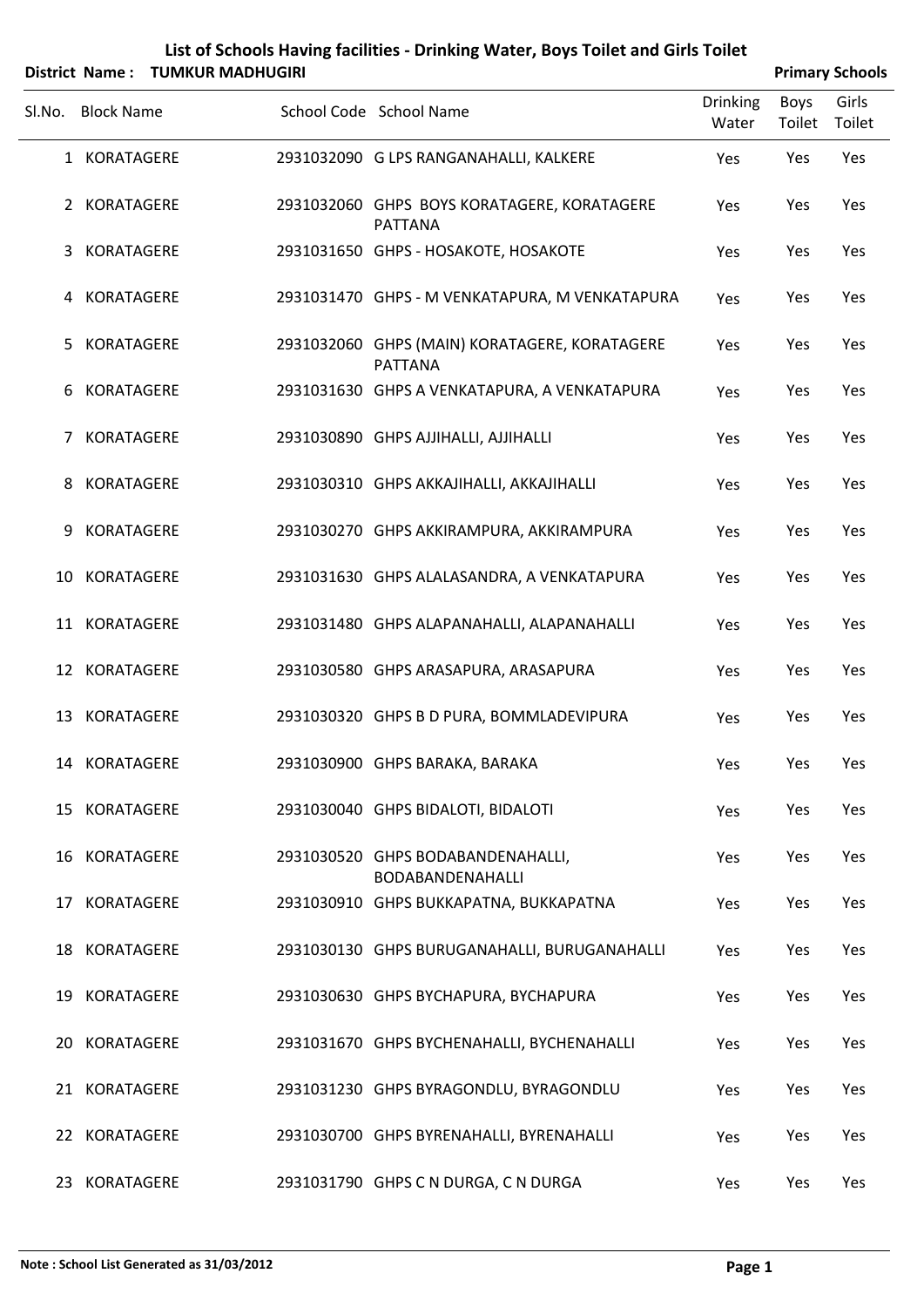# List of Schools Having facilities - Drinking Water, Boys Toilet and Girls Toilet

**District Name : TUMKUR MADHUGIRI** **Primary Schools**

| Sl.No. | Block Name | School Code | School Name | Drinking Water | Boys Toilet | Girls Toilet |
|---|---|---|---|---|---|---|
| 1 | KORATAGERE | 2931032090 | G LPS RANGANAHALLI, KALKERE | Yes | Yes | Yes |
| 2 | KORATAGERE | 2931032060 | GHPS BOYS KORATAGERE, KORATAGERE PATTANA | Yes | Yes | Yes |
| 3 | KORATAGERE | 2931031650 | GHPS - HOSAKOTE, HOSAKOTE | Yes | Yes | Yes |
| 4 | KORATAGERE | 2931031470 | GHPS - M VENKATAPURA, M VENKATAPURA | Yes | Yes | Yes |
| 5 | KORATAGERE | 2931032060 | GHPS (MAIN) KORATAGERE, KORATAGERE PATTANA | Yes | Yes | Yes |
| 6 | KORATAGERE | 2931031630 | GHPS A VENKATAPURA, A VENKATAPURA | Yes | Yes | Yes |
| 7 | KORATAGERE | 2931030890 | GHPS AJJIHALLI, AJJIHALLI | Yes | Yes | Yes |
| 8 | KORATAGERE | 2931030310 | GHPS AKKAJIHALLI, AKKAJIHALLI | Yes | Yes | Yes |
| 9 | KORATAGERE | 2931030270 | GHPS AKKIRAMPURA, AKKIRAMPURA | Yes | Yes | Yes |
| 10 | KORATAGERE | 2931031630 | GHPS ALALASANDRA, A VENKATAPURA | Yes | Yes | Yes |
| 11 | KORATAGERE | 2931031480 | GHPS ALAPANAHALLI, ALAPANAHALLI | Yes | Yes | Yes |
| 12 | KORATAGERE | 2931030580 | GHPS ARASAPURA, ARASAPURA | Yes | Yes | Yes |
| 13 | KORATAGERE | 2931030320 | GHPS B D PURA, BOMMLADEVIPURA | Yes | Yes | Yes |
| 14 | KORATAGERE | 2931030900 | GHPS BARAKA, BARAKA | Yes | Yes | Yes |
| 15 | KORATAGERE | 2931030040 | GHPS BIDALOTI, BIDALOTI | Yes | Yes | Yes |
| 16 | KORATAGERE | 2931030520 | GHPS BODABANDENAHALLI, BODABANDENAHALLI | Yes | Yes | Yes |
| 17 | KORATAGERE | 2931030910 | GHPS BUKKAPATNA, BUKKAPATNA | Yes | Yes | Yes |
| 18 | KORATAGERE | 2931030130 | GHPS BURUGANAHALLI, BURUGANAHALLI | Yes | Yes | Yes |
| 19 | KORATAGERE | 2931030630 | GHPS BYCHAPURA, BYCHAPURA | Yes | Yes | Yes |
| 20 | KORATAGERE | 2931031670 | GHPS BYCHENAHALLI, BYCHENAHALLI | Yes | Yes | Yes |
| 21 | KORATAGERE | 2931031230 | GHPS BYRAGONDLU, BYRAGONDLU | Yes | Yes | Yes |
| 22 | KORATAGERE | 2931030700 | GHPS BYRENAHALLI, BYRENAHALLI | Yes | Yes | Yes |
| 23 | KORATAGERE | 2931031790 | GHPS C N DURGA, C N DURGA | Yes | Yes | Yes |

**Note : School List Generated as 31/03/2012**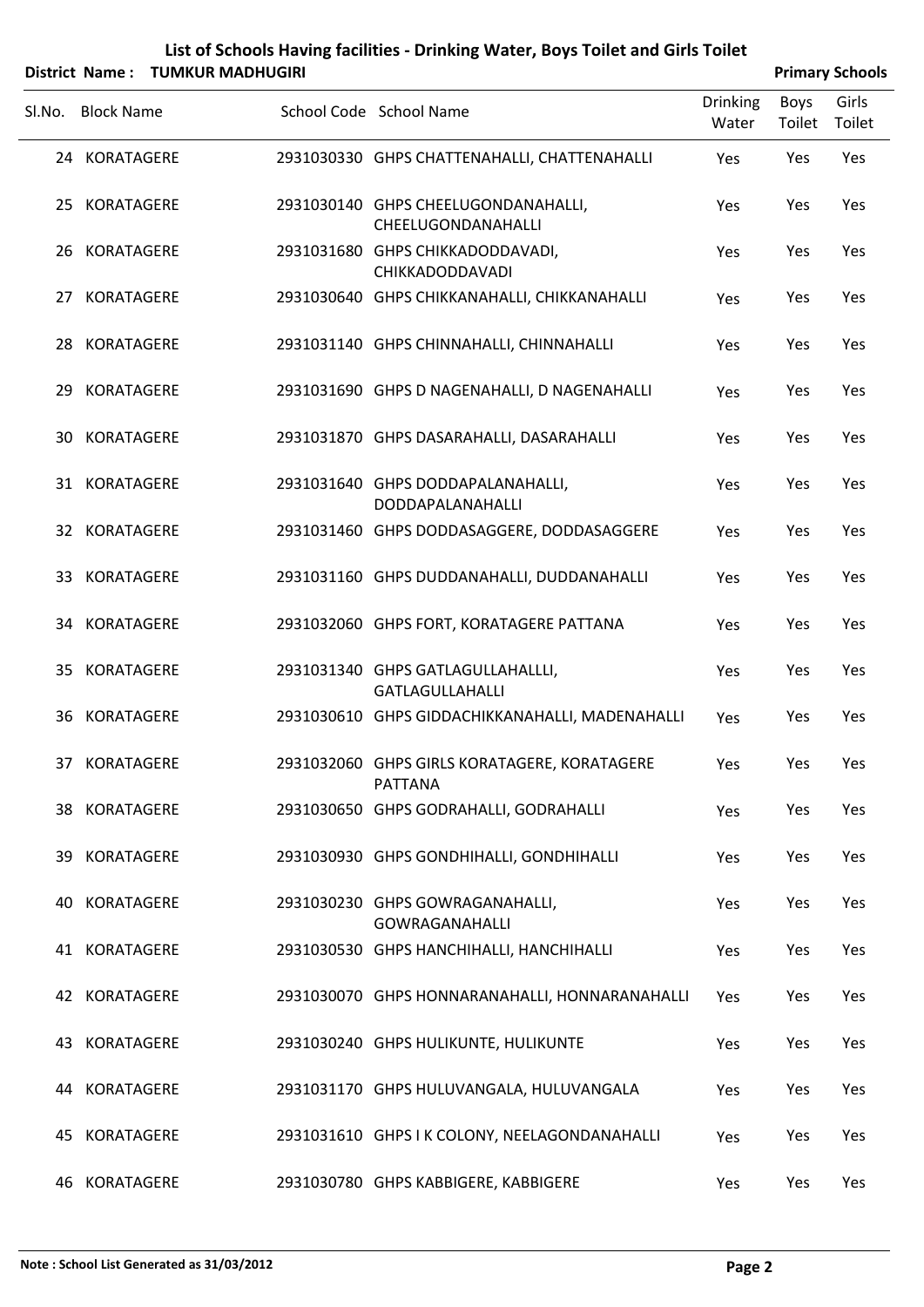## List of Schools Having facilities - Drinking Water, Boys Toilet and Girls Toilet

**District Name : TUMKUR MADHUGIRI** **Primary Schools**

| Sl.No. | Block Name | School Code | School Name | Drinking Water | Boys Toilet | Girls Toilet |
|---|---|---|---|---|---|---|
| 24 | KORATAGERE | 2931030330 | GHPS CHATTENAHALLI, CHATTENAHALLI | Yes | Yes | Yes |
| 25 | KORATAGERE | 2931030140 | GHPS CHEELUGONDANAHALLI, CHEELUGONDANAHALLI | Yes | Yes | Yes |
| 26 | KORATAGERE | 2931031680 | GHPS CHIKKADODDAVADI, CHIKKADODDAVADI | Yes | Yes | Yes |
| 27 | KORATAGERE | 2931030640 | GHPS CHIKKANAHALLI, CHIKKANAHALLI | Yes | Yes | Yes |
| 28 | KORATAGERE | 2931031140 | GHPS CHINNAHALLI, CHINNAHALLI | Yes | Yes | Yes |
| 29 | KORATAGERE | 2931031690 | GHPS D NAGENAHALLI, D NAGENAHALLI | Yes | Yes | Yes |
| 30 | KORATAGERE | 2931031870 | GHPS DASARAHALLI, DASARAHALLI | Yes | Yes | Yes |
| 31 | KORATAGERE | 2931031640 | GHPS DODDAPALANAHALLI, DODDAPALANAHALLI | Yes | Yes | Yes |
| 32 | KORATAGERE | 2931031460 | GHPS DODDASAGGERE, DODDASAGGERE | Yes | Yes | Yes |
| 33 | KORATAGERE | 2931031160 | GHPS DUDDANAHALLI, DUDDANAHALLI | Yes | Yes | Yes |
| 34 | KORATAGERE | 2931032060 | GHPS FORT, KORATAGERE PATTANA | Yes | Yes | Yes |
| 35 | KORATAGERE | 2931031340 | GHPS GATLAGULLAHALLLI, GATLAGULLAHALLI | Yes | Yes | Yes |
| 36 | KORATAGERE | 2931030610 | GHPS GIDDACHIKKANAHALLI, MADENAHALLI | Yes | Yes | Yes |
| 37 | KORATAGERE | 2931032060 | GHPS GIRLS KORATAGERE, KORATAGERE PATTANA | Yes | Yes | Yes |
| 38 | KORATAGERE | 2931030650 | GHPS GODRAHALLI, GODRAHALLI | Yes | Yes | Yes |
| 39 | KORATAGERE | 2931030930 | GHPS GONDHIHALLI, GONDHIHALLI | Yes | Yes | Yes |
| 40 | KORATAGERE | 2931030230 | GHPS GOWRAGANAHALLI, GOWRAGANAHALLI | Yes | Yes | Yes |
| 41 | KORATAGERE | 2931030530 | GHPS HANCHIHALLI, HANCHIHALLI | Yes | Yes | Yes |
| 42 | KORATAGERE | 2931030070 | GHPS HONNARANAHALLI, HONNARANAHALLI | Yes | Yes | Yes |
| 43 | KORATAGERE | 2931030240 | GHPS HULIKUNTE, HULIKUNTE | Yes | Yes | Yes |
| 44 | KORATAGERE | 2931031170 | GHPS HULUVANGALA, HULUVANGALA | Yes | Yes | Yes |
| 45 | KORATAGERE | 2931031610 | GHPS I K COLONY, NEELAGONDANAHALLI | Yes | Yes | Yes |
| 46 | KORATAGERE | 2931030780 | GHPS KABBIGERE, KABBIGERE | Yes | Yes | Yes |

**Note : School List Generated as 31/03/2012**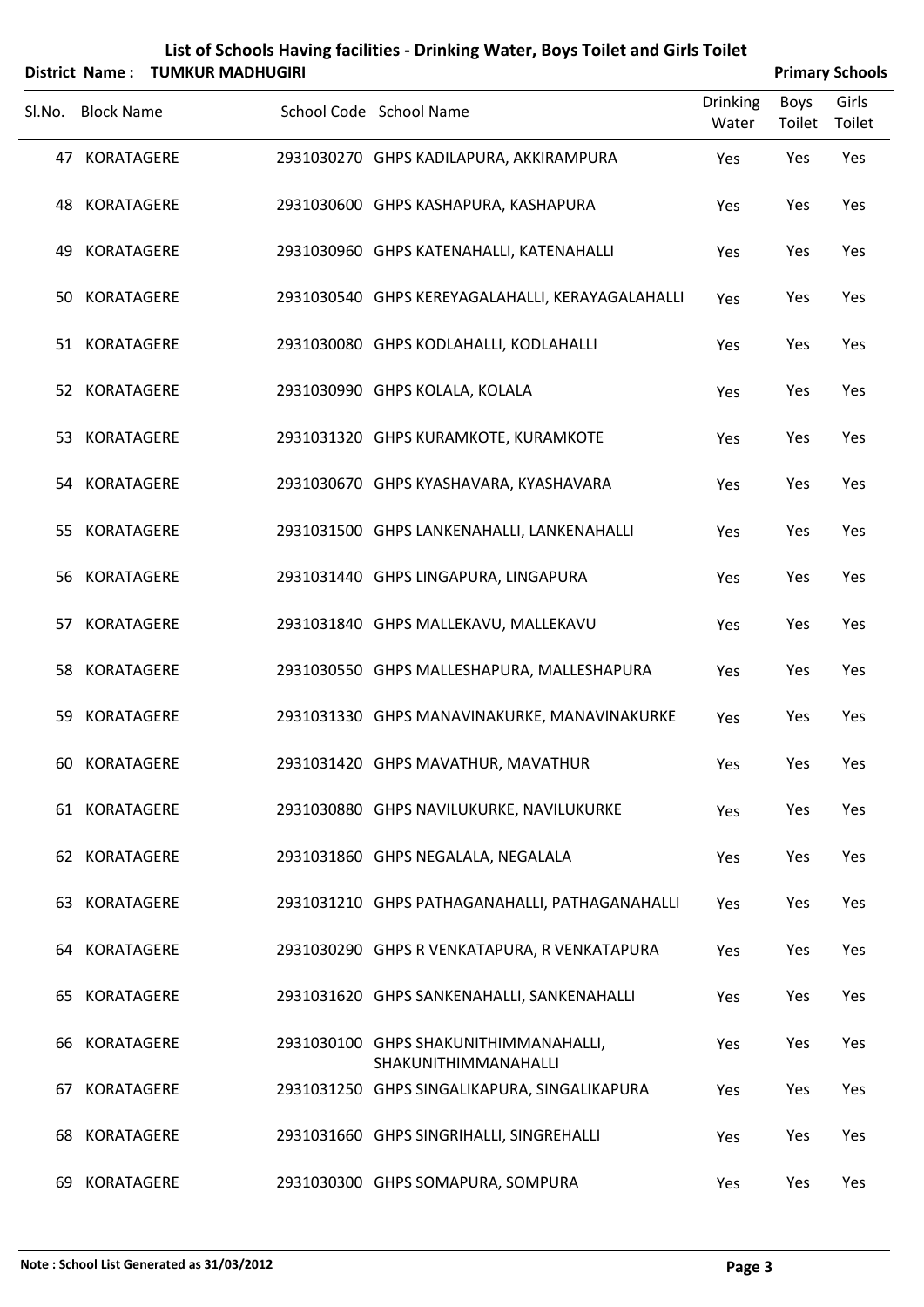# List of Schools Having facilities - Drinking Water, Boys Toilet and Girls Toilet

**District Name : TUMKUR MADHUGIRI** **Primary Schools**

| Sl.No. | Block Name | School Code | School Name | Drinking Water | Boys Toilet | Girls Toilet |
|---|---|---|---|---|---|---|
| 47 | KORATAGERE | 2931030270 | GHPS KADILAPURA, AKKIRAMPURA | Yes | Yes | Yes |
| 48 | KORATAGERE | 2931030600 | GHPS KASHAPURA, KASHAPURA | Yes | Yes | Yes |
| 49 | KORATAGERE | 2931030960 | GHPS KATENAHALLI, KATENAHALLI | Yes | Yes | Yes |
| 50 | KORATAGERE | 2931030540 | GHPS KEREYAGALAHALLI, KERAYAGALAHALLI | Yes | Yes | Yes |
| 51 | KORATAGERE | 2931030080 | GHPS KODLAHALLI, KODLAHALLI | Yes | Yes | Yes |
| 52 | KORATAGERE | 2931030990 | GHPS KOLALA, KOLALA | Yes | Yes | Yes |
| 53 | KORATAGERE | 2931031320 | GHPS KURAMKOTE, KURAMKOTE | Yes | Yes | Yes |
| 54 | KORATAGERE | 2931030670 | GHPS KYASHAVARA, KYASHAVARA | Yes | Yes | Yes |
| 55 | KORATAGERE | 2931031500 | GHPS LANKENAHALLI, LANKENAHALLI | Yes | Yes | Yes |
| 56 | KORATAGERE | 2931031440 | GHPS LINGAPURA, LINGAPURA | Yes | Yes | Yes |
| 57 | KORATAGERE | 2931031840 | GHPS MALLEKAVU, MALLEKAVU | Yes | Yes | Yes |
| 58 | KORATAGERE | 2931030550 | GHPS MALLESHAPURA, MALLESHAPURA | Yes | Yes | Yes |
| 59 | KORATAGERE | 2931031330 | GHPS MANAVINAKURKE, MANAVINAKURKE | Yes | Yes | Yes |
| 60 | KORATAGERE | 2931031420 | GHPS MAVATHUR, MAVATHUR | Yes | Yes | Yes |
| 61 | KORATAGERE | 2931030880 | GHPS NAVILUKURKE, NAVILUKURKE | Yes | Yes | Yes |
| 62 | KORATAGERE | 2931031860 | GHPS NEGALALA, NEGALALA | Yes | Yes | Yes |
| 63 | KORATAGERE | 2931031210 | GHPS PATHAGANAHALLI, PATHAGANAHALLI | Yes | Yes | Yes |
| 64 | KORATAGERE | 2931030290 | GHPS R VENKATAPURA, R VENKATAPURA | Yes | Yes | Yes |
| 65 | KORATAGERE | 2931031620 | GHPS SANKENAHALLI, SANKENAHALLI | Yes | Yes | Yes |
| 66 | KORATAGERE | 2931030100 | GHPS SHAKUNITHIMMANAHALLI, SHAKUNITHIMMANAHALLI | Yes | Yes | Yes |
| 67 | KORATAGERE | 2931031250 | GHPS SINGALIKAPURA, SINGALIKAPURA | Yes | Yes | Yes |
| 68 | KORATAGERE | 2931031660 | GHPS SINGRIHALLI, SINGREHALLI | Yes | Yes | Yes |
| 69 | KORATAGERE | 2931030300 | GHPS SOMAPURA, SOMPURA | Yes | Yes | Yes |

**Note : School List Generated as 31/03/2012**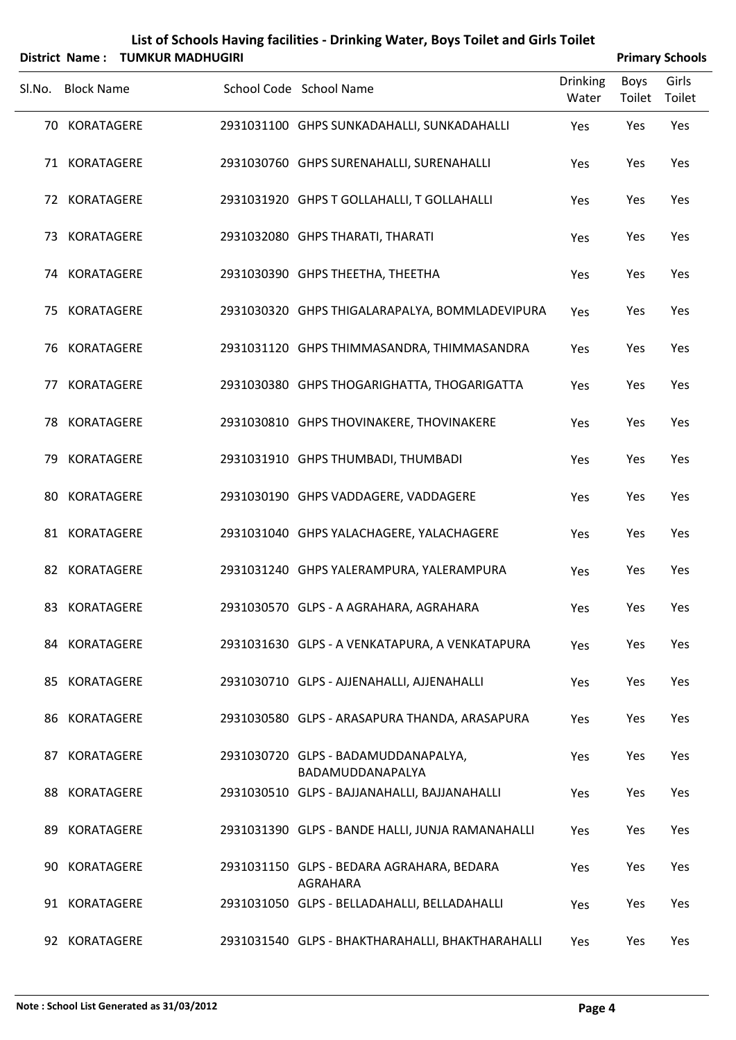# List of Schools Having facilities - Drinking Water, Boys Toilet and Girls Toilet

**District Name : TUMKUR MADHUGIRI** **Primary Schools**

| Sl.No. | Block Name | School Code | School Name | Drinking Water | Boys Toilet | Girls Toilet |
|---|---|---|---|---|---|---|
| 70 | KORATAGERE | 2931031100 | GHPS SUNKADAHALLI, SUNKADAHALLI | Yes | Yes | Yes |
| 71 | KORATAGERE | 2931030760 | GHPS SURENAHALLI, SURENAHALLI | Yes | Yes | Yes |
| 72 | KORATAGERE | 2931031920 | GHPS T GOLLAHALLI, T GOLLAHALLI | Yes | Yes | Yes |
| 73 | KORATAGERE | 2931032080 | GHPS THARATI, THARATI | Yes | Yes | Yes |
| 74 | KORATAGERE | 2931030390 | GHPS THEETHA, THEETHA | Yes | Yes | Yes |
| 75 | KORATAGERE | 2931030320 | GHPS THIGALARAPALYA, BOMMLADEVIPURA | Yes | Yes | Yes |
| 76 | KORATAGERE | 2931031120 | GHPS THIMMASANDRA, THIMMASANDRA | Yes | Yes | Yes |
| 77 | KORATAGERE | 2931030380 | GHPS THOGARIGHATTA, THOGARIGATTA | Yes | Yes | Yes |
| 78 | KORATAGERE | 2931030810 | GHPS THOVINAKERE, THOVINAKERE | Yes | Yes | Yes |
| 79 | KORATAGERE | 2931031910 | GHPS THUMBADI, THUMBADI | Yes | Yes | Yes |
| 80 | KORATAGERE | 2931030190 | GHPS VADDAGERE, VADDAGERE | Yes | Yes | Yes |
| 81 | KORATAGERE | 2931031040 | GHPS YALACHAGERE, YALACHAGERE | Yes | Yes | Yes |
| 82 | KORATAGERE | 2931031240 | GHPS YALERAMPURA, YALERAMPURA | Yes | Yes | Yes |
| 83 | KORATAGERE | 2931030570 | GLPS - A AGRAHARA, AGRAHARA | Yes | Yes | Yes |
| 84 | KORATAGERE | 2931031630 | GLPS - A VENKATAPURA, A VENKATAPURA | Yes | Yes | Yes |
| 85 | KORATAGERE | 2931030710 | GLPS - AJJENAHALLI, AJJENAHALLI | Yes | Yes | Yes |
| 86 | KORATAGERE | 2931030580 | GLPS - ARASAPURA THANDA, ARASAPURA | Yes | Yes | Yes |
| 87 | KORATAGERE | 2931030720 | GLPS - BADAMUDDANAPALYA, BADAMUDDANAPALYA | Yes | Yes | Yes |
| 88 | KORATAGERE | 2931030510 | GLPS - BAJJANAHALLI, BAJJANAHALLI | Yes | Yes | Yes |
| 89 | KORATAGERE | 2931031390 | GLPS - BANDE HALLI, JUNJA RAMANAHALLI | Yes | Yes | Yes |
| 90 | KORATAGERE | 2931031150 | GLPS - BEDARA AGRAHARA, BEDARA AGRAHARA | Yes | Yes | Yes |
| 91 | KORATAGERE | 2931031050 | GLPS - BELLADAHALLI, BELLADAHALLI | Yes | Yes | Yes |
| 92 | KORATAGERE | 2931031540 | GLPS - BHAKTHARAHALLI, BHAKTHARAHALLI | Yes | Yes | Yes |

**Note : School List Generated as 31/03/2012**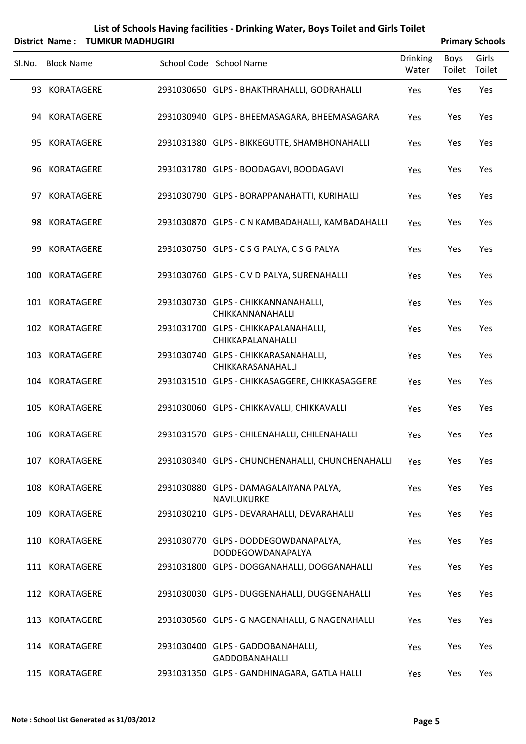# List of Schools Having facilities - Drinking Water, Boys Toilet and Girls Toilet

**District Name : TUMKUR MADHUGIRI** **Primary Schools**

| Sl.No. | Block Name | School Code | School Name | Drinking Water | Boys Toilet | Girls Toilet |
|---|---|---|---|---|---|---|
| 93 | KORATAGERE | 2931030650 | GLPS - BHAKTHRAHALLI, GODRAHALLI | Yes | Yes | Yes |
| 94 | KORATAGERE | 2931030940 | GLPS - BHEEMASAGARA, BHEEMASAGARA | Yes | Yes | Yes |
| 95 | KORATAGERE | 2931031380 | GLPS - BIKKEGUTTE, SHAMBHONAHALLI | Yes | Yes | Yes |
| 96 | KORATAGERE | 2931031780 | GLPS - BOODAGAVI, BOODAGAVI | Yes | Yes | Yes |
| 97 | KORATAGERE | 2931030790 | GLPS - BORAPPANAHATTI, KURIHALLI | Yes | Yes | Yes |
| 98 | KORATAGERE | 2931030870 | GLPS - C N KAMBADAHALLI, KAMBADAHALLI | Yes | Yes | Yes |
| 99 | KORATAGERE | 2931030750 | GLPS - C S G PALYA, C S G PALYA | Yes | Yes | Yes |
| 100 | KORATAGERE | 2931030760 | GLPS - C V D PALYA, SURENAHALLI | Yes | Yes | Yes |
| 101 | KORATAGERE | 2931030730 | GLPS - CHIKKANNANAHALLI, CHIKKANNANAHALLI | Yes | Yes | Yes |
| 102 | KORATAGERE | 2931031700 | GLPS - CHIKKAPALANAHALLI, CHIKKAPALANAHALLI | Yes | Yes | Yes |
| 103 | KORATAGERE | 2931030740 | GLPS - CHIKKARASANAHALLI, CHIKKARASANAHALLI | Yes | Yes | Yes |
| 104 | KORATAGERE | 2931031510 | GLPS - CHIKKASAGGERE, CHIKKASAGGERE | Yes | Yes | Yes |
| 105 | KORATAGERE | 2931030060 | GLPS - CHIKKAVALLI, CHIKKAVALLI | Yes | Yes | Yes |
| 106 | KORATAGERE | 2931031570 | GLPS - CHILENAHALLI, CHILENAHALLI | Yes | Yes | Yes |
| 107 | KORATAGERE | 2931030340 | GLPS - CHUNCHENAHALLI, CHUNCHENAHALLI | Yes | Yes | Yes |
| 108 | KORATAGERE | 2931030880 | GLPS - DAMAGALAIYANA PALYA, NAVILUKURKE | Yes | Yes | Yes |
| 109 | KORATAGERE | 2931030210 | GLPS - DEVARAHALLI, DEVARAHALLI | Yes | Yes | Yes |
| 110 | KORATAGERE | 2931030770 | GLPS - DODDEGOWDANAPALYA, DODDEGOWDANAPALYA | Yes | Yes | Yes |
| 111 | KORATAGERE | 2931031800 | GLPS - DOGGANAHALLI, DOGGANAHALLI | Yes | Yes | Yes |
| 112 | KORATAGERE | 2931030030 | GLPS - DUGGENAHALLI, DUGGENAHALLI | Yes | Yes | Yes |
| 113 | KORATAGERE | 2931030560 | GLPS - G NAGENAHALLI, G NAGENAHALLI | Yes | Yes | Yes |
| 114 | KORATAGERE | 2931030400 | GLPS - GADDOBANAHALLI, GADDOBANAHALLI | Yes | Yes | Yes |
| 115 | KORATAGERE | 2931031350 | GLPS - GANDHINAGARA, GATLA HALLI | Yes | Yes | Yes |

**Note : School List Generated as 31/03/2012**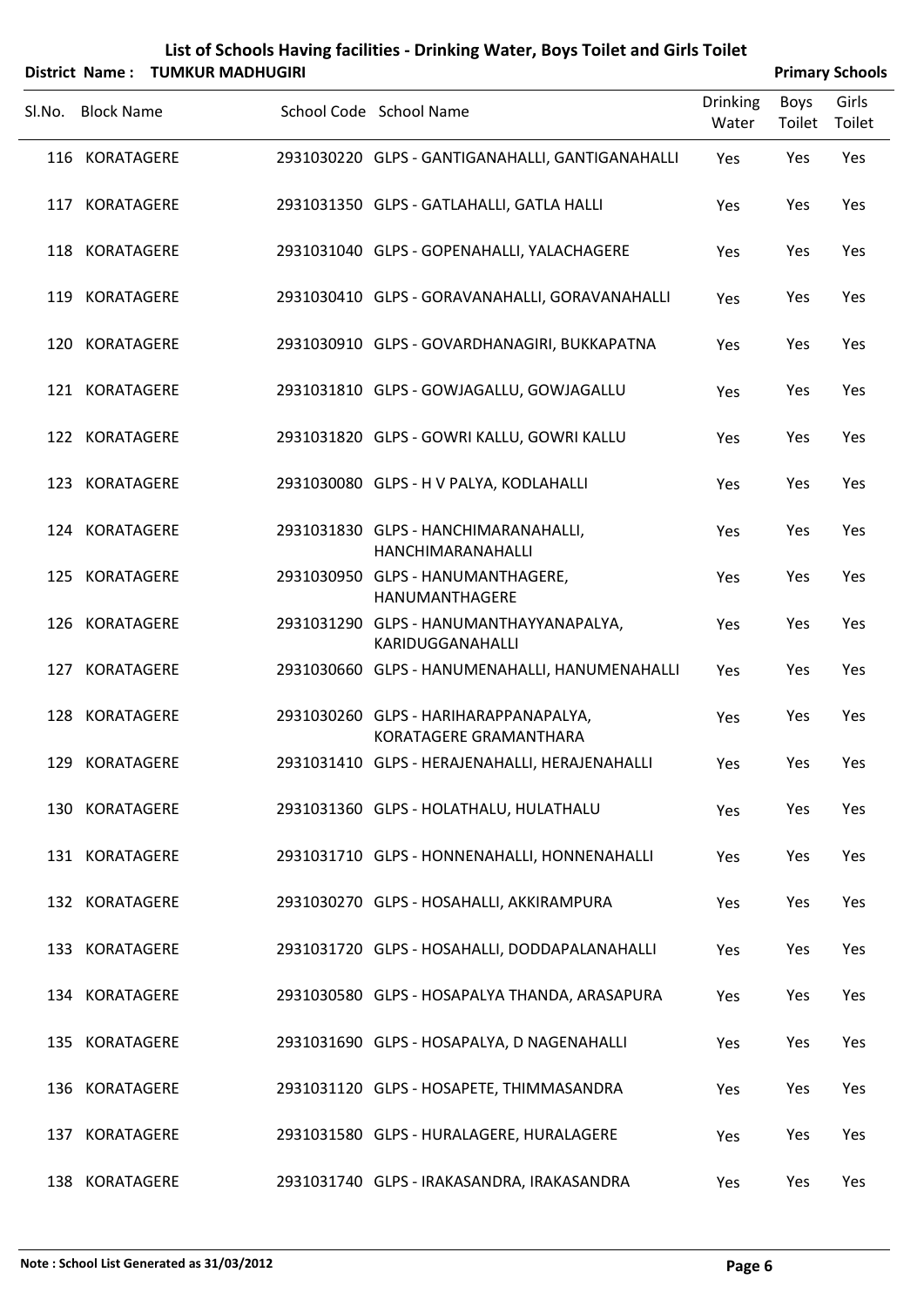# List of Schools Having facilities - Drinking Water, Boys Toilet and Girls Toilet

**District Name : TUMKUR MADHUGIRI** **Primary Schools**

| Sl.No. | Block Name | School Code | School Name | Drinking Water | Boys Toilet | Girls Toilet |
|---|---|---|---|---|---|---|
| 116 | KORATAGERE | 2931030220 | GLPS - GANTIGANAHALLI, GANTIGANAHALLI | Yes | Yes | Yes |
| 117 | KORATAGERE | 2931031350 | GLPS - GATLAHALLI, GATLA HALLI | Yes | Yes | Yes |
| 118 | KORATAGERE | 2931031040 | GLPS - GOPENAHALLI, YALACHAGERE | Yes | Yes | Yes |
| 119 | KORATAGERE | 2931030410 | GLPS - GORAVANAHALLI, GORAVANAHALLI | Yes | Yes | Yes |
| 120 | KORATAGERE | 2931030910 | GLPS - GOVARDHANAGIRI, BUKKAPATNA | Yes | Yes | Yes |
| 121 | KORATAGERE | 2931031810 | GLPS - GOWJAGALLU, GOWJAGALLU | Yes | Yes | Yes |
| 122 | KORATAGERE | 2931031820 | GLPS - GOWRI KALLU, GOWRI KALLU | Yes | Yes | Yes |
| 123 | KORATAGERE | 2931030080 | GLPS - H V PALYA, KODLAHALLI | Yes | Yes | Yes |
| 124 | KORATAGERE | 2931031830 | GLPS - HANCHIMARANAHALLI, HANCHIMARANAHALLI | Yes | Yes | Yes |
| 125 | KORATAGERE | 2931030950 | GLPS - HANUMANTHAGERE, HANUMANTHAGERE | Yes | Yes | Yes |
| 126 | KORATAGERE | 2931031290 | GLPS - HANUMANTHAYYANAPALYA, KARIDUGGANAHALLI | Yes | Yes | Yes |
| 127 | KORATAGERE | 2931030660 | GLPS - HANUMENAHALLI, HANUMENAHALLI | Yes | Yes | Yes |
| 128 | KORATAGERE | 2931030260 | GLPS - HARIHARAPPANAPALYA, KORATAGERE GRAMANTHARA | Yes | Yes | Yes |
| 129 | KORATAGERE | 2931031410 | GLPS - HERAJENAHALLI, HERAJENAHALLI | Yes | Yes | Yes |
| 130 | KORATAGERE | 2931031360 | GLPS - HOLATHALU, HULATHALU | Yes | Yes | Yes |
| 131 | KORATAGERE | 2931031710 | GLPS - HONNENAHALLI, HONNENAHALLI | Yes | Yes | Yes |
| 132 | KORATAGERE | 2931030270 | GLPS - HOSAHALLI, AKKIRAMPURA | Yes | Yes | Yes |
| 133 | KORATAGERE | 2931031720 | GLPS - HOSAHALLI, DODDAPALANAHALLI | Yes | Yes | Yes |
| 134 | KORATAGERE | 2931030580 | GLPS - HOSAPALYA THANDA, ARASAPURA | Yes | Yes | Yes |
| 135 | KORATAGERE | 2931031690 | GLPS - HOSAPALYA, D NAGENAHALLI | Yes | Yes | Yes |
| 136 | KORATAGERE | 2931031120 | GLPS - HOSAPETE, THIMMASANDRA | Yes | Yes | Yes |
| 137 | KORATAGERE | 2931031580 | GLPS - HURALAGERE, HURALAGERE | Yes | Yes | Yes |
| 138 | KORATAGERE | 2931031740 | GLPS - IRAKASANDRA, IRAKASANDRA | Yes | Yes | Yes |

**Note : School List Generated as 31/03/2012**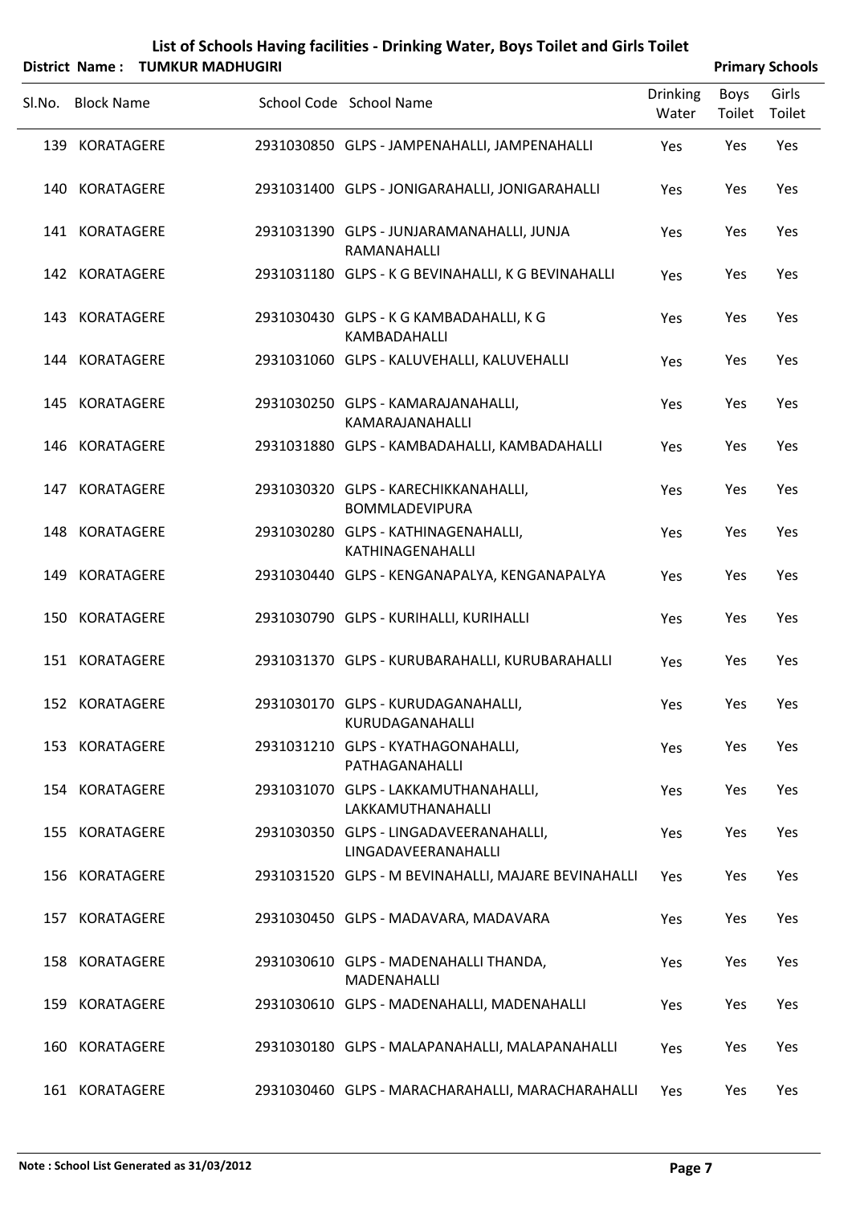# List of Schools Having facilities - Drinking Water, Boys Toilet and Girls Toilet

**District Name : TUMKUR MADHUGIRI** **Primary Schools**

| Sl.No. | Block Name | School Code | School Name | Drinking Water | Boys Toilet | Girls Toilet |
|---|---|---|---|---|---|---|
| 139 | KORATAGERE | 2931030850 | GLPS - JAMPENAHALLI, JAMPENAHALLI | Yes | Yes | Yes |
| 140 | KORATAGERE | 2931031400 | GLPS - JONIGARAHALLI, JONIGARAHALLI | Yes | Yes | Yes |
| 141 | KORATAGERE | 2931031390 | GLPS - JUNJARAMANAHALLI, JUNJA RAMANAHALLI | Yes | Yes | Yes |
| 142 | KORATAGERE | 2931031180 | GLPS - K G BEVINAHALLI, K G BEVINAHALLI | Yes | Yes | Yes |
| 143 | KORATAGERE | 2931030430 | GLPS - K G KAMBADAHALLI, K G KAMBADAHALLI | Yes | Yes | Yes |
| 144 | KORATAGERE | 2931031060 | GLPS - KALUVEHALLI, KALUVEHALLI | Yes | Yes | Yes |
| 145 | KORATAGERE | 2931030250 | GLPS - KAMARAJANAHALLI, KAMARAJANAHALLI | Yes | Yes | Yes |
| 146 | KORATAGERE | 2931031880 | GLPS - KAMBADAHALLI, KAMBADAHALLI | Yes | Yes | Yes |
| 147 | KORATAGERE | 2931030320 | GLPS - KARECHIKKANAHALLI, BOMMLADEVIPURA | Yes | Yes | Yes |
| 148 | KORATAGERE | 2931030280 | GLPS - KATHINAGENAHALLI, KATHINAGENAHALLI | Yes | Yes | Yes |
| 149 | KORATAGERE | 2931030440 | GLPS - KENGANAPALYA, KENGANAPALYA | Yes | Yes | Yes |
| 150 | KORATAGERE | 2931030790 | GLPS - KURIHALLI, KURIHALLI | Yes | Yes | Yes |
| 151 | KORATAGERE | 2931031370 | GLPS - KURUBARAHALLI, KURUBARAHALLI | Yes | Yes | Yes |
| 152 | KORATAGERE | 2931030170 | GLPS - KURUDAGANAHALLI, KURUDAGANAHALLI | Yes | Yes | Yes |
| 153 | KORATAGERE | 2931031210 | GLPS - KYATHAGONAHALLI, PATHAGANAHALLI | Yes | Yes | Yes |
| 154 | KORATAGERE | 2931031070 | GLPS - LAKKAMUTHANAHALLI, LAKKAMUTHANAHALLI | Yes | Yes | Yes |
| 155 | KORATAGERE | 2931030350 | GLPS - LINGADAVEERANAHALLI, LINGADAVEERANAHALLI | Yes | Yes | Yes |
| 156 | KORATAGERE | 2931031520 | GLPS - M BEVINAHALLI, MAJARE BEVINAHALLI | Yes | Yes | Yes |
| 157 | KORATAGERE | 2931030450 | GLPS - MADAVARA, MADAVARA | Yes | Yes | Yes |
| 158 | KORATAGERE | 2931030610 | GLPS - MADENAHALLI THANDA, MADENAHALLI | Yes | Yes | Yes |
| 159 | KORATAGERE | 2931030610 | GLPS - MADENAHALLI, MADENAHALLI | Yes | Yes | Yes |
| 160 | KORATAGERE | 2931030180 | GLPS - MALAPANAHALLI, MALAPANAHALLI | Yes | Yes | Yes |
| 161 | KORATAGERE | 2931030460 | GLPS - MARACHARAHALLI, MARACHARAHALLI | Yes | Yes | Yes |

**Note : School List Generated as 31/03/2012**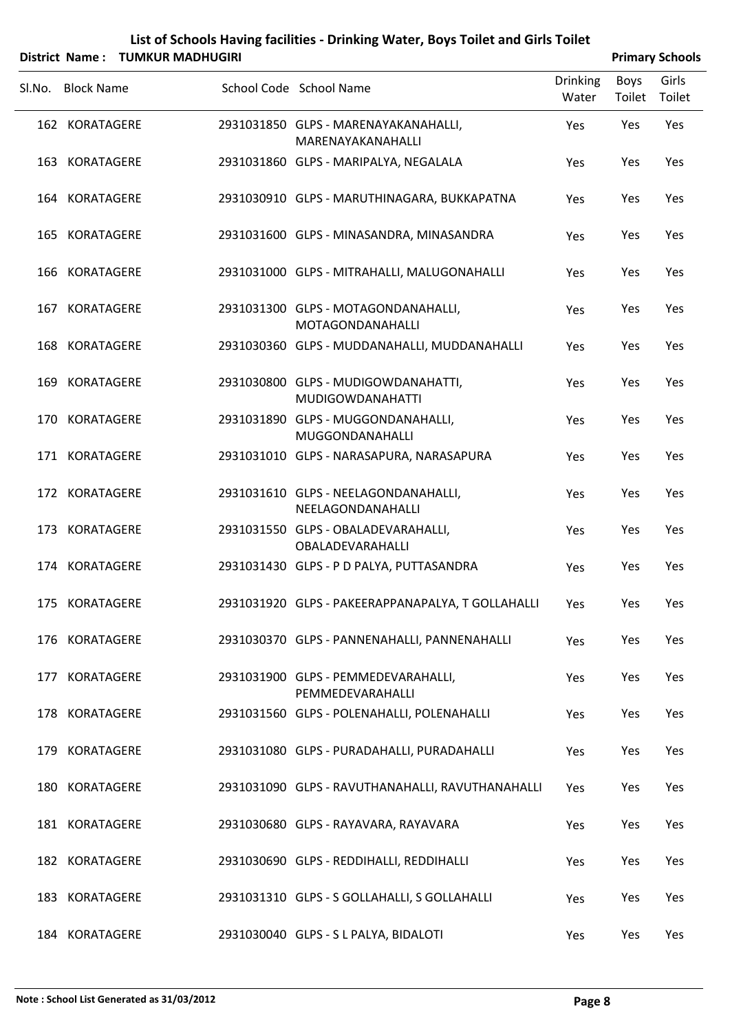# List of Schools Having facilities - Drinking Water, Boys Toilet and Girls Toilet

**District Name : TUMKUR MADHUGIRI** **Primary Schools**

| Sl.No. | Block Name | School Code | School Name | Drinking Water | Boys Toilet | Girls Toilet |
|---|---|---|---|---|---|---|
| 162 | KORATAGERE | 2931031850 | GLPS - MARENAYAKANAHALLI, MARENAYAKANAHALLI | Yes | Yes | Yes |
| 163 | KORATAGERE | 2931031860 | GLPS - MARIPALYA, NEGALALA | Yes | Yes | Yes |
| 164 | KORATAGERE | 2931030910 | GLPS - MARUTHINAGARA, BUKKAPATNA | Yes | Yes | Yes |
| 165 | KORATAGERE | 2931031600 | GLPS - MINASANDRA, MINASANDRA | Yes | Yes | Yes |
| 166 | KORATAGERE | 2931031000 | GLPS - MITRAHALLI, MALUGONAHALLI | Yes | Yes | Yes |
| 167 | KORATAGERE | 2931031300 | GLPS - MOTAGONDANAHALLI, MOTAGONDANAHALLI | Yes | Yes | Yes |
| 168 | KORATAGERE | 2931030360 | GLPS - MUDDANAHALLI, MUDDANAHALLI | Yes | Yes | Yes |
| 169 | KORATAGERE | 2931030800 | GLPS - MUDIGOWDANAHATTI, MUDIGOWDANAHATTI | Yes | Yes | Yes |
| 170 | KORATAGERE | 2931031890 | GLPS - MUGGONDANAHALLI, MUGGONDANAHALLI | Yes | Yes | Yes |
| 171 | KORATAGERE | 2931031010 | GLPS - NARASAPURA, NARASAPURA | Yes | Yes | Yes |
| 172 | KORATAGERE | 2931031610 | GLPS - NEELAGONDANAHALLI, NEELAGONDANAHALLI | Yes | Yes | Yes |
| 173 | KORATAGERE | 2931031550 | GLPS - OBALADEVARAHALLI, OBALADEVARAHALLI | Yes | Yes | Yes |
| 174 | KORATAGERE | 2931031430 | GLPS - P D PALYA, PUTTASANDRA | Yes | Yes | Yes |
| 175 | KORATAGERE | 2931031920 | GLPS - PAKEERAPPANAPALYA, T GOLLAHALLI | Yes | Yes | Yes |
| 176 | KORATAGERE | 2931030370 | GLPS - PANNENAHALLI, PANNENAHALLI | Yes | Yes | Yes |
| 177 | KORATAGERE | 2931031900 | GLPS - PEMMEDEVARAHALLI, PEMMEDEVARAHALLI | Yes | Yes | Yes |
| 178 | KORATAGERE | 2931031560 | GLPS - POLENAHALLI, POLENAHALLI | Yes | Yes | Yes |
| 179 | KORATAGERE | 2931031080 | GLPS - PURADAHALLI, PURADAHALLI | Yes | Yes | Yes |
| 180 | KORATAGERE | 2931031090 | GLPS - RAVUTHANAHALLI, RAVUTHANAHALLI | Yes | Yes | Yes |
| 181 | KORATAGERE | 2931030680 | GLPS - RAYAVARA, RAYAVARA | Yes | Yes | Yes |
| 182 | KORATAGERE | 2931030690 | GLPS - REDDIHALLI, REDDIHALLI | Yes | Yes | Yes |
| 183 | KORATAGERE | 2931031310 | GLPS - S GOLLAHALLI, S GOLLAHALLI | Yes | Yes | Yes |
| 184 | KORATAGERE | 2931030040 | GLPS - S L PALYA, BIDALOTI | Yes | Yes | Yes |

**Note : School List Generated as 31/03/2012**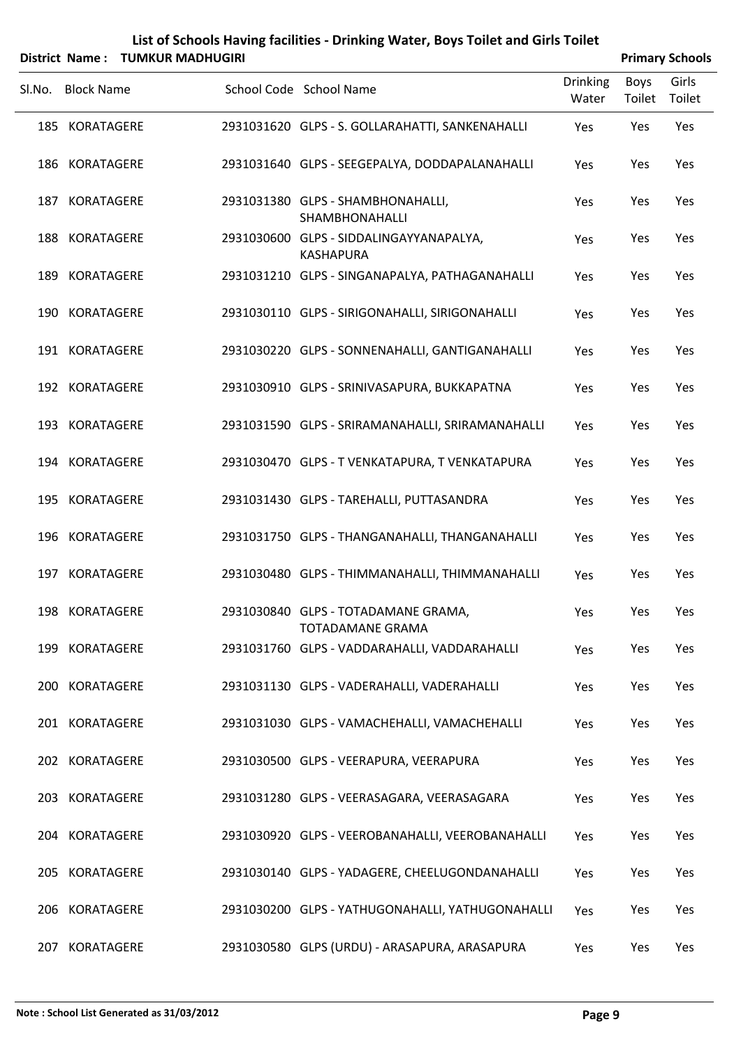# List of Schools Having facilities - Drinking Water, Boys Toilet and Girls Toilet

**District Name : TUMKUR MADHUGIRI** **Primary Schools**

| Sl.No. | Block Name | School Code | School Name | Drinking Water | Boys Toilet | Girls Toilet |
|---|---|---|---|---|---|---|
| 185 | KORATAGERE | 2931031620 | GLPS - S. GOLLARAHATTI, SANKENAHALLI | Yes | Yes | Yes |
| 186 | KORATAGERE | 2931031640 | GLPS - SEEGEPALYA, DODDAPALANAHALLI | Yes | Yes | Yes |
| 187 | KORATAGERE | 2931031380 | GLPS - SHAMBHONAHALLI, SHAMBHONAHALLI | Yes | Yes | Yes |
| 188 | KORATAGERE | 2931030600 | GLPS - SIDDALINGAYYANAPALYA, KASHAPURA | Yes | Yes | Yes |
| 189 | KORATAGERE | 2931031210 | GLPS - SINGANAPALYA, PATHAGANAHALLI | Yes | Yes | Yes |
| 190 | KORATAGERE | 2931030110 | GLPS - SIRIGONAHALLI, SIRIGONAHALLI | Yes | Yes | Yes |
| 191 | KORATAGERE | 2931030220 | GLPS - SONNENAHALLI, GANTIGANAHALLI | Yes | Yes | Yes |
| 192 | KORATAGERE | 2931030910 | GLPS - SRINIVASAPURA, BUKKAPATNA | Yes | Yes | Yes |
| 193 | KORATAGERE | 2931031590 | GLPS - SRIRAMANAHALLI, SRIRAMANAHALLI | Yes | Yes | Yes |
| 194 | KORATAGERE | 2931030470 | GLPS - T VENKATAPURA, T VENKATAPURA | Yes | Yes | Yes |
| 195 | KORATAGERE | 2931031430 | GLPS - TAREHALLI, PUTTASANDRA | Yes | Yes | Yes |
| 196 | KORATAGERE | 2931031750 | GLPS - THANGANAHALLI, THANGANAHALLI | Yes | Yes | Yes |
| 197 | KORATAGERE | 2931030480 | GLPS - THIMMANAHALLI, THIMMANAHALLI | Yes | Yes | Yes |
| 198 | KORATAGERE | 2931030840 | GLPS - TOTADAMANE GRAMA, TOTADAMANE GRAMA | Yes | Yes | Yes |
| 199 | KORATAGERE | 2931031760 | GLPS - VADDARAHALLI, VADDARAHALLI | Yes | Yes | Yes |
| 200 | KORATAGERE | 2931031130 | GLPS - VADERAHALLI, VADERAHALLI | Yes | Yes | Yes |
| 201 | KORATAGERE | 2931031030 | GLPS - VAMACHEHALLI, VAMACHEHALLI | Yes | Yes | Yes |
| 202 | KORATAGERE | 2931030500 | GLPS - VEERAPURA, VEERAPURA | Yes | Yes | Yes |
| 203 | KORATAGERE | 2931031280 | GLPS - VEERASAGARA, VEERASAGARA | Yes | Yes | Yes |
| 204 | KORATAGERE | 2931030920 | GLPS - VEEROBANAHALLI, VEEROBANAHALLI | Yes | Yes | Yes |
| 205 | KORATAGERE | 2931030140 | GLPS - YADAGERE, CHEELUGONDANAHALLI | Yes | Yes | Yes |
| 206 | KORATAGERE | 2931030200 | GLPS - YATHUGONAHALLI, YATHUGONAHALLI | Yes | Yes | Yes |
| 207 | KORATAGERE | 2931030580 | GLPS (URDU) - ARASAPURA, ARASAPURA | Yes | Yes | Yes |

**Note : School List Generated as 31/03/2012**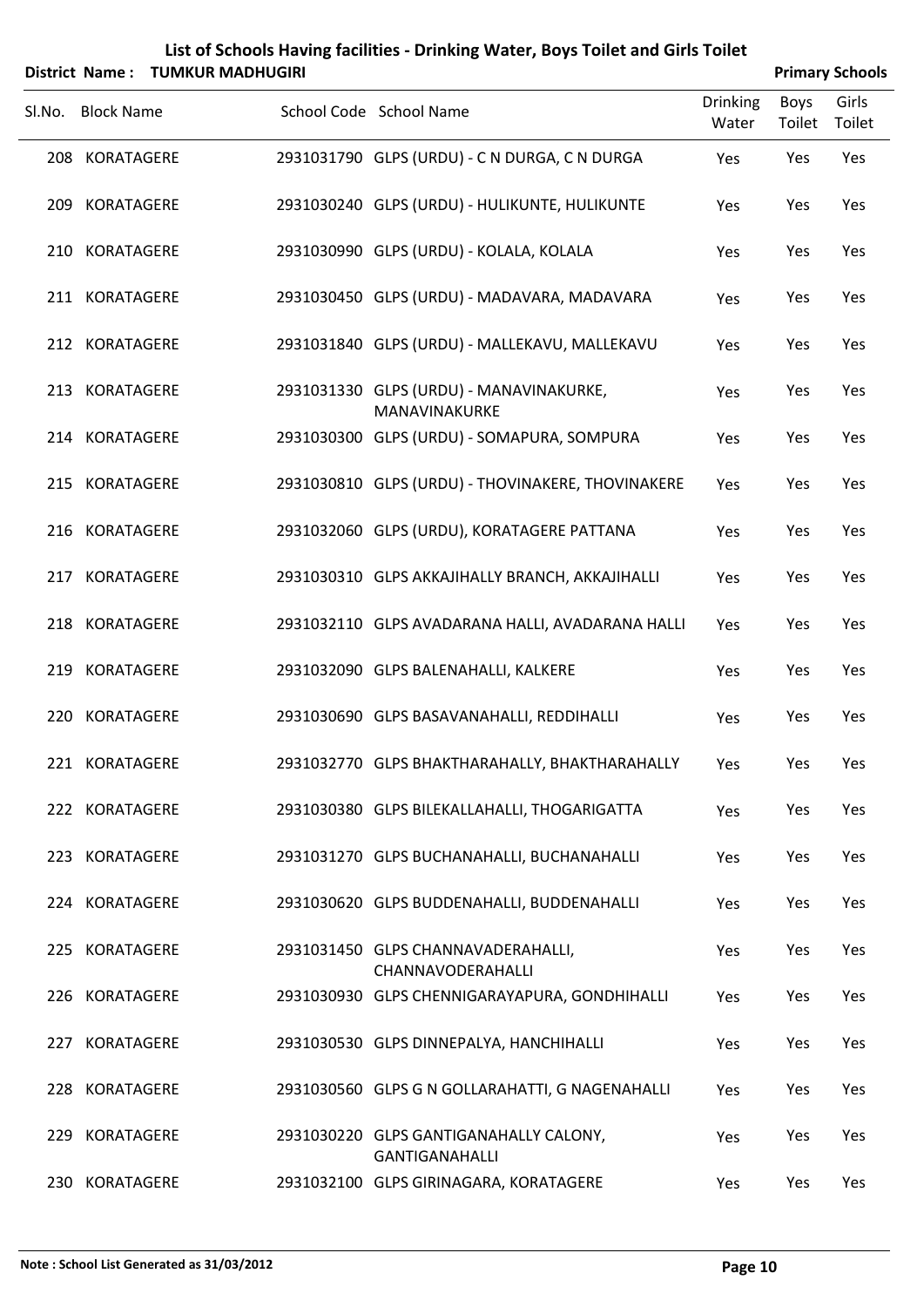# List of Schools Having facilities - Drinking Water, Boys Toilet and Girls Toilet

**District Name : TUMKUR MADHUGIRI** | **Primary Schools**

| Sl.No. | Block Name | School Code | School Name | Drinking Water | Boys Toilet | Girls Toilet |
|---|---|---|---|---|---|---|
| 208 | KORATAGERE | 2931031790 | GLPS (URDU) - C N DURGA, C N DURGA | Yes | Yes | Yes |
| 209 | KORATAGERE | 2931030240 | GLPS (URDU) - HULIKUNTE, HULIKUNTE | Yes | Yes | Yes |
| 210 | KORATAGERE | 2931030990 | GLPS (URDU) - KOLALA, KOLALA | Yes | Yes | Yes |
| 211 | KORATAGERE | 2931030450 | GLPS (URDU) - MADAVARA, MADAVARA | Yes | Yes | Yes |
| 212 | KORATAGERE | 2931031840 | GLPS (URDU) - MALLEKAVU, MALLEKAVU | Yes | Yes | Yes |
| 213 | KORATAGERE | 2931031330 | GLPS (URDU) - MANAVINAKURKE, MANAVINAKURKE | Yes | Yes | Yes |
| 214 | KORATAGERE | 2931030300 | GLPS (URDU) - SOMAPURA, SOMPURA | Yes | Yes | Yes |
| 215 | KORATAGERE | 2931030810 | GLPS (URDU) - THOVINAKERE, THOVINAKERE | Yes | Yes | Yes |
| 216 | KORATAGERE | 2931032060 | GLPS (URDU), KORATAGERE PATTANA | Yes | Yes | Yes |
| 217 | KORATAGERE | 2931030310 | GLPS AKKAJIHALLY BRANCH, AKKAJIHALLI | Yes | Yes | Yes |
| 218 | KORATAGERE | 2931032110 | GLPS AVADARANA HALLI, AVADARANA HALLI | Yes | Yes | Yes |
| 219 | KORATAGERE | 2931032090 | GLPS BALENAHALLI, KALKERE | Yes | Yes | Yes |
| 220 | KORATAGERE | 2931030690 | GLPS BASAVANAHALLI, REDDIHALLI | Yes | Yes | Yes |
| 221 | KORATAGERE | 2931032770 | GLPS BHAKTHARAHALLY, BHAKTHARAHALLY | Yes | Yes | Yes |
| 222 | KORATAGERE | 2931030380 | GLPS BILEKALLAHALLI, THOGARIGATTA | Yes | Yes | Yes |
| 223 | KORATAGERE | 2931031270 | GLPS BUCHANAHALLI, BUCHANAHALLI | Yes | Yes | Yes |
| 224 | KORATAGERE | 2931030620 | GLPS BUDDENAHALLI, BUDDENAHALLI | Yes | Yes | Yes |
| 225 | KORATAGERE | 2931031450 | GLPS CHANNAVADERAHALLI, CHANNAVODERAHALLI | Yes | Yes | Yes |
| 226 | KORATAGERE | 2931030930 | GLPS CHENNIGARAYAPURA, GONDHIHALLI | Yes | Yes | Yes |
| 227 | KORATAGERE | 2931030530 | GLPS DINNEPALYA, HANCHIHALLI | Yes | Yes | Yes |
| 228 | KORATAGERE | 2931030560 | GLPS G N GOLLARAHATTI, G NAGENAHALLI | Yes | Yes | Yes |
| 229 | KORATAGERE | 2931030220 | GLPS GANTIGANAHALLY CALONY, GANTIGANAHALLI | Yes | Yes | Yes |
| 230 | KORATAGERE | 2931032100 | GLPS GIRINAGARA, KORATAGERE | Yes | Yes | Yes |

**Note : School List Generated as 31/03/2012**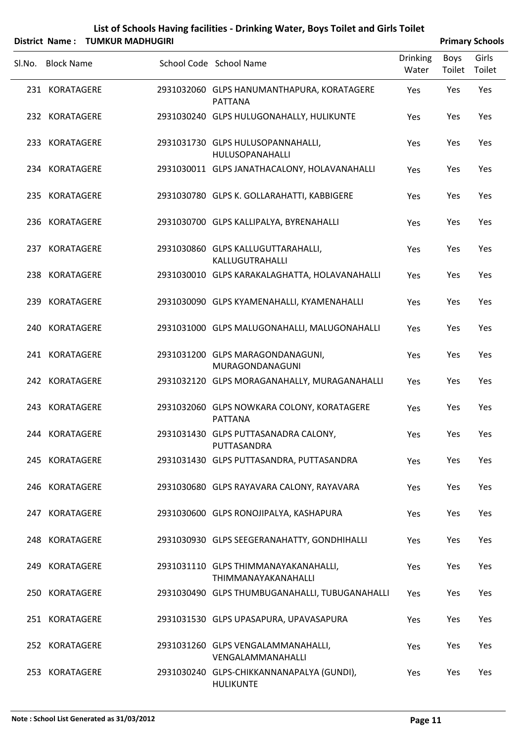# List of Schools Having facilities - Drinking Water, Boys Toilet and Girls Toilet

**District Name : TUMKUR MADHUGIRI** **Primary Schools**

| Sl.No. | Block Name | School Code | School Name | Drinking Water | Boys Toilet | Girls Toilet |
|---|---|---|---|---|---|---|
| 231 | KORATAGERE | 2931032060 | GLPS HANUMANTHAPURA, KORATAGERE PATTANA | Yes | Yes | Yes |
| 232 | KORATAGERE | 2931030240 | GLPS HULUGONAHALLY, HULIKUNTE | Yes | Yes | Yes |
| 233 | KORATAGERE | 2931031730 | GLPS HULUSOPANNAHALLI, HULUSOPANAHALLI | Yes | Yes | Yes |
| 234 | KORATAGERE | 2931030011 | GLPS JANATHACALONY, HOLAVANAHALLI | Yes | Yes | Yes |
| 235 | KORATAGERE | 2931030780 | GLPS K. GOLLARAHATTI, KABBIGERE | Yes | Yes | Yes |
| 236 | KORATAGERE | 2931030700 | GLPS KALLIPALYA, BYRENAHALLI | Yes | Yes | Yes |
| 237 | KORATAGERE | 2931030860 | GLPS KALLUGUTTARAHALLI, KALLUGUTRAHALLI | Yes | Yes | Yes |
| 238 | KORATAGERE | 2931030010 | GLPS KARAKALAGHATTA, HOLAVANAHALLI | Yes | Yes | Yes |
| 239 | KORATAGERE | 2931030090 | GLPS KYAMENAHALLI, KYAMENAHALLI | Yes | Yes | Yes |
| 240 | KORATAGERE | 2931031000 | GLPS MALUGONAHALLI, MALUGONAHALLI | Yes | Yes | Yes |
| 241 | KORATAGERE | 2931031200 | GLPS MARAGONDANAGUNI, MURAGONDANAGUNI | Yes | Yes | Yes |
| 242 | KORATAGERE | 2931032120 | GLPS MORAGANAHALLY, MURAGANAHALLI | Yes | Yes | Yes |
| 243 | KORATAGERE | 2931032060 | GLPS NOWKARA COLONY, KORATAGERE PATTANA | Yes | Yes | Yes |
| 244 | KORATAGERE | 2931031430 | GLPS PUTTASANADRA CALONY, PUTTASANDRA | Yes | Yes | Yes |
| 245 | KORATAGERE | 2931031430 | GLPS PUTTASANDRA, PUTTASANDRA | Yes | Yes | Yes |
| 246 | KORATAGERE | 2931030680 | GLPS RAYAVARA CALONY, RAYAVARA | Yes | Yes | Yes |
| 247 | KORATAGERE | 2931030600 | GLPS RONOJIPALYA, KASHAPURA | Yes | Yes | Yes |
| 248 | KORATAGERE | 2931030930 | GLPS SEEGERANAHATTY, GONDHIHALLI | Yes | Yes | Yes |
| 249 | KORATAGERE | 2931031110 | GLPS THIMMANAYAKANAHALLI, THIMMANAYAKANAHALLI | Yes | Yes | Yes |
| 250 | KORATAGERE | 2931030490 | GLPS THUMBUGANAHALLI, TUBUGANAHALLI | Yes | Yes | Yes |
| 251 | KORATAGERE | 2931031530 | GLPS UPASAPURA, UPAVASAPURA | Yes | Yes | Yes |
| 252 | KORATAGERE | 2931031260 | GLPS VENGALAMMANAHALLI, VENGALAMMANAHALLI | Yes | Yes | Yes |
| 253 | KORATAGERE | 2931030240 | GLPS-CHIKKANNANAPALYA (GUNDI), HULIKUNTE | Yes | Yes | Yes |

**Note : School List Generated as 31/03/2012**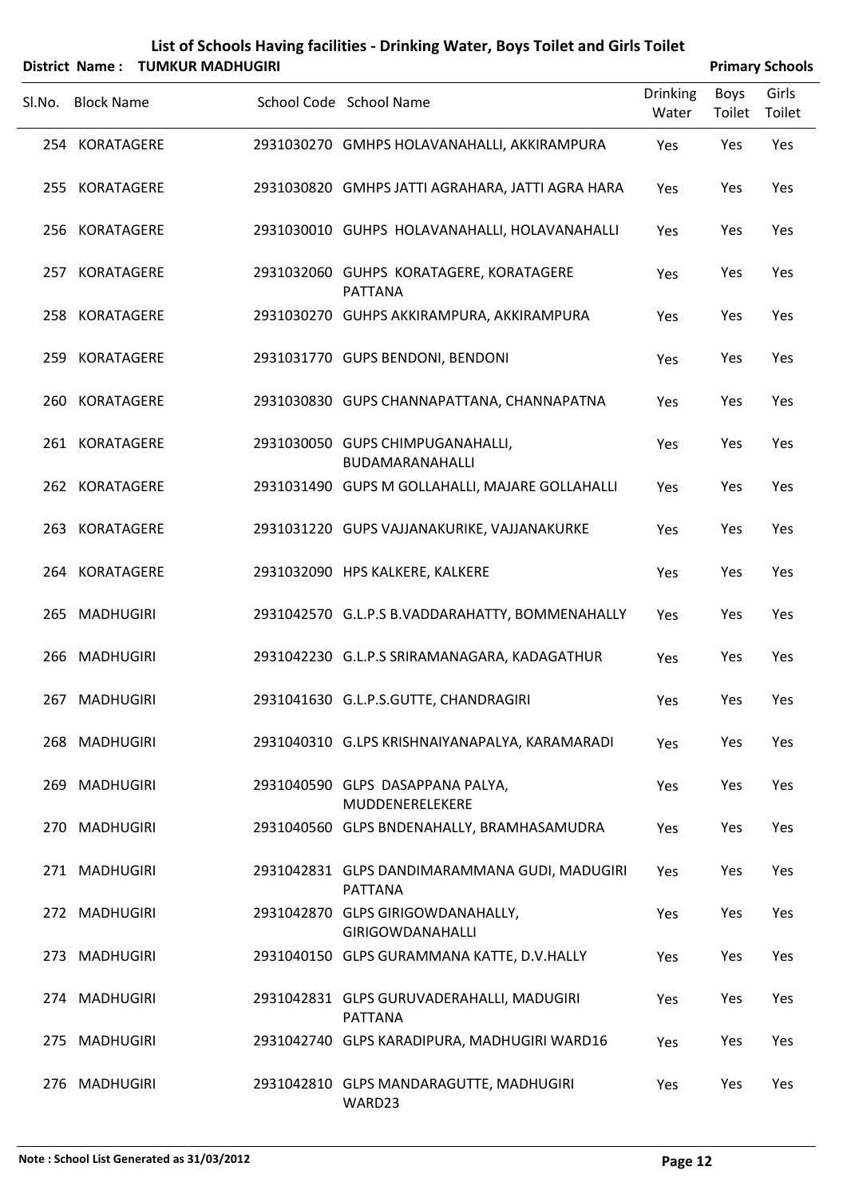# List of Schools Having facilities - Drinking Water, Boys Toilet and Girls Toilet

**District Name : TUMKUR MADHUGIRI** **Primary Schools**

| Sl.No. | Block Name | School Code | School Name | Drinking Water | Boys Toilet | Girls Toilet |
|---|---|---|---|---|---|---|
| 254 | KORATAGERE | 2931030270 | GMHPS HOLAVANAHALLI, AKKIRAMPURA | Yes | Yes | Yes |
| 255 | KORATAGERE | 2931030820 | GMHPS JATTI AGRAHARA, JATTI AGRA HARA | Yes | Yes | Yes |
| 256 | KORATAGERE | 2931030010 | GUHPS HOLAVANAHALLI, HOLAVANAHALLI | Yes | Yes | Yes |
| 257 | KORATAGERE | 2931032060 | GUHPS KORATAGERE, KORATAGERE PATTANA | Yes | Yes | Yes |
| 258 | KORATAGERE | 2931030270 | GUHPS AKKIRAMPURA, AKKIRAMPURA | Yes | Yes | Yes |
| 259 | KORATAGERE | 2931031770 | GUPS BENDONI, BENDONI | Yes | Yes | Yes |
| 260 | KORATAGERE | 2931030830 | GUPS CHANNAPATTANA, CHANNAPATNA | Yes | Yes | Yes |
| 261 | KORATAGERE | 2931030050 | GUPS CHIMPUGANAHALLI, BUDAMARANAHALLI | Yes | Yes | Yes |
| 262 | KORATAGERE | 2931031490 | GUPS M GOLLAHALLI, MAJARE GOLLAHALLI | Yes | Yes | Yes |
| 263 | KORATAGERE | 2931031220 | GUPS VAJJANAKURIKE, VAJJANAKURKE | Yes | Yes | Yes |
| 264 | KORATAGERE | 2931032090 | HPS KALKERE, KALKERE | Yes | Yes | Yes |
| 265 | MADHUGIRI | 2931042570 | G.L.P.S B.VADDARAHATTY, BOMMENAHALLY | Yes | Yes | Yes |
| 266 | MADHUGIRI | 2931042230 | G.L.P.S SRIRAMANAGARA, KADAGATHUR | Yes | Yes | Yes |
| 267 | MADHUGIRI | 2931041630 | G.L.P.S.GUTTE, CHANDRAGIRI | Yes | Yes | Yes |
| 268 | MADHUGIRI | 2931040310 | G.LPS KRISHNAIYANAPALYA, KARAMARADI | Yes | Yes | Yes |
| 269 | MADHUGIRI | 2931040590 | GLPS DASAPPANA PALYA, MUDDENERELEKERE | Yes | Yes | Yes |
| 270 | MADHUGIRI | 2931040560 | GLPS BNDENAHALLY, BRAMHASAMUDRA | Yes | Yes | Yes |
| 271 | MADHUGIRI | 2931042831 | GLPS DANDIMARAMMANA GUDI, MADUGIRI PATTANA | Yes | Yes | Yes |
| 272 | MADHUGIRI | 2931042870 | GLPS GIRIGOWDANAHALLY, GIRIGOWDANAHALLI | Yes | Yes | Yes |
| 273 | MADHUGIRI | 2931040150 | GLPS GURAMMANA KATTE, D.V.HALLY | Yes | Yes | Yes |
| 274 | MADHUGIRI | 2931042831 | GLPS GURUVADERAHALLI, MADUGIRI PATTANA | Yes | Yes | Yes |
| 275 | MADHUGIRI | 2931042740 | GLPS KARADIPURA, MADHUGIRI WARD16 | Yes | Yes | Yes |
| 276 | MADHUGIRI | 2931042810 | GLPS MANDARAGUTTE, MADHUGIRI WARD23 | Yes | Yes | Yes |

**Note : School List Generated as 31/03/2012**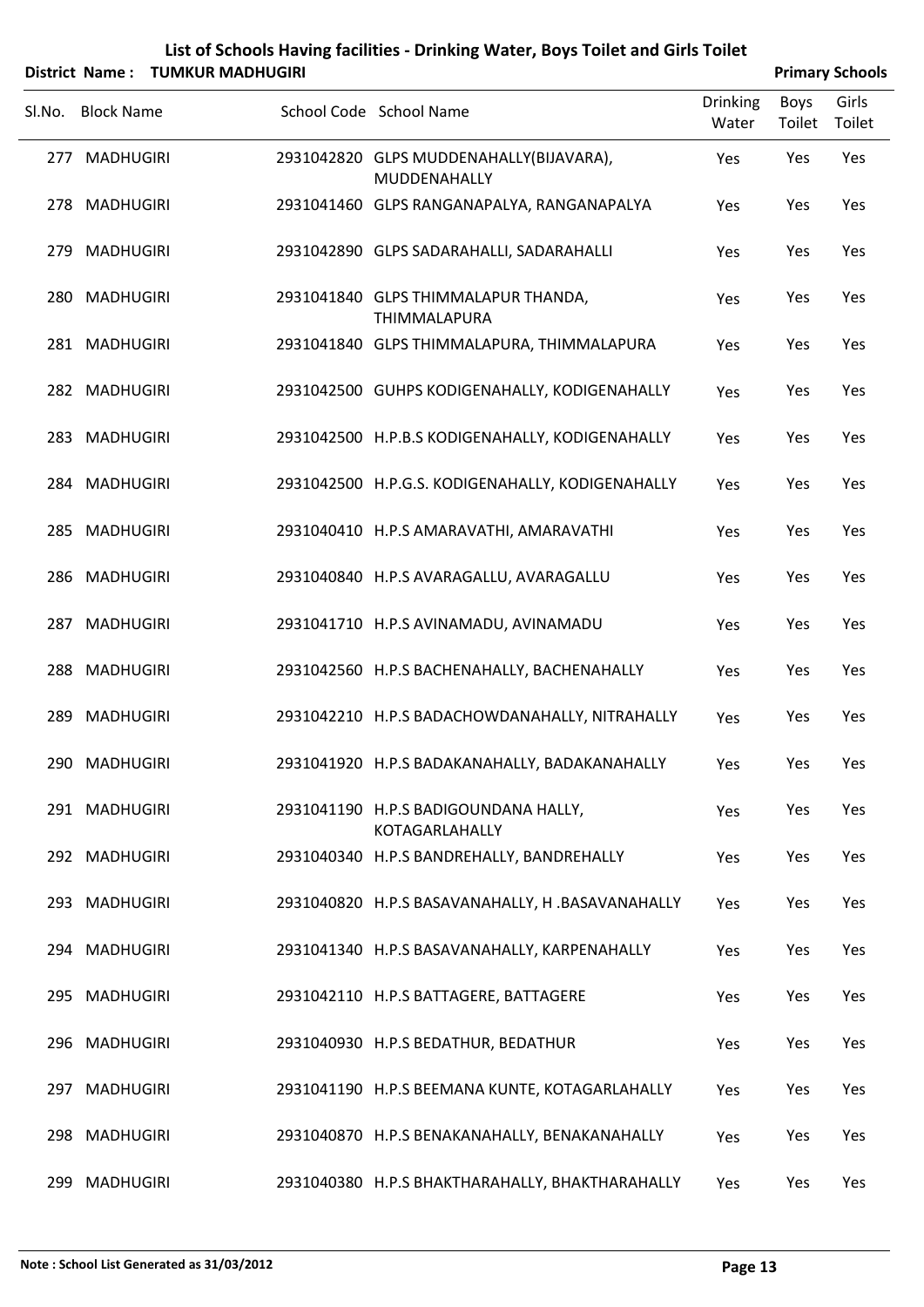# List of Schools Having facilities - Drinking Water, Boys Toilet and Girls Toilet

**District Name : TUMKUR MADHUGIRI** **Primary Schools**

| Sl.No. | Block Name | School Code | School Name | Drinking Water | Boys Toilet | Girls Toilet |
|---|---|---|---|---|---|---|
| 277 | MADHUGIRI | 2931042820 | GLPS MUDDENAHALLY(BIJAVARA), MUDDENAHALLY | Yes | Yes | Yes |
| 278 | MADHUGIRI | 2931041460 | GLPS RANGANAPALYA, RANGANAPALYA | Yes | Yes | Yes |
| 279 | MADHUGIRI | 2931042890 | GLPS SADARAHALLI, SADARAHALLI | Yes | Yes | Yes |
| 280 | MADHUGIRI | 2931041840 | GLPS THIMMALAPUR THANDA, THIMMALAPURA | Yes | Yes | Yes |
| 281 | MADHUGIRI | 2931041840 | GLPS THIMMALAPURA, THIMMALAPURA | Yes | Yes | Yes |
| 282 | MADHUGIRI | 2931042500 | GUHPS KODIGENAHALLY, KODIGENAHALLY | Yes | Yes | Yes |
| 283 | MADHUGIRI | 2931042500 | H.P.B.S KODIGENAHALLY, KODIGENAHALLY | Yes | Yes | Yes |
| 284 | MADHUGIRI | 2931042500 | H.P.G.S. KODIGENAHALLY, KODIGENAHALLY | Yes | Yes | Yes |
| 285 | MADHUGIRI | 2931040410 | H.P.S AMARAVATHI, AMARAVATHI | Yes | Yes | Yes |
| 286 | MADHUGIRI | 2931040840 | H.P.S AVARAGALLU, AVARAGALLU | Yes | Yes | Yes |
| 287 | MADHUGIRI | 2931041710 | H.P.S AVINAMADU, AVINAMADU | Yes | Yes | Yes |
| 288 | MADHUGIRI | 2931042560 | H.P.S BACHENAHALLY, BACHENAHALLY | Yes | Yes | Yes |
| 289 | MADHUGIRI | 2931042210 | H.P.S BADACHOWDANAHALLY, NITRAHALLY | Yes | Yes | Yes |
| 290 | MADHUGIRI | 2931041920 | H.P.S BADAKANAHALLY, BADAKANAHALLY | Yes | Yes | Yes |
| 291 | MADHUGIRI | 2931041190 | H.P.S BADIGOUNDANA HALLY, KOTAGARLAHALLY | Yes | Yes | Yes |
| 292 | MADHUGIRI | 2931040340 | H.P.S BANDREHALLY, BANDREHALLY | Yes | Yes | Yes |
| 293 | MADHUGIRI | 2931040820 | H.P.S BASAVANAHALLY, H .BASAVANAHALLY | Yes | Yes | Yes |
| 294 | MADHUGIRI | 2931041340 | H.P.S BASAVANAHALLY, KARPENAHALLY | Yes | Yes | Yes |
| 295 | MADHUGIRI | 2931042110 | H.P.S BATTAGERE, BATTAGERE | Yes | Yes | Yes |
| 296 | MADHUGIRI | 2931040930 | H.P.S BEDATHUR, BEDATHUR | Yes | Yes | Yes |
| 297 | MADHUGIRI | 2931041190 | H.P.S BEEMANA KUNTE, KOTAGARLAHALLY | Yes | Yes | Yes |
| 298 | MADHUGIRI | 2931040870 | H.P.S BENAKANAHALLY, BENAKANAHALLY | Yes | Yes | Yes |
| 299 | MADHUGIRI | 2931040380 | H.P.S BHAKTHARAHALLY, BHAKTHARAHALLY | Yes | Yes | Yes |

**Note : School List Generated as 31/03/2012**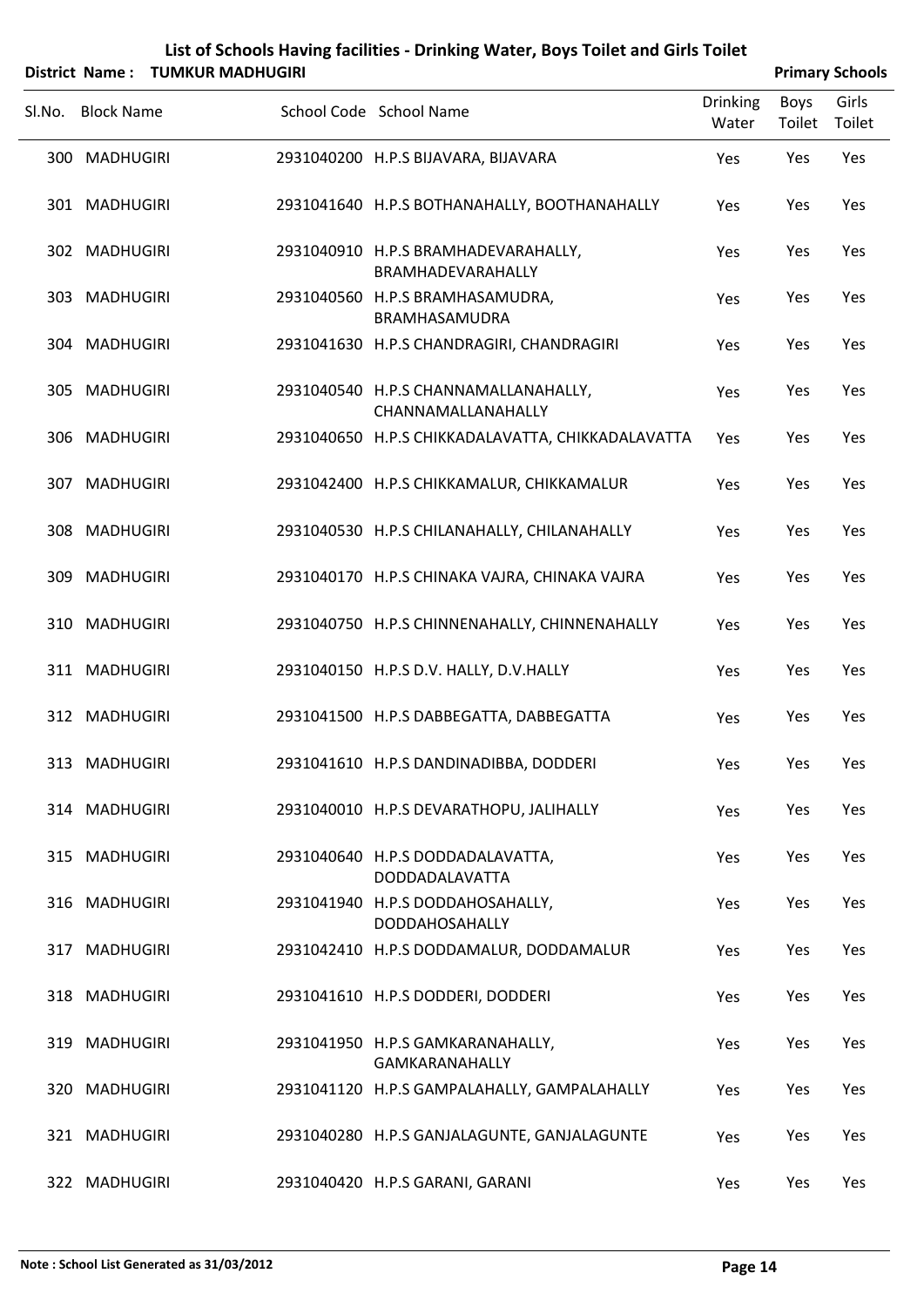# List of Schools Having facilities - Drinking Water, Boys Toilet and Girls Toilet

**District Name : TUMKUR MADHUGIRI** **Primary Schools**

| Sl.No. | Block Name | School Code | School Name | Drinking Water | Boys Toilet | Girls Toilet |
|---|---|---|---|---|---|---|
| 300 | MADHUGIRI | 2931040200 | H.P.S BIJAVARA, BIJAVARA | Yes | Yes | Yes |
| 301 | MADHUGIRI | 2931041640 | H.P.S BOTHANAHALLY, BOOTHANAHALLY | Yes | Yes | Yes |
| 302 | MADHUGIRI | 2931040910 | H.P.S BRAMHADEVARAHALLY, BRAMHADEVARAHALLY | Yes | Yes | Yes |
| 303 | MADHUGIRI | 2931040560 | H.P.S BRAMHASAMUDRA, BRAMHASAMUDRA | Yes | Yes | Yes |
| 304 | MADHUGIRI | 2931041630 | H.P.S CHANDRAGIRI, CHANDRAGIRI | Yes | Yes | Yes |
| 305 | MADHUGIRI | 2931040540 | H.P.S CHANNAMALLANAHALLY, CHANNAMALLANAHALLY | Yes | Yes | Yes |
| 306 | MADHUGIRI | 2931040650 | H.P.S CHIKKADALAVATTA, CHIKKADALAVATTA | Yes | Yes | Yes |
| 307 | MADHUGIRI | 2931042400 | H.P.S CHIKKAMALUR, CHIKKAMALUR | Yes | Yes | Yes |
| 308 | MADHUGIRI | 2931040530 | H.P.S CHILANAHALLY, CHILANAHALLY | Yes | Yes | Yes |
| 309 | MADHUGIRI | 2931040170 | H.P.S CHINAKA VAJRA, CHINAKA VAJRA | Yes | Yes | Yes |
| 310 | MADHUGIRI | 2931040750 | H.P.S CHINNENAHALLY, CHINNENAHALLY | Yes | Yes | Yes |
| 311 | MADHUGIRI | 2931040150 | H.P.S D.V. HALLY, D.V.HALLY | Yes | Yes | Yes |
| 312 | MADHUGIRI | 2931041500 | H.P.S DABBEGATTA, DABBEGATTA | Yes | Yes | Yes |
| 313 | MADHUGIRI | 2931041610 | H.P.S DANDINADIBBA, DODDERI | Yes | Yes | Yes |
| 314 | MADHUGIRI | 2931040010 | H.P.S DEVARATHOPU, JALIHALLY | Yes | Yes | Yes |
| 315 | MADHUGIRI | 2931040640 | H.P.S DODDADALAVATTA, DODDADALAVATTA | Yes | Yes | Yes |
| 316 | MADHUGIRI | 2931041940 | H.P.S DODDAHOSAHALLY, DODDAHOSAHALLY | Yes | Yes | Yes |
| 317 | MADHUGIRI | 2931042410 | H.P.S DODDAMALUR, DODDAMALUR | Yes | Yes | Yes |
| 318 | MADHUGIRI | 2931041610 | H.P.S DODDERI, DODDERI | Yes | Yes | Yes |
| 319 | MADHUGIRI | 2931041950 | H.P.S GAMKARANAHALLY, GAMKARANAHALLY | Yes | Yes | Yes |
| 320 | MADHUGIRI | 2931041120 | H.P.S GAMPALAHALLY, GAMPALAHALLY | Yes | Yes | Yes |
| 321 | MADHUGIRI | 2931040280 | H.P.S GANJALAGUNTE, GANJALAGUNTE | Yes | Yes | Yes |
| 322 | MADHUGIRI | 2931040420 | H.P.S GARANI, GARANI | Yes | Yes | Yes |

**Note : School List Generated as 31/03/2012**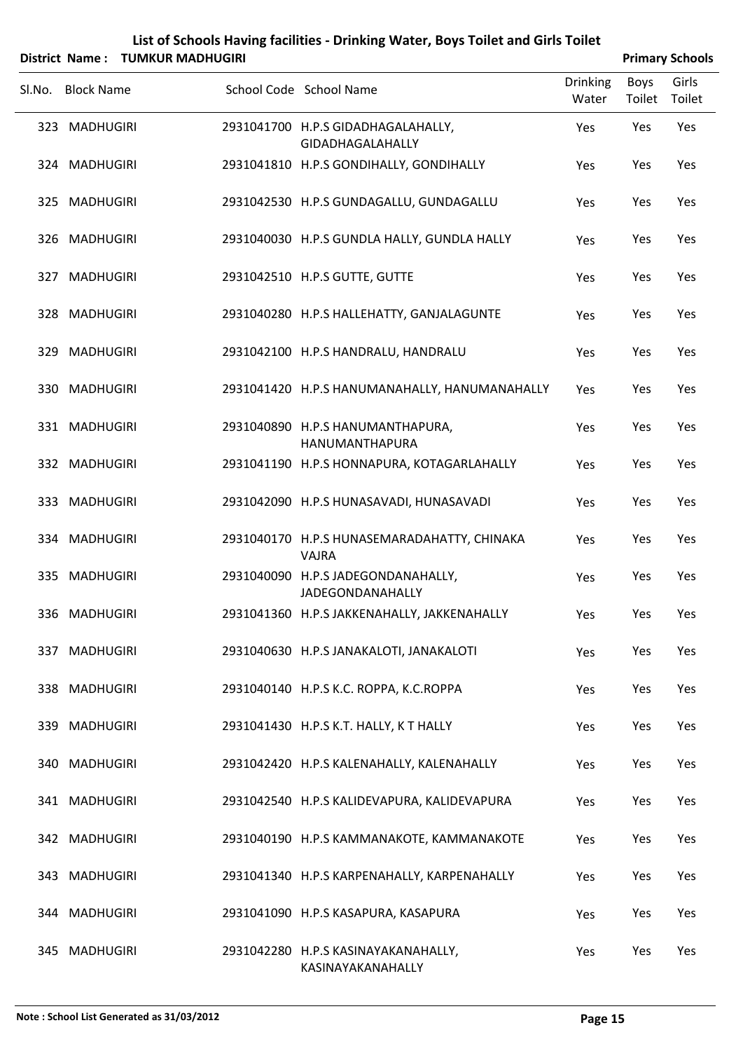# List of Schools Having facilities - Drinking Water, Boys Toilet and Girls Toilet

**District Name : TUMKUR MADHUGIRI** **Primary Schools**

| Sl.No. | Block Name | School Code | School Name | Drinking Water | Boys Toilet | Girls Toilet |
|---|---|---|---|---|---|---|
| 323 | MADHUGIRI | 2931041700 | H.P.S GIDADHAGALAHALLY, GIDADHAGALAHALLY | Yes | Yes | Yes |
| 324 | MADHUGIRI | 2931041810 | H.P.S GONDIHALLY, GONDIHALLY | Yes | Yes | Yes |
| 325 | MADHUGIRI | 2931042530 | H.P.S GUNDAGALLU, GUNDAGALLU | Yes | Yes | Yes |
| 326 | MADHUGIRI | 2931040030 | H.P.S GUNDLA HALLY, GUNDLA HALLY | Yes | Yes | Yes |
| 327 | MADHUGIRI | 2931042510 | H.P.S GUTTE, GUTTE | Yes | Yes | Yes |
| 328 | MADHUGIRI | 2931040280 | H.P.S HALLEHATTY, GANJALAGUNTE | Yes | Yes | Yes |
| 329 | MADHUGIRI | 2931042100 | H.P.S HANDRALU, HANDRALU | Yes | Yes | Yes |
| 330 | MADHUGIRI | 2931041420 | H.P.S HANUMANAHALLY, HANUMANAHALLY | Yes | Yes | Yes |
| 331 | MADHUGIRI | 2931040890 | H.P.S HANUMANTHAPURA, HANUMANTHAPURA | Yes | Yes | Yes |
| 332 | MADHUGIRI | 2931041190 | H.P.S HONNAPURA, KOTAGARLAHALLY | Yes | Yes | Yes |
| 333 | MADHUGIRI | 2931042090 | H.P.S HUNASAVADI, HUNASAVADI | Yes | Yes | Yes |
| 334 | MADHUGIRI | 2931040170 | H.P.S HUNASEMARADAHATTY, CHINAKA VAJRA | Yes | Yes | Yes |
| 335 | MADHUGIRI | 2931040090 | H.P.S JADEGONDANAHALLY, JADEGONDANAHALLY | Yes | Yes | Yes |
| 336 | MADHUGIRI | 2931041360 | H.P.S JAKKENAHALLY, JAKKENAHALLY | Yes | Yes | Yes |
| 337 | MADHUGIRI | 2931040630 | H.P.S JANAKALOTI, JANAKALOTI | Yes | Yes | Yes |
| 338 | MADHUGIRI | 2931040140 | H.P.S K.C. ROPPA, K.C.ROPPA | Yes | Yes | Yes |
| 339 | MADHUGIRI | 2931041430 | H.P.S K.T. HALLY, K T HALLY | Yes | Yes | Yes |
| 340 | MADHUGIRI | 2931042420 | H.P.S KALENAHALLY, KALENAHALLY | Yes | Yes | Yes |
| 341 | MADHUGIRI | 2931042540 | H.P.S KALIDEVAPURA, KALIDEVAPURA | Yes | Yes | Yes |
| 342 | MADHUGIRI | 2931040190 | H.P.S KAMMANAKOTE, KAMMANAKOTE | Yes | Yes | Yes |
| 343 | MADHUGIRI | 2931041340 | H.P.S KARPENAHALLY, KARPENAHALLY | Yes | Yes | Yes |
| 344 | MADHUGIRI | 2931041090 | H.P.S KASAPURA, KASAPURA | Yes | Yes | Yes |
| 345 | MADHUGIRI | 2931042280 | H.P.S KASINAYAKANAHALLY, KASINAYAKANAHALLY | Yes | Yes | Yes |

**Note : School List Generated as 31/03/2012**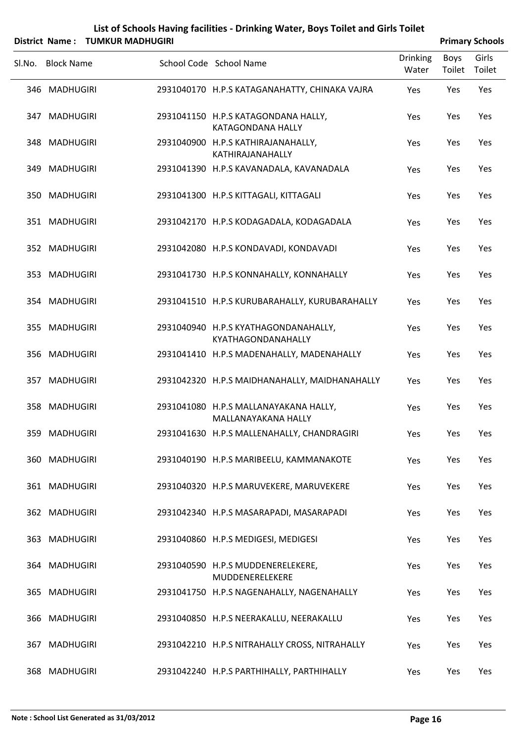# List of Schools Having facilities - Drinking Water, Boys Toilet and Girls Toilet

**District Name : TUMKUR MADHUGIRI** **Primary Schools**

| Sl.No. | Block Name | School Code | School Name | Drinking Water | Boys Toilet | Girls Toilet |
|---|---|---|---|---|---|---|
| 346 | MADHUGIRI | 2931040170 | H.P.S KATAGANAHATTY, CHINAKA VAJRA | Yes | Yes | Yes |
| 347 | MADHUGIRI | 2931041150 | H.P.S KATAGONDANA HALLY, KATAGONDANA HALLY | Yes | Yes | Yes |
| 348 | MADHUGIRI | 2931040900 | H.P.S KATHIRAJANAHALLY, KATHIRAJANAHALLY | Yes | Yes | Yes |
| 349 | MADHUGIRI | 2931041390 | H.P.S KAVANADALA, KAVANADALA | Yes | Yes | Yes |
| 350 | MADHUGIRI | 2931041300 | H.P.S KITTAGALI, KITTAGALI | Yes | Yes | Yes |
| 351 | MADHUGIRI | 2931042170 | H.P.S KODAGADALA, KODAGADALA | Yes | Yes | Yes |
| 352 | MADHUGIRI | 2931042080 | H.P.S KONDAVADI, KONDAVADI | Yes | Yes | Yes |
| 353 | MADHUGIRI | 2931041730 | H.P.S KONNAHALLY, KONNAHALLY | Yes | Yes | Yes |
| 354 | MADHUGIRI | 2931041510 | H.P.S KURUBARAHALLY, KURUBARAHALLY | Yes | Yes | Yes |
| 355 | MADHUGIRI | 2931040940 | H.P.S KYATHAGONDANAHALLY, KYATHAGONDANAHALLY | Yes | Yes | Yes |
| 356 | MADHUGIRI | 2931041410 | H.P.S MADENAHALLY, MADENAHALLY | Yes | Yes | Yes |
| 357 | MADHUGIRI | 2931042320 | H.P.S MAIDHANAHALLY, MAIDHANAHALLY | Yes | Yes | Yes |
| 358 | MADHUGIRI | 2931041080 | H.P.S MALLANAYAKANA HALLY, MALLANAYAKANA HALLY | Yes | Yes | Yes |
| 359 | MADHUGIRI | 2931041630 | H.P.S MALLENAHALLY, CHANDRAGIRI | Yes | Yes | Yes |
| 360 | MADHUGIRI | 2931040190 | H.P.S MARIBEELU, KAMMANAKOTE | Yes | Yes | Yes |
| 361 | MADHUGIRI | 2931040320 | H.P.S MARUVEKERE, MARUVEKERE | Yes | Yes | Yes |
| 362 | MADHUGIRI | 2931042340 | H.P.S MASARAPADI, MASARAPADI | Yes | Yes | Yes |
| 363 | MADHUGIRI | 2931040860 | H.P.S MEDIGESI, MEDIGESI | Yes | Yes | Yes |
| 364 | MADHUGIRI | 2931040590 | H.P.S MUDDENERELEKERE, MUDDENERELEKERE | Yes | Yes | Yes |
| 365 | MADHUGIRI | 2931041750 | H.P.S NAGENAHALLY, NAGENAHALLY | Yes | Yes | Yes |
| 366 | MADHUGIRI | 2931040850 | H.P.S NEERAKALLU, NEERAKALLU | Yes | Yes | Yes |
| 367 | MADHUGIRI | 2931042210 | H.P.S NITRAHALLY CROSS, NITRAHALLY | Yes | Yes | Yes |
| 368 | MADHUGIRI | 2931042240 | H.P.S PARTHIHALLY, PARTHIHALLY | Yes | Yes | Yes |

**Note : School List Generated as 31/03/2012**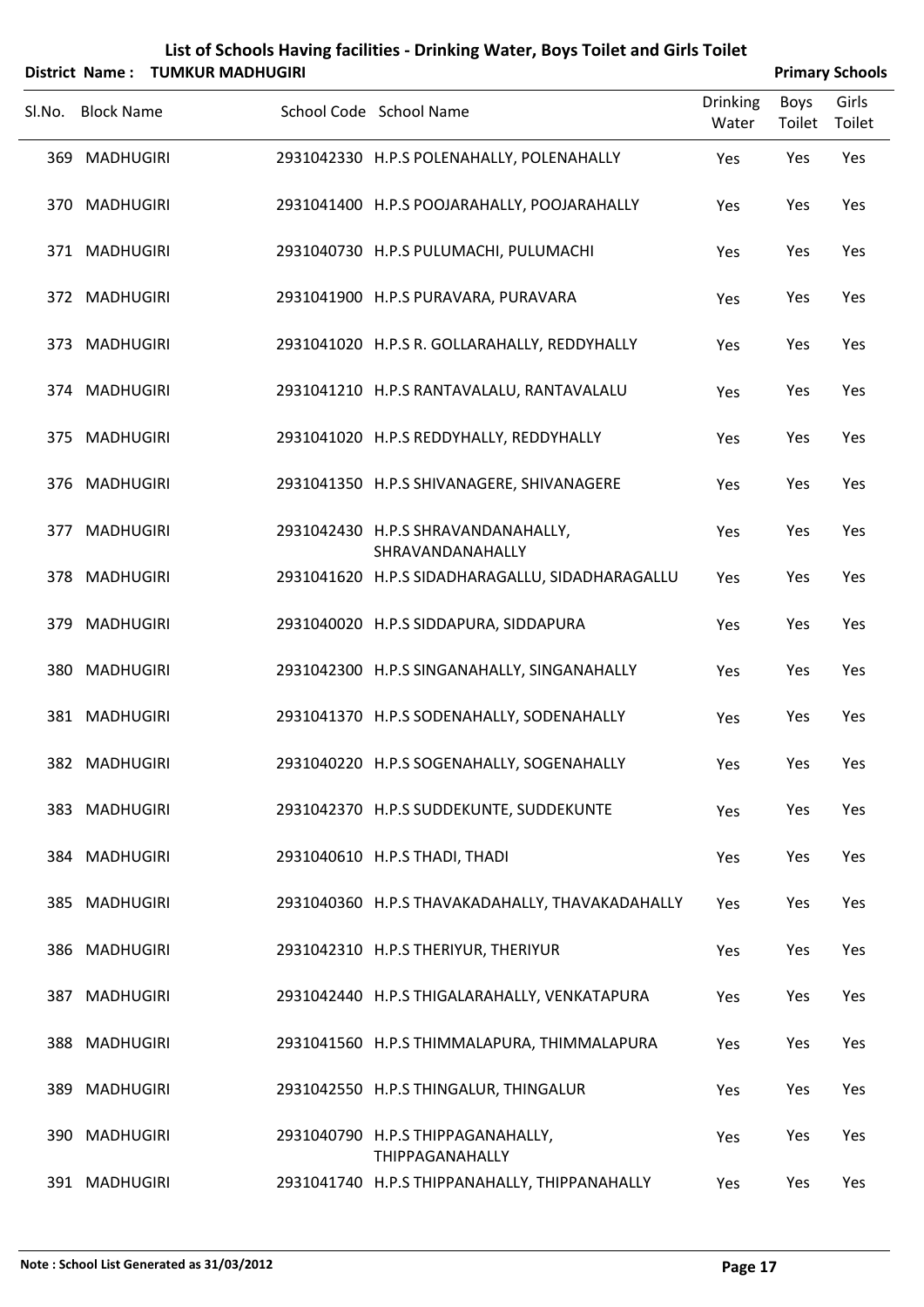# List of Schools Having facilities - Drinking Water, Boys Toilet and Girls Toilet

**District Name : TUMKUR MADHUGIRI** **Primary Schools**

| Sl.No. | Block Name | School Code | School Name | Drinking Water | Boys Toilet | Girls Toilet |
|---|---|---|---|---|---|---|
| 369 | MADHUGIRI | 2931042330 | H.P.S POLENAHALLY, POLENAHALLY | Yes | Yes | Yes |
| 370 | MADHUGIRI | 2931041400 | H.P.S POOJARAHALLY, POOJARAHALLY | Yes | Yes | Yes |
| 371 | MADHUGIRI | 2931040730 | H.P.S PULUMACHI, PULUMACHI | Yes | Yes | Yes |
| 372 | MADHUGIRI | 2931041900 | H.P.S PURAVARA, PURAVARA | Yes | Yes | Yes |
| 373 | MADHUGIRI | 2931041020 | H.P.S R. GOLLARAHALLY, REDDYHALLY | Yes | Yes | Yes |
| 374 | MADHUGIRI | 2931041210 | H.P.S RANTAVALALU, RANTAVALALU | Yes | Yes | Yes |
| 375 | MADHUGIRI | 2931041020 | H.P.S REDDYHALLY, REDDYHALLY | Yes | Yes | Yes |
| 376 | MADHUGIRI | 2931041350 | H.P.S SHIVANAGERE, SHIVANAGERE | Yes | Yes | Yes |
| 377 | MADHUGIRI | 2931042430 | H.P.S SHRAVANDANAHALLY, SHRAVANDANAHALLY | Yes | Yes | Yes |
| 378 | MADHUGIRI | 2931041620 | H.P.S SIDADHARAGALLU, SIDADHARAGALLU | Yes | Yes | Yes |
| 379 | MADHUGIRI | 2931040020 | H.P.S SIDDAPURA, SIDDAPURA | Yes | Yes | Yes |
| 380 | MADHUGIRI | 2931042300 | H.P.S SINGANAHALLY, SINGANAHALLY | Yes | Yes | Yes |
| 381 | MADHUGIRI | 2931041370 | H.P.S SODENAHALLY, SODENAHALLY | Yes | Yes | Yes |
| 382 | MADHUGIRI | 2931040220 | H.P.S SOGENAHALLY, SOGENAHALLY | Yes | Yes | Yes |
| 383 | MADHUGIRI | 2931042370 | H.P.S SUDDEKUNTE, SUDDEKUNTE | Yes | Yes | Yes |
| 384 | MADHUGIRI | 2931040610 | H.P.S THADI, THADI | Yes | Yes | Yes |
| 385 | MADHUGIRI | 2931040360 | H.P.S THAVAKADAHALLY, THAVAKADAHALLY | Yes | Yes | Yes |
| 386 | MADHUGIRI | 2931042310 | H.P.S THERIYUR, THERIYUR | Yes | Yes | Yes |
| 387 | MADHUGIRI | 2931042440 | H.P.S THIGALARAHALLY, VENKATAPURA | Yes | Yes | Yes |
| 388 | MADHUGIRI | 2931041560 | H.P.S THIMMALAPURA, THIMMALAPURA | Yes | Yes | Yes |
| 389 | MADHUGIRI | 2931042550 | H.P.S THINGALUR, THINGALUR | Yes | Yes | Yes |
| 390 | MADHUGIRI | 2931040790 | H.P.S THIPPAGANAHALLY, THIPPAGANAHALLY | Yes | Yes | Yes |
| 391 | MADHUGIRI | 2931041740 | H.P.S THIPPANAHALLY, THIPPANAHALLY | Yes | Yes | Yes |

**Note : School List Generated as 31/03/2012**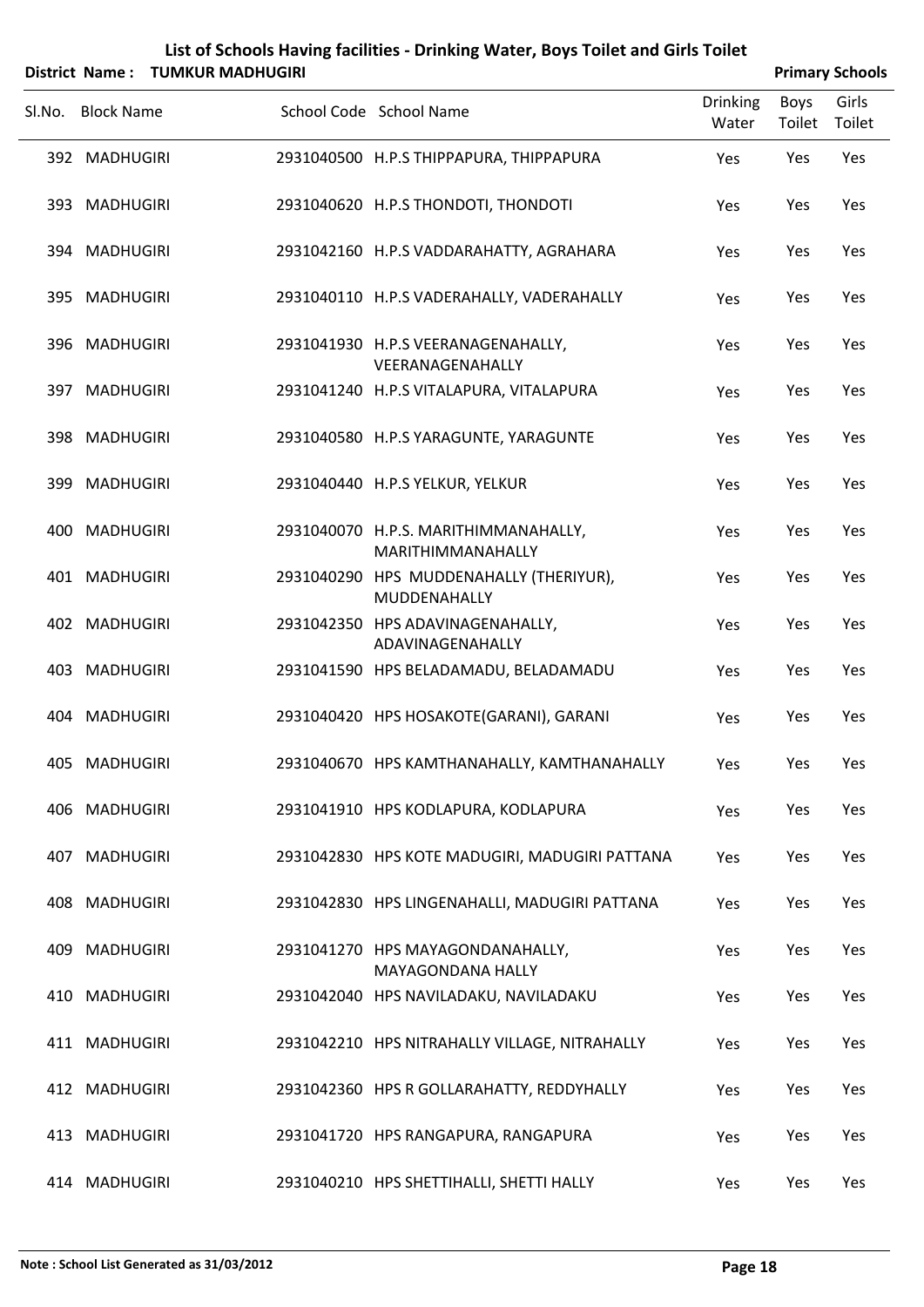# List of Schools Having facilities - Drinking Water, Boys Toilet and Girls Toilet

**District Name : TUMKUR MADHUGIRI** **Primary Schools**

| Sl.No. | Block Name | School Code | School Name | Drinking Water | Boys Toilet | Girls Toilet |
|---|---|---|---|---|---|---|
| 392 | MADHUGIRI | 2931040500 | H.P.S THIPPAPURA, THIPPAPURA | Yes | Yes | Yes |
| 393 | MADHUGIRI | 2931040620 | H.P.S THONDOTI, THONDOTI | Yes | Yes | Yes |
| 394 | MADHUGIRI | 2931042160 | H.P.S VADDARAHATTY, AGRAHARA | Yes | Yes | Yes |
| 395 | MADHUGIRI | 2931040110 | H.P.S VADERAHALLY, VADERAHALLY | Yes | Yes | Yes |
| 396 | MADHUGIRI | 2931041930 | H.P.S VEERANAGENAHALLY, VEERANAGENAHALLY | Yes | Yes | Yes |
| 397 | MADHUGIRI | 2931041240 | H.P.S VITALAPURA, VITALAPURA | Yes | Yes | Yes |
| 398 | MADHUGIRI | 2931040580 | H.P.S YARAGUNTE, YARAGUNTE | Yes | Yes | Yes |
| 399 | MADHUGIRI | 2931040440 | H.P.S YELKUR, YELKUR | Yes | Yes | Yes |
| 400 | MADHUGIRI | 2931040070 | H.P.S. MARITHIMMANAHALLY, MARITHIMMANAHALLY | Yes | Yes | Yes |
| 401 | MADHUGIRI | 2931040290 | HPS MUDDENAHALLY (THERIYUR), MUDDENAHALLY | Yes | Yes | Yes |
| 402 | MADHUGIRI | 2931042350 | HPS ADAVINAGENAHALLY, ADAVINAGENAHALLY | Yes | Yes | Yes |
| 403 | MADHUGIRI | 2931041590 | HPS BELADAMADU, BELADAMADU | Yes | Yes | Yes |
| 404 | MADHUGIRI | 2931040420 | HPS HOSAKOTE(GARANI), GARANI | Yes | Yes | Yes |
| 405 | MADHUGIRI | 2931040670 | HPS KAMTHANAHALLY, KAMTHANAHALLY | Yes | Yes | Yes |
| 406 | MADHUGIRI | 2931041910 | HPS KODLAPURA, KODLAPURA | Yes | Yes | Yes |
| 407 | MADHUGIRI | 2931042830 | HPS KOTE MADUGIRI, MADUGIRI PATTANA | Yes | Yes | Yes |
| 408 | MADHUGIRI | 2931042830 | HPS LINGENAHALLI, MADUGIRI PATTANA | Yes | Yes | Yes |
| 409 | MADHUGIRI | 2931041270 | HPS MAYAGONDANAHALLY, MAYAGONDANA HALLY | Yes | Yes | Yes |
| 410 | MADHUGIRI | 2931042040 | HPS NAVILADAKU, NAVILADAKU | Yes | Yes | Yes |
| 411 | MADHUGIRI | 2931042210 | HPS NITRAHALLY VILLAGE, NITRAHALLY | Yes | Yes | Yes |
| 412 | MADHUGIRI | 2931042360 | HPS R GOLLARAHATTY, REDDYHALLY | Yes | Yes | Yes |
| 413 | MADHUGIRI | 2931041720 | HPS RANGAPURA, RANGAPURA | Yes | Yes | Yes |
| 414 | MADHUGIRI | 2931040210 | HPS SHETTIHALLI, SHETTI HALLY | Yes | Yes | Yes |

**Note : School List Generated as 31/03/2012**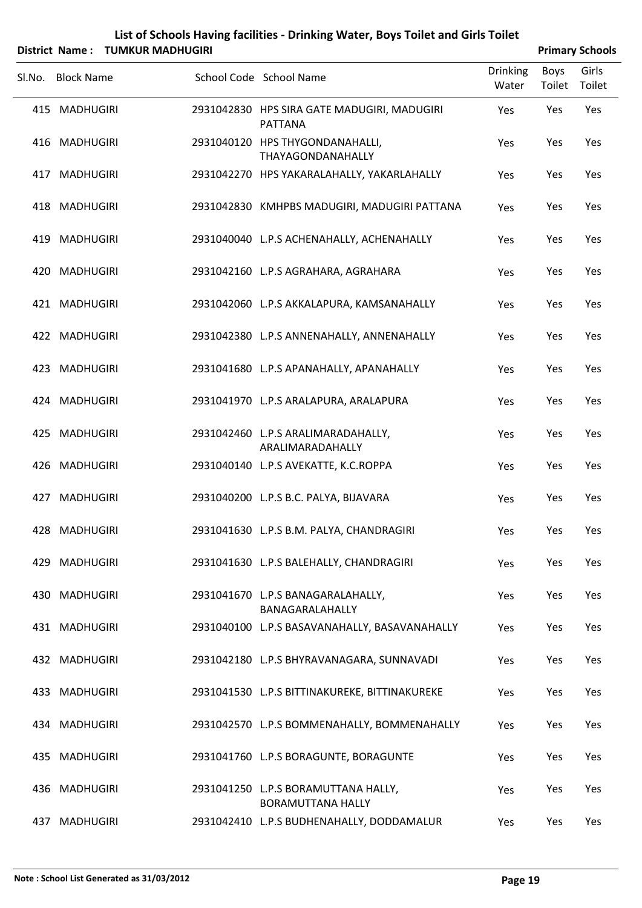# List of Schools Having facilities - Drinking Water, Boys Toilet and Girls Toilet

**District Name : TUMKUR MADHUGIRI** **Primary Schools**

| Sl.No. | Block Name | School Code | School Name | Drinking Water | Boys Toilet | Girls Toilet |
|---|---|---|---|---|---|---|
| 415 | MADHUGIRI | 2931042830 | HPS SIRA GATE MADUGIRI, MADUGIRI PATTANA | Yes | Yes | Yes |
| 416 | MADHUGIRI | 2931040120 | HPS THYGONDANAHALLI, THAYAGONDANAHALLY | Yes | Yes | Yes |
| 417 | MADHUGIRI | 2931042270 | HPS YAKARALAHALLY, YAKARLAHALLY | Yes | Yes | Yes |
| 418 | MADHUGIRI | 2931042830 | KMHPBS MADUGIRI, MADUGIRI PATTANA | Yes | Yes | Yes |
| 419 | MADHUGIRI | 2931040040 | L.P.S ACHENAHALLY, ACHENAHALLY | Yes | Yes | Yes |
| 420 | MADHUGIRI | 2931042160 | L.P.S AGRAHARA, AGRAHARA | Yes | Yes | Yes |
| 421 | MADHUGIRI | 2931042060 | L.P.S AKKALAPURA, KAMSANAHALLY | Yes | Yes | Yes |
| 422 | MADHUGIRI | 2931042380 | L.P.S ANNENAHALLY, ANNENAHALLY | Yes | Yes | Yes |
| 423 | MADHUGIRI | 2931041680 | L.P.S APANAHALLY, APANAHALLY | Yes | Yes | Yes |
| 424 | MADHUGIRI | 2931041970 | L.P.S ARALAPURA, ARALAPURA | Yes | Yes | Yes |
| 425 | MADHUGIRI | 2931042460 | L.P.S ARALIMARADAHALLY, ARALIMARADAHALLY | Yes | Yes | Yes |
| 426 | MADHUGIRI | 2931040140 | L.P.S AVEKATTE, K.C.ROPPA | Yes | Yes | Yes |
| 427 | MADHUGIRI | 2931040200 | L.P.S B.C. PALYA, BIJAVARA | Yes | Yes | Yes |
| 428 | MADHUGIRI | 2931041630 | L.P.S B.M. PALYA, CHANDRAGIRI | Yes | Yes | Yes |
| 429 | MADHUGIRI | 2931041630 | L.P.S BALEHALLY, CHANDRAGIRI | Yes | Yes | Yes |
| 430 | MADHUGIRI | 2931041670 | L.P.S BANAGARALAHALLY, BANAGARALAHALLY | Yes | Yes | Yes |
| 431 | MADHUGIRI | 2931040100 | L.P.S BASAVANAHALLY, BASAVANAHALLY | Yes | Yes | Yes |
| 432 | MADHUGIRI | 2931042180 | L.P.S BHYRAVANAGARA, SUNNAVADI | Yes | Yes | Yes |
| 433 | MADHUGIRI | 2931041530 | L.P.S BITTINAKUREKE, BITTINAKUREKE | Yes | Yes | Yes |
| 434 | MADHUGIRI | 2931042570 | L.P.S BOMMENAHALLY, BOMMENAHALLY | Yes | Yes | Yes |
| 435 | MADHUGIRI | 2931041760 | L.P.S BORAGUNTE, BORAGUNTE | Yes | Yes | Yes |
| 436 | MADHUGIRI | 2931041250 | L.P.S BORAMUTTANA HALLY, BORAMUTTANA HALLY | Yes | Yes | Yes |
| 437 | MADHUGIRI | 2931042410 | L.P.S BUDHENAHALLY, DODDAMALUR | Yes | Yes | Yes |

**Note : School List Generated as 31/03/2012**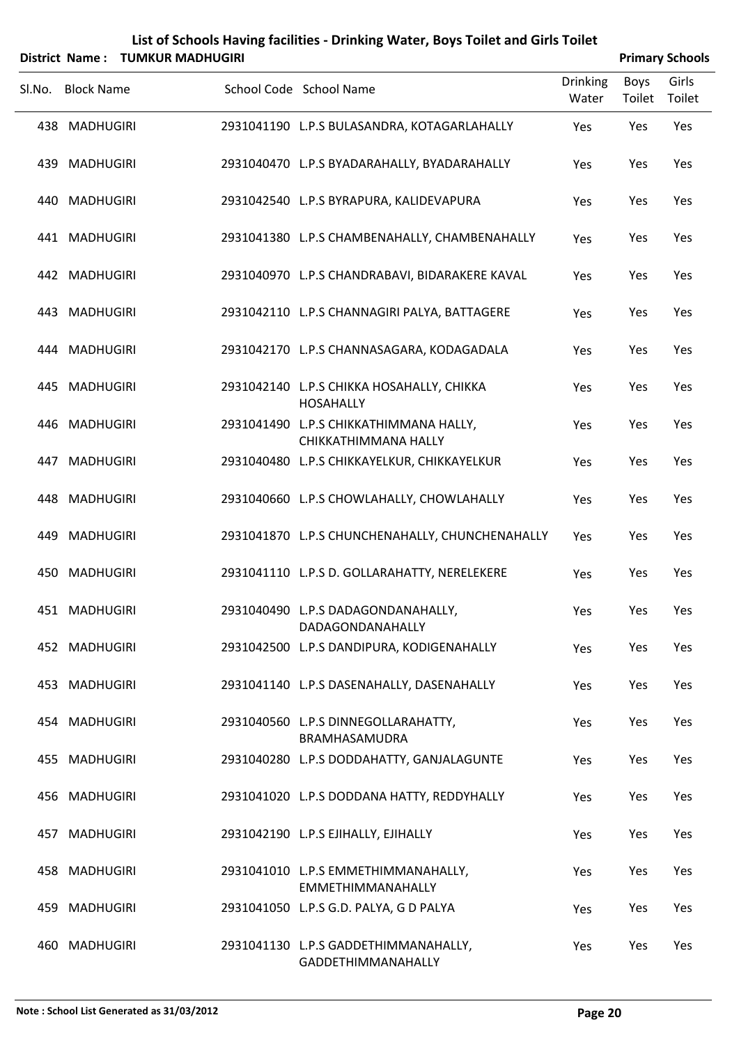# List of Schools Having facilities - Drinking Water, Boys Toilet and Girls Toilet

**District Name : TUMKUR MADHUGIRI** **Primary Schools**

| Sl.No. | Block Name | School Code | School Name | Drinking Water | Boys Toilet | Girls Toilet |
|---|---|---|---|---|---|---|
| 438 | MADHUGIRI | 2931041190 | L.P.S BULASANDRA, KOTAGARLAHALLY | Yes | Yes | Yes |
| 439 | MADHUGIRI | 2931040470 | L.P.S BYADARAHALLY, BYADARAHALLY | Yes | Yes | Yes |
| 440 | MADHUGIRI | 2931042540 | L.P.S BYRAPURA, KALIDEVAPURA | Yes | Yes | Yes |
| 441 | MADHUGIRI | 2931041380 | L.P.S CHAMBENAHALLY, CHAMBENAHALLY | Yes | Yes | Yes |
| 442 | MADHUGIRI | 2931040970 | L.P.S CHANDRABAVI, BIDARAKERE KAVAL | Yes | Yes | Yes |
| 443 | MADHUGIRI | 2931042110 | L.P.S CHANNAGIRI PALYA, BATTAGERE | Yes | Yes | Yes |
| 444 | MADHUGIRI | 2931042170 | L.P.S CHANNASAGARA, KODAGADALA | Yes | Yes | Yes |
| 445 | MADHUGIRI | 2931042140 | L.P.S CHIKKA HOSAHALLY, CHIKKA HOSAHALLY | Yes | Yes | Yes |
| 446 | MADHUGIRI | 2931041490 | L.P.S CHIKKATHIMMANA HALLY, CHIKKATHIMMANA HALLY | Yes | Yes | Yes |
| 447 | MADHUGIRI | 2931040480 | L.P.S CHIKKAYELKUR, CHIKKAYELKUR | Yes | Yes | Yes |
| 448 | MADHUGIRI | 2931040660 | L.P.S CHOWLAHALLY, CHOWLAHALLY | Yes | Yes | Yes |
| 449 | MADHUGIRI | 2931041870 | L.P.S CHUNCHENAHALLY, CHUNCHENAHALLY | Yes | Yes | Yes |
| 450 | MADHUGIRI | 2931041110 | L.P.S D. GOLLARAHATTY, NERELEKERE | Yes | Yes | Yes |
| 451 | MADHUGIRI | 2931040490 | L.P.S DADAGONDANAHALLY, DADAGONDANAHALLY | Yes | Yes | Yes |
| 452 | MADHUGIRI | 2931042500 | L.P.S DANDIPURA, KODIGENAHALLY | Yes | Yes | Yes |
| 453 | MADHUGIRI | 2931041140 | L.P.S DASENAHALLY, DASENAHALLY | Yes | Yes | Yes |
| 454 | MADHUGIRI | 2931040560 | L.P.S DINNEGOLLARAHATTY, BRAMHASAMUDRA | Yes | Yes | Yes |
| 455 | MADHUGIRI | 2931040280 | L.P.S DODDAHATTY, GANJALAGUNTE | Yes | Yes | Yes |
| 456 | MADHUGIRI | 2931041020 | L.P.S DODDANA HATTY, REDDYHALLY | Yes | Yes | Yes |
| 457 | MADHUGIRI | 2931042190 | L.P.S EJIHALLY, EJIHALLY | Yes | Yes | Yes |
| 458 | MADHUGIRI | 2931041010 | L.P.S EMMETHIMMANAHALLY, EMMETHIMMANAHALLY | Yes | Yes | Yes |
| 459 | MADHUGIRI | 2931041050 | L.P.S G.D. PALYA, G D PALYA | Yes | Yes | Yes |
| 460 | MADHUGIRI | 2931041130 | L.P.S GADDETHIMMANAHALLY, GADDETHIMMANAHALLY | Yes | Yes | Yes |

**Note : School List Generated as 31/03/2012**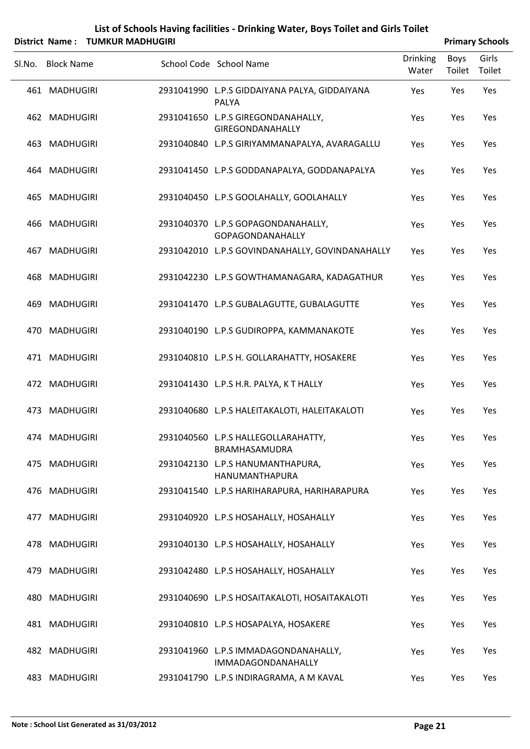# List of Schools Having facilities - Drinking Water, Boys Toilet and Girls Toilet

**District Name : TUMKUR MADHUGIRI** **Primary Schools**

| Sl.No. | Block Name | School Code | School Name | Drinking Water | Boys Toilet | Girls Toilet |
|---|---|---|---|---|---|---|
| 461 | MADHUGIRI | 2931041990 | L.P.S GIDDAIYANA PALYA, GIDDAIYANA PALYA | Yes | Yes | Yes |
| 462 | MADHUGIRI | 2931041650 | L.P.S GIREGONDANAHALLY, GIREGONDANAHALLY | Yes | Yes | Yes |
| 463 | MADHUGIRI | 2931040840 | L.P.S GIRIYAMMANAPALYA, AVARAGALLU | Yes | Yes | Yes |
| 464 | MADHUGIRI | 2931041450 | L.P.S GODDANAPALYA, GODDANAPALYA | Yes | Yes | Yes |
| 465 | MADHUGIRI | 2931040450 | L.P.S GOOLAHALLY, GOOLAHALLY | Yes | Yes | Yes |
| 466 | MADHUGIRI | 2931040370 | L.P.S GOPAGONDANAHALLY, GOPAGONDANAHALLY | Yes | Yes | Yes |
| 467 | MADHUGIRI | 2931042010 | L.P.S GOVINDANAHALLY, GOVINDANAHALLY | Yes | Yes | Yes |
| 468 | MADHUGIRI | 2931042230 | L.P.S GOWTHAMANAGARA, KADAGATHUR | Yes | Yes | Yes |
| 469 | MADHUGIRI | 2931041470 | L.P.S GUBALAGUTTE, GUBALAGUTTE | Yes | Yes | Yes |
| 470 | MADHUGIRI | 2931040190 | L.P.S GUDIROPPA, KAMMANAKOTE | Yes | Yes | Yes |
| 471 | MADHUGIRI | 2931040810 | L.P.S H. GOLLARAHATTY, HOSAKERE | Yes | Yes | Yes |
| 472 | MADHUGIRI | 2931041430 | L.P.S H.R. PALYA, K T HALLY | Yes | Yes | Yes |
| 473 | MADHUGIRI | 2931040680 | L.P.S HALEITAKALOTI, HALEITAKALOTI | Yes | Yes | Yes |
| 474 | MADHUGIRI | 2931040560 | L.P.S HALLEGOLLARAHATTY, BRAMHASAMUDRA | Yes | Yes | Yes |
| 475 | MADHUGIRI | 2931042130 | L.P.S HANUMANTHAPURA, HANUMANTHAPURA | Yes | Yes | Yes |
| 476 | MADHUGIRI | 2931041540 | L.P.S HARIHARAPURA, HARIHARAPURA | Yes | Yes | Yes |
| 477 | MADHUGIRI | 2931040920 | L.P.S HOSAHALLY, HOSAHALLY | Yes | Yes | Yes |
| 478 | MADHUGIRI | 2931040130 | L.P.S HOSAHALLY, HOSAHALLY | Yes | Yes | Yes |
| 479 | MADHUGIRI | 2931042480 | L.P.S HOSAHALLY, HOSAHALLY | Yes | Yes | Yes |
| 480 | MADHUGIRI | 2931040690 | L.P.S HOSAITAKALOTI, HOSAITAKALOTI | Yes | Yes | Yes |
| 481 | MADHUGIRI | 2931040810 | L.P.S HOSAPALYA, HOSAKERE | Yes | Yes | Yes |
| 482 | MADHUGIRI | 2931041960 | L.P.S IMMADAGONDANAHALLY, IMMADAGONDANAHALLY | Yes | Yes | Yes |
| 483 | MADHUGIRI | 2931041790 | L.P.S INDIRAGRAMA, A M KAVAL | Yes | Yes | Yes |

**Note : School List Generated as 31/03/2012**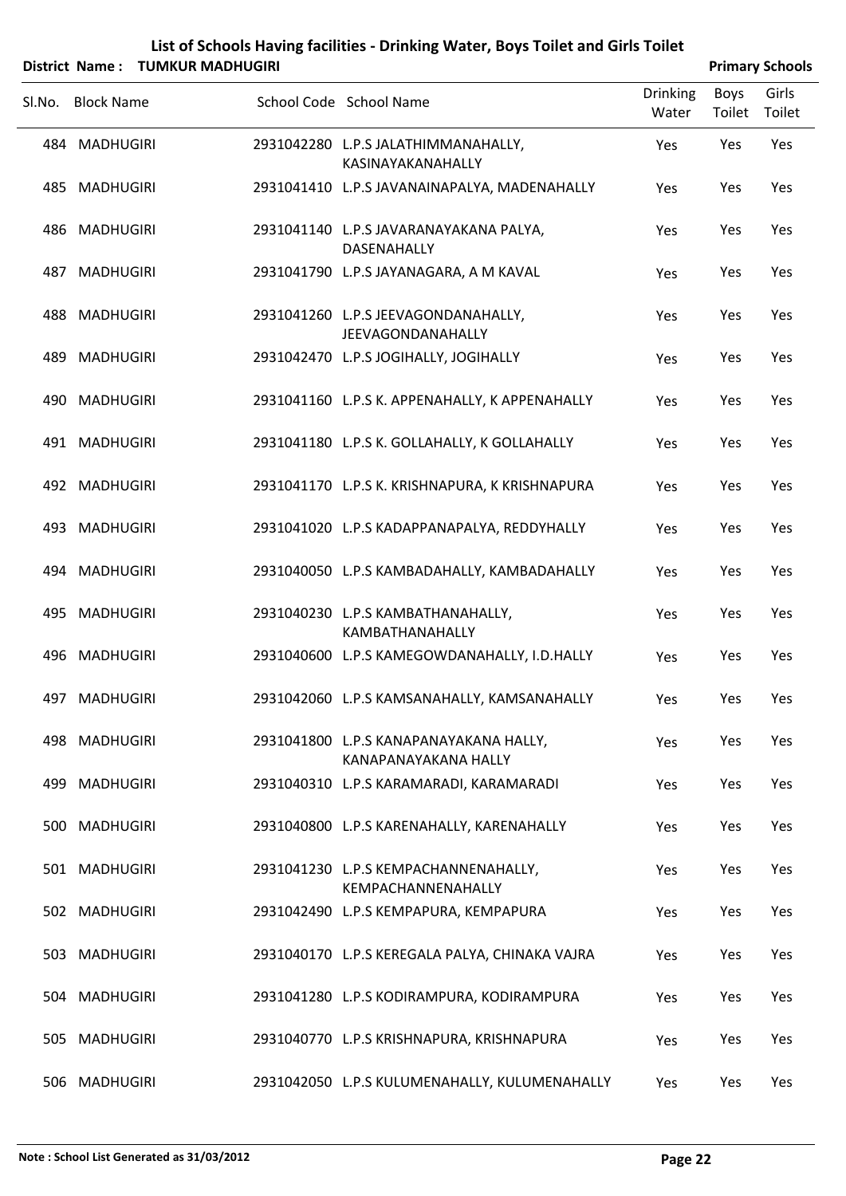# List of Schools Having facilities - Drinking Water, Boys Toilet and Girls Toilet

**District Name : TUMKUR MADHUGIRI** **Primary Schools**

| Sl.No. | Block Name | School Code | School Name | Drinking Water | Boys Toilet | Girls Toilet |
|---|---|---|---|---|---|---|
| 484 | MADHUGIRI | 2931042280 | L.P.S JALATHIMMANAHALLY, KASINAYAKANAHALLY | Yes | Yes | Yes |
| 485 | MADHUGIRI | 2931041410 | L.P.S JAVANAINAPALYA, MADENAHALLY | Yes | Yes | Yes |
| 486 | MADHUGIRI | 2931041140 | L.P.S JAVARANAYAKANA PALYA, DASENAHALLY | Yes | Yes | Yes |
| 487 | MADHUGIRI | 2931041790 | L.P.S JAYANAGARA, A M KAVAL | Yes | Yes | Yes |
| 488 | MADHUGIRI | 2931041260 | L.P.S JEEVAGONDANAHALLY, JEEVAGONDANAHALLY | Yes | Yes | Yes |
| 489 | MADHUGIRI | 2931042470 | L.P.S JOGIHALLY, JOGIHALLY | Yes | Yes | Yes |
| 490 | MADHUGIRI | 2931041160 | L.P.S K. APPENAHALLY, K APPENAHALLY | Yes | Yes | Yes |
| 491 | MADHUGIRI | 2931041180 | L.P.S K. GOLLAHALLY, K GOLLAHALLY | Yes | Yes | Yes |
| 492 | MADHUGIRI | 2931041170 | L.P.S K. KRISHNAPURA, K KRISHNAPURA | Yes | Yes | Yes |
| 493 | MADHUGIRI | 2931041020 | L.P.S KADAPPANAPALYA, REDDYHALLY | Yes | Yes | Yes |
| 494 | MADHUGIRI | 2931040050 | L.P.S KAMBADAHALLY, KAMBADAHALLY | Yes | Yes | Yes |
| 495 | MADHUGIRI | 2931040230 | L.P.S KAMBATHANAHALLY, KAMBATHANAHALLY | Yes | Yes | Yes |
| 496 | MADHUGIRI | 2931040600 | L.P.S KAMEGOWDANAHALLY, I.D.HALLY | Yes | Yes | Yes |
| 497 | MADHUGIRI | 2931042060 | L.P.S KAMSANAHALLY, KAMSANAHALLY | Yes | Yes | Yes |
| 498 | MADHUGIRI | 2931041800 | L.P.S KANAPANAYAKANA HALLY, KANAPANAYAKANA HALLY | Yes | Yes | Yes |
| 499 | MADHUGIRI | 2931040310 | L.P.S KARAMARADI, KARAMARADI | Yes | Yes | Yes |
| 500 | MADHUGIRI | 2931040800 | L.P.S KARENAHALLY, KARENAHALLY | Yes | Yes | Yes |
| 501 | MADHUGIRI | 2931041230 | L.P.S KEMPACHANNENAHALLY, KEMPACHANNENAHALLY | Yes | Yes | Yes |
| 502 | MADHUGIRI | 2931042490 | L.P.S KEMPAPURA, KEMPAPURA | Yes | Yes | Yes |
| 503 | MADHUGIRI | 2931040170 | L.P.S KEREGALA PALYA, CHINAKA VAJRA | Yes | Yes | Yes |
| 504 | MADHUGIRI | 2931041280 | L.P.S KODIRAMPURA, KODIRAMPURA | Yes | Yes | Yes |
| 505 | MADHUGIRI | 2931040770 | L.P.S KRISHNAPURA, KRISHNAPURA | Yes | Yes | Yes |
| 506 | MADHUGIRI | 2931042050 | L.P.S KULUMENAHALLY, KULUMENAHALLY | Yes | Yes | Yes |

**Note : School List Generated as 31/03/2012**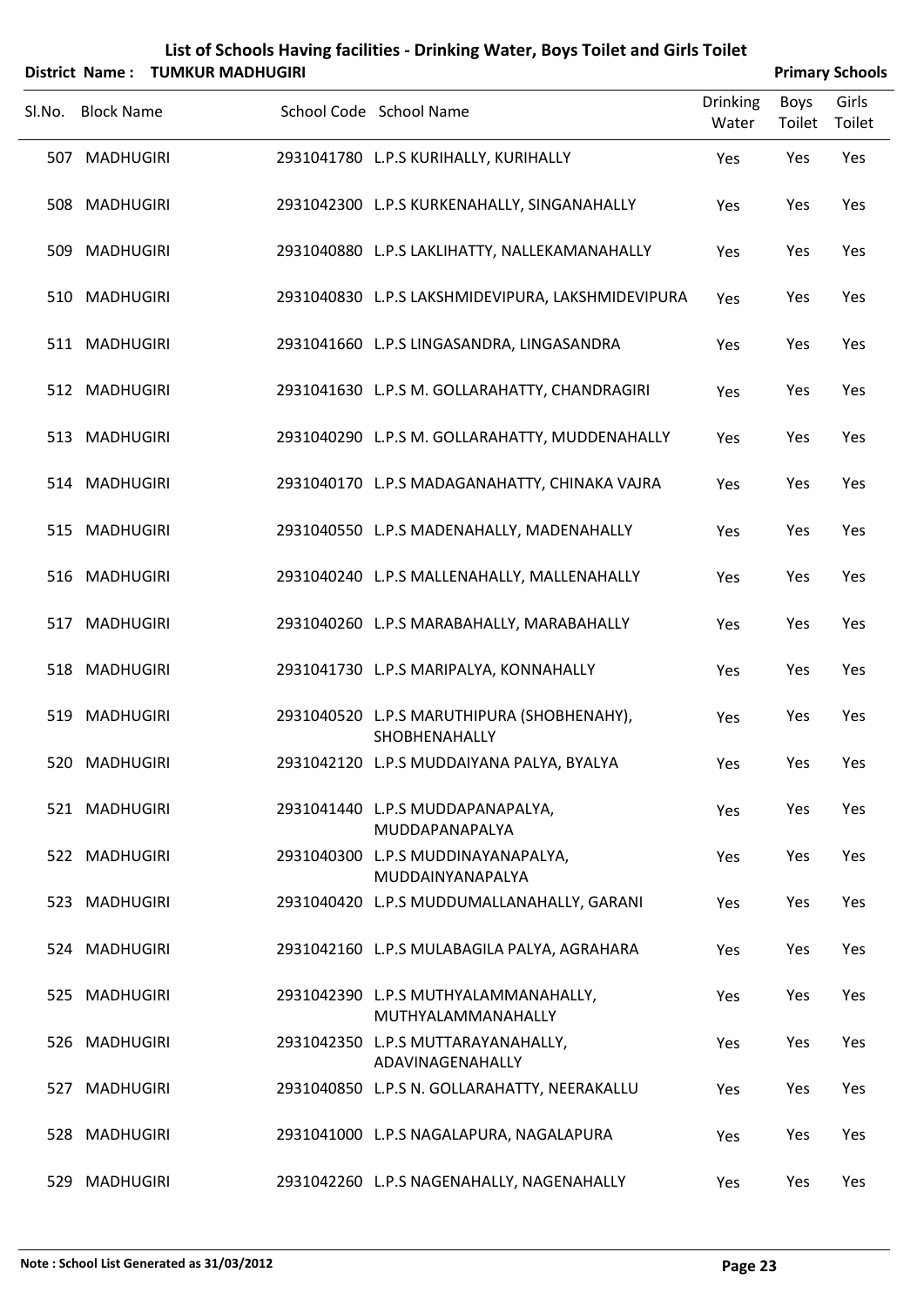# List of Schools Having facilities - Drinking Water, Boys Toilet and Girls Toilet

**District Name : TUMKUR MADHUGIRI** **Primary Schools**

| Sl.No. | Block Name | School Code | School Name | Drinking Water | Boys Toilet | Girls Toilet |
|---|---|---|---|---|---|---|
| 507 | MADHUGIRI | 2931041780 | L.P.S KURIHALLY, KURIHALLY | Yes | Yes | Yes |
| 508 | MADHUGIRI | 2931042300 | L.P.S KURKENAHALLY, SINGANAHALLY | Yes | Yes | Yes |
| 509 | MADHUGIRI | 2931040880 | L.P.S LAKLIHATTY, NALLEKAMANAHALLY | Yes | Yes | Yes |
| 510 | MADHUGIRI | 2931040830 | L.P.S LAKSHMIDEVIPURA, LAKSHMIDEVIPURA | Yes | Yes | Yes |
| 511 | MADHUGIRI | 2931041660 | L.P.S LINGASANDRA, LINGASANDRA | Yes | Yes | Yes |
| 512 | MADHUGIRI | 2931041630 | L.P.S M. GOLLARAHATTY, CHANDRAGIRI | Yes | Yes | Yes |
| 513 | MADHUGIRI | 2931040290 | L.P.S M. GOLLARAHATTY, MUDDENAHALLY | Yes | Yes | Yes |
| 514 | MADHUGIRI | 2931040170 | L.P.S MADAGANAHATTY, CHINAKA VAJRA | Yes | Yes | Yes |
| 515 | MADHUGIRI | 2931040550 | L.P.S MADENAHALLY, MADENAHALLY | Yes | Yes | Yes |
| 516 | MADHUGIRI | 2931040240 | L.P.S MALLENAHALLY, MALLENAHALLY | Yes | Yes | Yes |
| 517 | MADHUGIRI | 2931040260 | L.P.S MARABAHALLY, MARABAHALLY | Yes | Yes | Yes |
| 518 | MADHUGIRI | 2931041730 | L.P.S MARIPALYA, KONNAHALLY | Yes | Yes | Yes |
| 519 | MADHUGIRI | 2931040520 | L.P.S MARUTHIPURA (SHOBHENAHY), SHOBHENAHALLY | Yes | Yes | Yes |
| 520 | MADHUGIRI | 2931042120 | L.P.S MUDDAIYANA PALYA, BYALYA | Yes | Yes | Yes |
| 521 | MADHUGIRI | 2931041440 | L.P.S MUDDAPANAPALYA, MUDDAPANAPALYA | Yes | Yes | Yes |
| 522 | MADHUGIRI | 2931040300 | L.P.S MUDDINAYANAPALYA, MUDDAINYANAPALYA | Yes | Yes | Yes |
| 523 | MADHUGIRI | 2931040420 | L.P.S MUDDUMALLANAHALLY, GARANI | Yes | Yes | Yes |
| 524 | MADHUGIRI | 2931042160 | L.P.S MULABAGILA PALYA, AGRAHARA | Yes | Yes | Yes |
| 525 | MADHUGIRI | 2931042390 | L.P.S MUTHYALAMMANAHALLY, MUTHYALAMMANAHALLY | Yes | Yes | Yes |
| 526 | MADHUGIRI | 2931042350 | L.P.S MUTTARAYANAHALLY, ADAVINAGENAHALLY | Yes | Yes | Yes |
| 527 | MADHUGIRI | 2931040850 | L.P.S N. GOLLARAHATTY, NEERAKALLU | Yes | Yes | Yes |
| 528 | MADHUGIRI | 2931041000 | L.P.S NAGALAPURA, NAGALAPURA | Yes | Yes | Yes |
| 529 | MADHUGIRI | 2931042260 | L.P.S NAGENAHALLY, NAGENAHALLY | Yes | Yes | Yes |

**Note : School List Generated as 31/03/2012**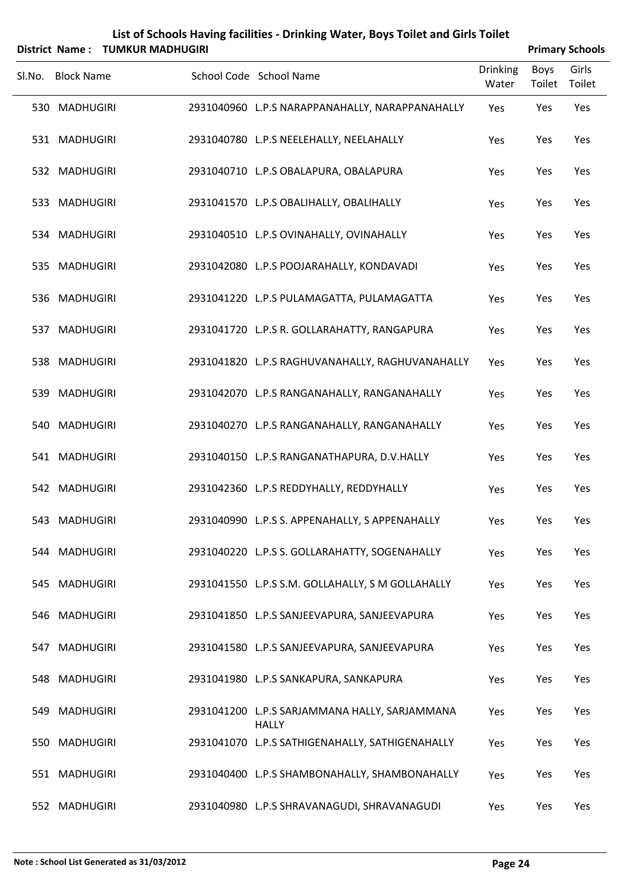# List of Schools Having facilities - Drinking Water, Boys Toilet and Girls Toilet

**District Name : TUMKUR MADHUGIRI** | **Primary Schools**

| Sl.No. | Block Name | School Code | School Name | Drinking Water | Boys Toilet | Girls Toilet |
|---|---|---|---|---|---|---|
| 530 | MADHUGIRI | 2931040960 | L.P.S NARAPPANAHALLY, NARAPPANAHALLY | Yes | Yes | Yes |
| 531 | MADHUGIRI | 2931040780 | L.P.S NEELEHALLY, NEELAHALLY | Yes | Yes | Yes |
| 532 | MADHUGIRI | 2931040710 | L.P.S OBALAPURA, OBALAPURA | Yes | Yes | Yes |
| 533 | MADHUGIRI | 2931041570 | L.P.S OBALIHALLY, OBALIHALLY | Yes | Yes | Yes |
| 534 | MADHUGIRI | 2931040510 | L.P.S OVINAHALLY, OVINAHALLY | Yes | Yes | Yes |
| 535 | MADHUGIRI | 2931042080 | L.P.S POOJARAHALLY, KONDAVADI | Yes | Yes | Yes |
| 536 | MADHUGIRI | 2931041220 | L.P.S PULAMAGATTA, PULAMAGATTA | Yes | Yes | Yes |
| 537 | MADHUGIRI | 2931041720 | L.P.S R. GOLLARAHATTY, RANGAPURA | Yes | Yes | Yes |
| 538 | MADHUGIRI | 2931041820 | L.P.S RAGHUVANAHALLY, RAGHUVANAHALLY | Yes | Yes | Yes |
| 539 | MADHUGIRI | 2931042070 | L.P.S RANGANAHALLY, RANGANAHALLY | Yes | Yes | Yes |
| 540 | MADHUGIRI | 2931040270 | L.P.S RANGANAHALLY, RANGANAHALLY | Yes | Yes | Yes |
| 541 | MADHUGIRI | 2931040150 | L.P.S RANGANATHAPURA, D.V.HALLY | Yes | Yes | Yes |
| 542 | MADHUGIRI | 2931042360 | L.P.S REDDYHALLY, REDDYHALLY | Yes | Yes | Yes |
| 543 | MADHUGIRI | 2931040990 | L.P.S S. APPENAHALLY, S APPENAHALLY | Yes | Yes | Yes |
| 544 | MADHUGIRI | 2931040220 | L.P.S S. GOLLARAHATTY, SOGENAHALLY | Yes | Yes | Yes |
| 545 | MADHUGIRI | 2931041550 | L.P.S S.M. GOLLAHALLY, S M GOLLAHALLY | Yes | Yes | Yes |
| 546 | MADHUGIRI | 2931041850 | L.P.S SANJEEVAPURA, SANJEEVAPURA | Yes | Yes | Yes |
| 547 | MADHUGIRI | 2931041580 | L.P.S SANJEEVAPURA, SANJEEVAPURA | Yes | Yes | Yes |
| 548 | MADHUGIRI | 2931041980 | L.P.S SANKAPURA, SANKAPURA | Yes | Yes | Yes |
| 549 | MADHUGIRI | 2931041200 | L.P.S SARJAMMANA HALLY, SARJAMMANA HALLY | Yes | Yes | Yes |
| 550 | MADHUGIRI | 2931041070 | L.P.S SATHIGENAHALLY, SATHIGENAHALLY | Yes | Yes | Yes |
| 551 | MADHUGIRI | 2931040400 | L.P.S SHAMBONAHALLY, SHAMBONAHALLY | Yes | Yes | Yes |
| 552 | MADHUGIRI | 2931040980 | L.P.S SHRAVANAGUDI, SHRAVANAGUDI | Yes | Yes | Yes |

**Note : School List Generated as 31/03/2012**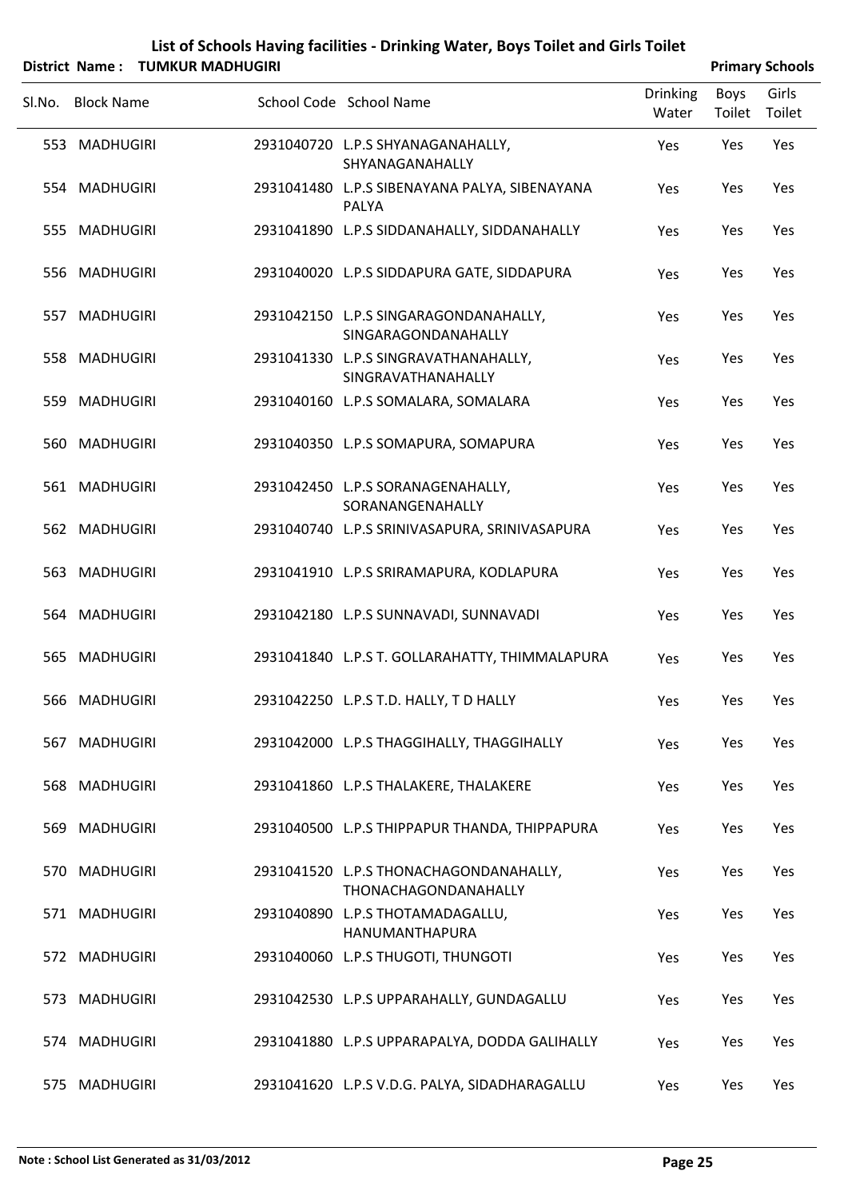# List of Schools Having facilities - Drinking Water, Boys Toilet and Girls Toilet

**District Name : TUMKUR MADHUGIRI** **Primary Schools**

| Sl.No. | Block Name | School Code | School Name | Drinking Water | Boys Toilet | Girls Toilet |
|---|---|---|---|---|---|---|
| 553 | MADHUGIRI | 2931040720 | L.P.S SHYANAGANAHALLY, SHYANAGANAHALLY | Yes | Yes | Yes |
| 554 | MADHUGIRI | 2931041480 | L.P.S SIBENAYANA PALYA, SIBENAYANA PALYA | Yes | Yes | Yes |
| 555 | MADHUGIRI | 2931041890 | L.P.S SIDDANAHALLY, SIDDANAHALLY | Yes | Yes | Yes |
| 556 | MADHUGIRI | 2931040020 | L.P.S SIDDAPURA GATE, SIDDAPURA | Yes | Yes | Yes |
| 557 | MADHUGIRI | 2931042150 | L.P.S SINGARAGONDANAHALLY, SINGARAGONDANAHALLY | Yes | Yes | Yes |
| 558 | MADHUGIRI | 2931041330 | L.P.S SINGRAVATHANAHALLY, SINGRAVATHANAHALLY | Yes | Yes | Yes |
| 559 | MADHUGIRI | 2931040160 | L.P.S SOMALARA, SOMALARA | Yes | Yes | Yes |
| 560 | MADHUGIRI | 2931040350 | L.P.S SOMAPURA, SOMAPURA | Yes | Yes | Yes |
| 561 | MADHUGIRI | 2931042450 | L.P.S SORANAGENAHALLY, SORANANGENAHALLY | Yes | Yes | Yes |
| 562 | MADHUGIRI | 2931040740 | L.P.S SRINIVASAPURA, SRINIVASAPURA | Yes | Yes | Yes |
| 563 | MADHUGIRI | 2931041910 | L.P.S SRIRAMAPURA, KODLAPURA | Yes | Yes | Yes |
| 564 | MADHUGIRI | 2931042180 | L.P.S SUNNAVADI, SUNNAVADI | Yes | Yes | Yes |
| 565 | MADHUGIRI | 2931041840 | L.P.S T. GOLLARAHATTY, THIMMALAPURA | Yes | Yes | Yes |
| 566 | MADHUGIRI | 2931042250 | L.P.S T.D. HALLY, T D HALLY | Yes | Yes | Yes |
| 567 | MADHUGIRI | 2931042000 | L.P.S THAGGIHALLY, THAGGIHALLY | Yes | Yes | Yes |
| 568 | MADHUGIRI | 2931041860 | L.P.S THALAKERE, THALAKERE | Yes | Yes | Yes |
| 569 | MADHUGIRI | 2931040500 | L.P.S THIPPAPUR THANDA, THIPPAPURA | Yes | Yes | Yes |
| 570 | MADHUGIRI | 2931041520 | L.P.S THONACHAGONDANAHALLY, THONACHAGONDANAHALLY | Yes | Yes | Yes |
| 571 | MADHUGIRI | 2931040890 | L.P.S THOTAMADAGALLU, HANUMANTHAPURA | Yes | Yes | Yes |
| 572 | MADHUGIRI | 2931040060 | L.P.S THUGOTI, THUNGOTI | Yes | Yes | Yes |
| 573 | MADHUGIRI | 2931042530 | L.P.S UPPARAHALLY, GUNDAGALLU | Yes | Yes | Yes |
| 574 | MADHUGIRI | 2931041880 | L.P.S UPPARAPALYA, DODDA GALIHALLY | Yes | Yes | Yes |
| 575 | MADHUGIRI | 2931041620 | L.P.S V.D.G. PALYA, SIDADHARAGALLU | Yes | Yes | Yes |

**Note : School List Generated as 31/03/2012**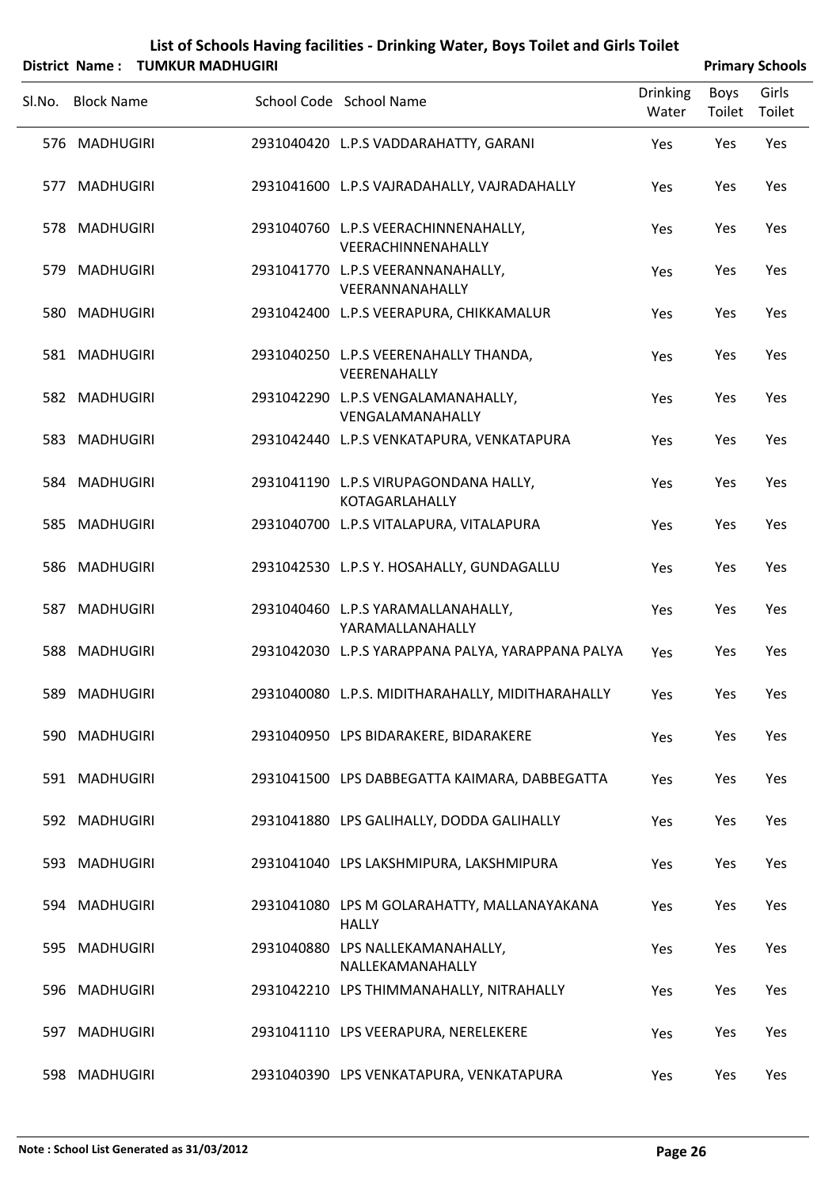# List of Schools Having facilities - Drinking Water, Boys Toilet and Girls Toilet

**District Name : TUMKUR MADHUGIRI** **Primary Schools**

| Sl.No. | Block Name | School Code | School Name | Drinking Water | Boys Toilet | Girls Toilet |
|---|---|---|---|---|---|---|
| 576 | MADHUGIRI | 2931040420 | L.P.S VADDARAHATTY, GARANI | Yes | Yes | Yes |
| 577 | MADHUGIRI | 2931041600 | L.P.S VAJRADAHALLY, VAJRADAHALLY | Yes | Yes | Yes |
| 578 | MADHUGIRI | 2931040760 | L.P.S VEERACHINNENAHALLY, VEERACHINNENAHALLY | Yes | Yes | Yes |
| 579 | MADHUGIRI | 2931041770 | L.P.S VEERANNANAHALLY, VEERANNANAHALLY | Yes | Yes | Yes |
| 580 | MADHUGIRI | 2931042400 | L.P.S VEERAPURA, CHIKKAMALUR | Yes | Yes | Yes |
| 581 | MADHUGIRI | 2931040250 | L.P.S VEERENAHALLY THANDA, VEERENAHALLY | Yes | Yes | Yes |
| 582 | MADHUGIRI | 2931042290 | L.P.S VENGALAMANAHALLY, VENGALAMANAHALLY | Yes | Yes | Yes |
| 583 | MADHUGIRI | 2931042440 | L.P.S VENKATAPURA, VENKATAPURA | Yes | Yes | Yes |
| 584 | MADHUGIRI | 2931041190 | L.P.S VIRUPAGONDANA HALLY, KOTAGARLAHALLY | Yes | Yes | Yes |
| 585 | MADHUGIRI | 2931040700 | L.P.S VITALAPURA, VITALAPURA | Yes | Yes | Yes |
| 586 | MADHUGIRI | 2931042530 | L.P.S Y. HOSAHALLY, GUNDAGALLU | Yes | Yes | Yes |
| 587 | MADHUGIRI | 2931040460 | L.P.S YARAMALLANAHALLY, YARAMALLANAHALLY | Yes | Yes | Yes |
| 588 | MADHUGIRI | 2931042030 | L.P.S YARAPPANA PALYA, YARAPPANA PALYA | Yes | Yes | Yes |
| 589 | MADHUGIRI | 2931040080 | L.P.S. MIDITHARAHALLY, MIDITHARAHALLY | Yes | Yes | Yes |
| 590 | MADHUGIRI | 2931040950 | LPS BIDARAKERE, BIDARAKERE | Yes | Yes | Yes |
| 591 | MADHUGIRI | 2931041500 | LPS DABBEGATTA KAIMARA, DABBEGATTA | Yes | Yes | Yes |
| 592 | MADHUGIRI | 2931041880 | LPS GALIHALLY, DODDA GALIHALLY | Yes | Yes | Yes |
| 593 | MADHUGIRI | 2931041040 | LPS LAKSHMIPURA, LAKSHMIPURA | Yes | Yes | Yes |
| 594 | MADHUGIRI | 2931041080 | LPS M GOLARAHATTY, MALLANAYAKANA HALLY | Yes | Yes | Yes |
| 595 | MADHUGIRI | 2931040880 | LPS NALLEKAMANAHALLY, NALLEKAMANAHALLY | Yes | Yes | Yes |
| 596 | MADHUGIRI | 2931042210 | LPS THIMMANAHALLY, NITRAHALLY | Yes | Yes | Yes |
| 597 | MADHUGIRI | 2931041110 | LPS VEERAPURA, NERELEKERE | Yes | Yes | Yes |
| 598 | MADHUGIRI | 2931040390 | LPS VENKATAPURA, VENKATAPURA | Yes | Yes | Yes |

**Note : School List Generated as 31/03/2012**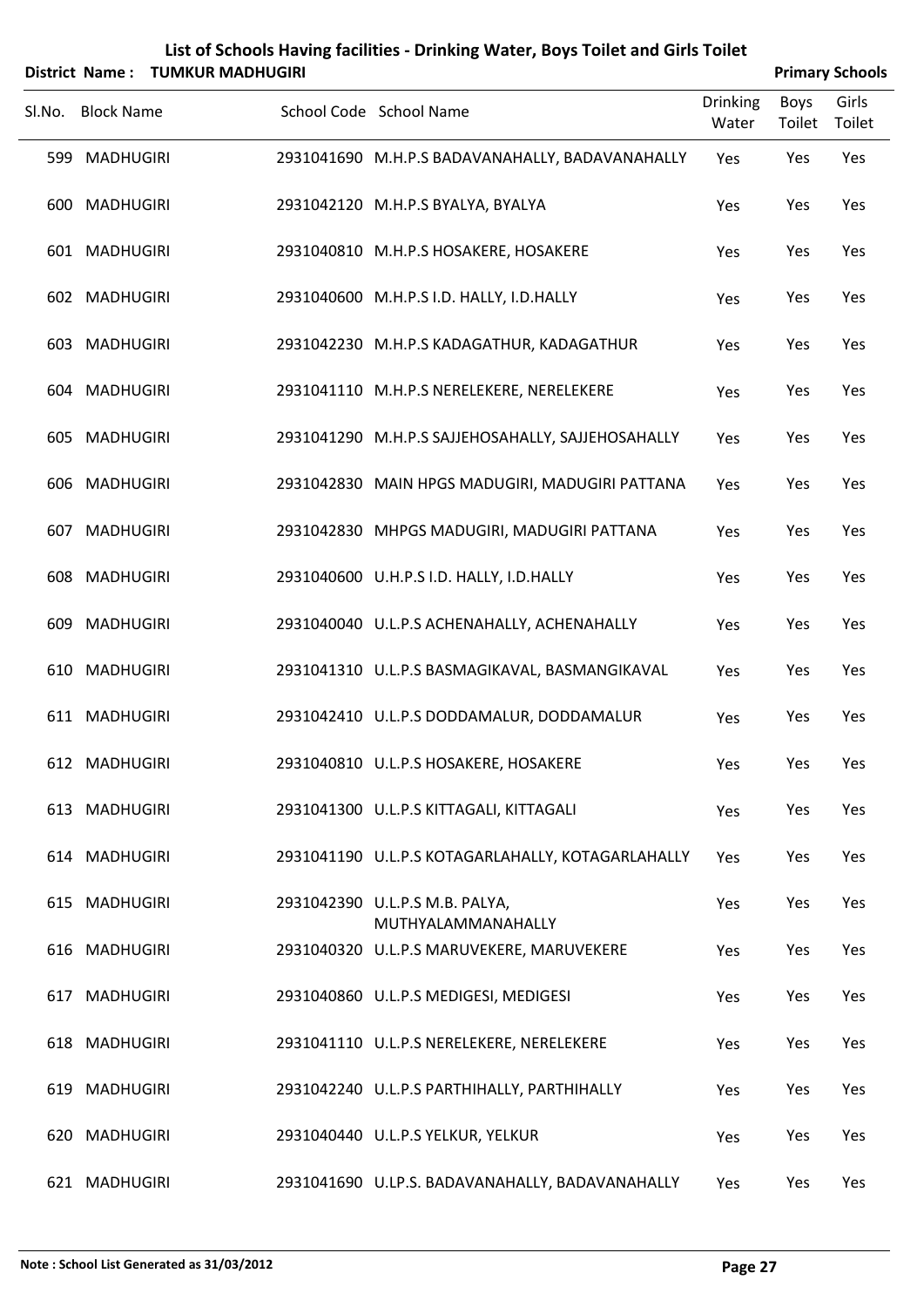# List of Schools Having facilities - Drinking Water, Boys Toilet and Girls Toilet

**District Name : TUMKUR MADHUGIRI** **Primary Schools**

| Sl.No. | Block Name | School Code | School Name | Drinking Water | Boys Toilet | Girls Toilet |
|---|---|---|---|---|---|---|
| 599 | MADHUGIRI | 2931041690 | M.H.P.S BADAVANAHALLY, BADAVANAHALLY | Yes | Yes | Yes |
| 600 | MADHUGIRI | 2931042120 | M.H.P.S BYALYA, BYALYA | Yes | Yes | Yes |
| 601 | MADHUGIRI | 2931040810 | M.H.P.S HOSAKERE, HOSAKERE | Yes | Yes | Yes |
| 602 | MADHUGIRI | 2931040600 | M.H.P.S I.D. HALLY, I.D.HALLY | Yes | Yes | Yes |
| 603 | MADHUGIRI | 2931042230 | M.H.P.S KADAGATHUR, KADAGATHUR | Yes | Yes | Yes |
| 604 | MADHUGIRI | 2931041110 | M.H.P.S NERELEKERE, NERELEKERE | Yes | Yes | Yes |
| 605 | MADHUGIRI | 2931041290 | M.H.P.S SAJJEHOSAHALLY, SAJJEHOSAHALLY | Yes | Yes | Yes |
| 606 | MADHUGIRI | 2931042830 | MAIN HPGS MADUGIRI, MADUGIRI PATTANA | Yes | Yes | Yes |
| 607 | MADHUGIRI | 2931042830 | MHPGS MADUGIRI, MADUGIRI PATTANA | Yes | Yes | Yes |
| 608 | MADHUGIRI | 2931040600 | U.H.P.S I.D. HALLY, I.D.HALLY | Yes | Yes | Yes |
| 609 | MADHUGIRI | 2931040040 | U.L.P.S ACHENAHALLY, ACHENAHALLY | Yes | Yes | Yes |
| 610 | MADHUGIRI | 2931041310 | U.L.P.S BASMAGIKAVAL, BASMANGIKAVAL | Yes | Yes | Yes |
| 611 | MADHUGIRI | 2931042410 | U.L.P.S DODDAMALUR, DODDAMALUR | Yes | Yes | Yes |
| 612 | MADHUGIRI | 2931040810 | U.L.P.S HOSAKERE, HOSAKERE | Yes | Yes | Yes |
| 613 | MADHUGIRI | 2931041300 | U.L.P.S KITTAGALI, KITTAGALI | Yes | Yes | Yes |
| 614 | MADHUGIRI | 2931041190 | U.L.P.S KOTAGARLAHALLY, KOTAGARLAHALLY | Yes | Yes | Yes |
| 615 | MADHUGIRI | 2931042390 | U.L.P.S M.B. PALYA, MUTHYALAMMANAHALLY | Yes | Yes | Yes |
| 616 | MADHUGIRI | 2931040320 | U.L.P.S MARUVEKERE, MARUVEKERE | Yes | Yes | Yes |
| 617 | MADHUGIRI | 2931040860 | U.L.P.S MEDIGESI, MEDIGESI | Yes | Yes | Yes |
| 618 | MADHUGIRI | 2931041110 | U.L.P.S NERELEKERE, NERELEKERE | Yes | Yes | Yes |
| 619 | MADHUGIRI | 2931042240 | U.L.P.S PARTHIHALLY, PARTHIHALLY | Yes | Yes | Yes |
| 620 | MADHUGIRI | 2931040440 | U.L.P.S YELKUR, YELKUR | Yes | Yes | Yes |
| 621 | MADHUGIRI | 2931041690 | U.LP.S. BADAVANAHALLY, BADAVANAHALLY | Yes | Yes | Yes |

**Note : School List Generated as 31/03/2012**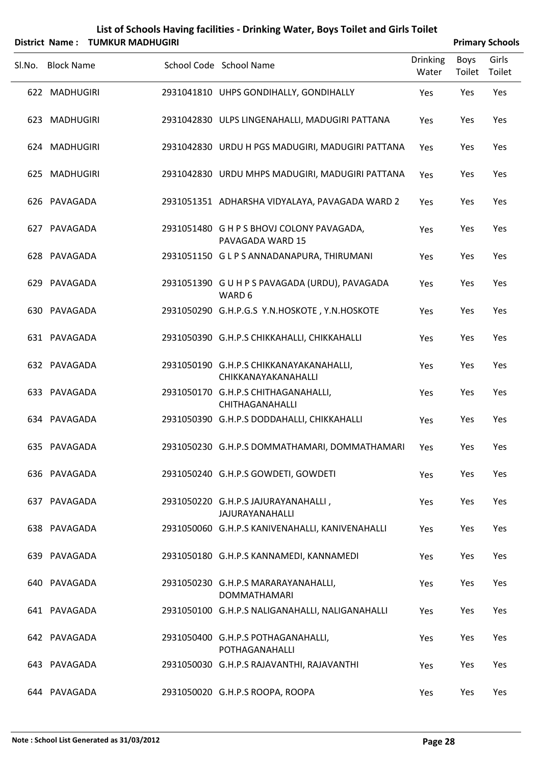# List of Schools Having facilities - Drinking Water, Boys Toilet and Girls Toilet

**District Name : TUMKUR MADHUGIRI** **Primary Schools**

| Sl.No. | Block Name | School Code | School Name | Drinking Water | Boys Toilet | Girls Toilet |
|---|---|---|---|---|---|---|
| 622 | MADHUGIRI | 2931041810 | UHPS GONDIHALLY, GONDIHALLY | Yes | Yes | Yes |
| 623 | MADHUGIRI | 2931042830 | ULPS LINGENAHALLI, MADUGIRI PATTANA | Yes | Yes | Yes |
| 624 | MADHUGIRI | 2931042830 | URDU H PGS MADUGIRI, MADUGIRI PATTANA | Yes | Yes | Yes |
| 625 | MADHUGIRI | 2931042830 | URDU MHPS MADUGIRI, MADUGIRI PATTANA | Yes | Yes | Yes |
| 626 | PAVAGADA | 2931051351 | ADHARSHA VIDYALAYA, PAVAGADA WARD 2 | Yes | Yes | Yes |
| 627 | PAVAGADA | 2931051480 | G H P S BHOVJ COLONY PAVAGADA, PAVAGADA WARD 15 | Yes | Yes | Yes |
| 628 | PAVAGADA | 2931051150 | G L P S ANNADANAPURA, THIRUMANI | Yes | Yes | Yes |
| 629 | PAVAGADA | 2931051390 | G U H P S PAVAGADA (URDU), PAVAGADA WARD 6 | Yes | Yes | Yes |
| 630 | PAVAGADA | 2931050290 | G.H.P.G.S Y.N.HOSKOTE , Y.N.HOSKOTE | Yes | Yes | Yes |
| 631 | PAVAGADA | 2931050390 | G.H.P.S CHIKKAHALLI, CHIKKAHALLI | Yes | Yes | Yes |
| 632 | PAVAGADA | 2931050190 | G.H.P.S CHIKKANAYAKANAHALLI, CHIKKANAYAKANAHALLI | Yes | Yes | Yes |
| 633 | PAVAGADA | 2931050170 | G.H.P.S CHITHAGANAHALLI, CHITHAGANAHALLI | Yes | Yes | Yes |
| 634 | PAVAGADA | 2931050390 | G.H.P.S DODDAHALLI, CHIKKAHALLI | Yes | Yes | Yes |
| 635 | PAVAGADA | 2931050230 | G.H.P.S DOMMATHAMARI, DOMMATHAMARI | Yes | Yes | Yes |
| 636 | PAVAGADA | 2931050240 | G.H.P.S GOWDETI, GOWDETI | Yes | Yes | Yes |
| 637 | PAVAGADA | 2931050220 | G.H.P.S JAJURAYANAHALLI , JAJURAYANAHALLI | Yes | Yes | Yes |
| 638 | PAVAGADA | 2931050060 | G.H.P.S KANIVENAHALLI, KANIVENAHALLI | Yes | Yes | Yes |
| 639 | PAVAGADA | 2931050180 | G.H.P.S KANNAMEDI, KANNAMEDI | Yes | Yes | Yes |
| 640 | PAVAGADA | 2931050230 | G.H.P.S MARARAYANAHALLI, DOMMATHAMARI | Yes | Yes | Yes |
| 641 | PAVAGADA | 2931050100 | G.H.P.S NALIGANAHALLI, NALIGANAHALLI | Yes | Yes | Yes |
| 642 | PAVAGADA | 2931050400 | G.H.P.S POTHAGANAHALLI, POTHAGANAHALLI | Yes | Yes | Yes |
| 643 | PAVAGADA | 2931050030 | G.H.P.S RAJAVANTHI, RAJAVANTHI | Yes | Yes | Yes |
| 644 | PAVAGADA | 2931050020 | G.H.P.S ROOPA, ROOPA | Yes | Yes | Yes |

**Note : School List Generated as 31/03/2012**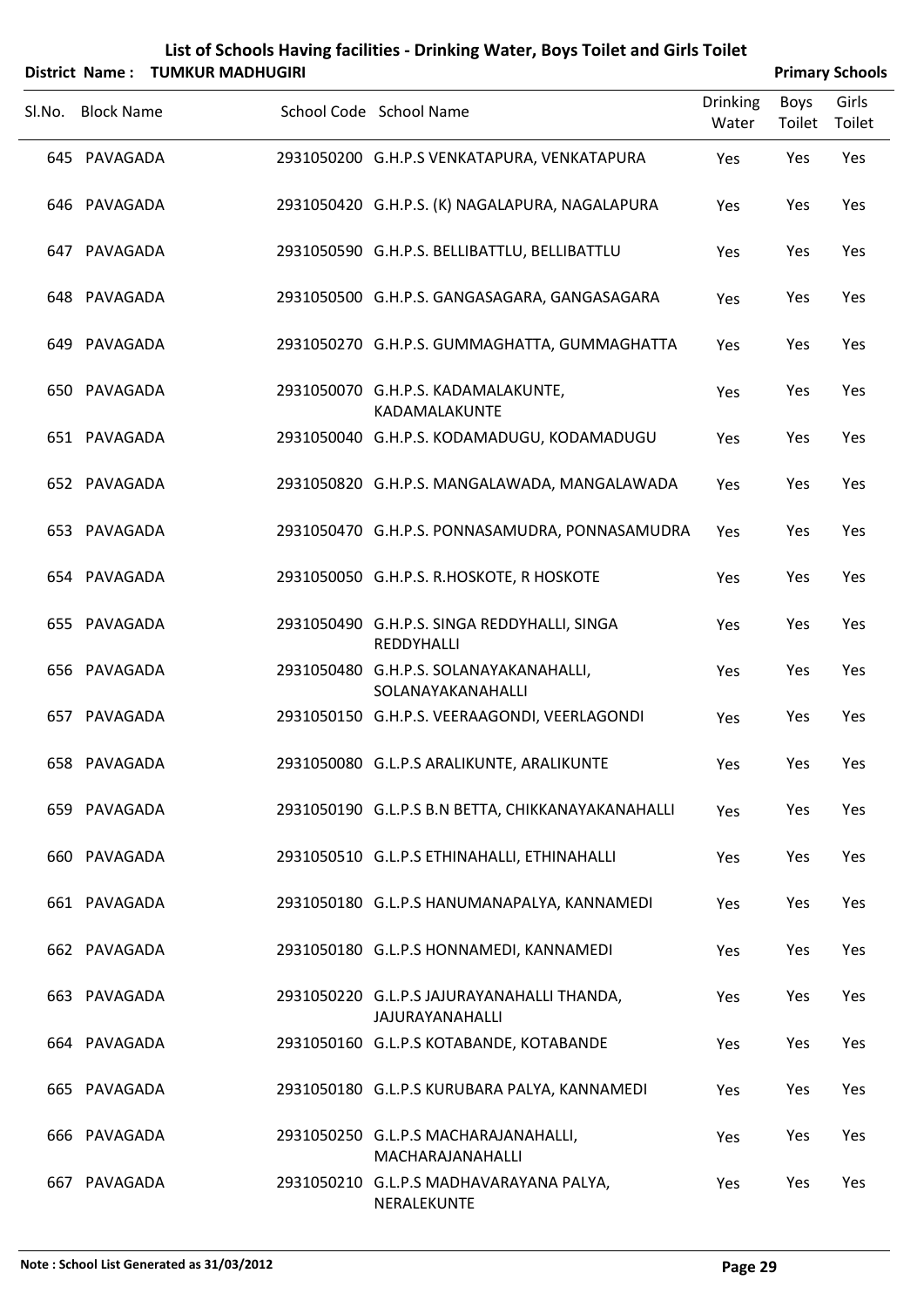# List of Schools Having facilities - Drinking Water, Boys Toilet and Girls Toilet

**District Name : TUMKUR MADHUGIRI** **Primary Schools**

| Sl.No. | Block Name | School Code | School Name | Drinking Water | Boys Toilet | Girls Toilet |
|---|---|---|---|---|---|---|
| 645 | PAVAGADA | 2931050200 | G.H.P.S VENKATAPURA, VENKATAPURA | Yes | Yes | Yes |
| 646 | PAVAGADA | 2931050420 | G.H.P.S. (K) NAGALAPURA, NAGALAPURA | Yes | Yes | Yes |
| 647 | PAVAGADA | 2931050590 | G.H.P.S. BELLIBATTLU, BELLIBATTLU | Yes | Yes | Yes |
| 648 | PAVAGADA | 2931050500 | G.H.P.S. GANGASAGARA, GANGASAGARA | Yes | Yes | Yes |
| 649 | PAVAGADA | 2931050270 | G.H.P.S. GUMMAGHATTA, GUMMAGHATTA | Yes | Yes | Yes |
| 650 | PAVAGADA | 2931050070 | G.H.P.S. KADAMALAKUNTE, KADAMALAKUNTE | Yes | Yes | Yes |
| 651 | PAVAGADA | 2931050040 | G.H.P.S. KODAMADUGU, KODAMADUGU | Yes | Yes | Yes |
| 652 | PAVAGADA | 2931050820 | G.H.P.S. MANGALAWADA, MANGALAWADA | Yes | Yes | Yes |
| 653 | PAVAGADA | 2931050470 | G.H.P.S. PONNASAMUDRA, PONNASAMUDRA | Yes | Yes | Yes |
| 654 | PAVAGADA | 2931050050 | G.H.P.S. R.HOSKOTE, R HOSKOTE | Yes | Yes | Yes |
| 655 | PAVAGADA | 2931050490 | G.H.P.S. SINGA REDDYHALLI, SINGA REDDYHALLI | Yes | Yes | Yes |
| 656 | PAVAGADA | 2931050480 | G.H.P.S. SOLANAYAKANAHALLI, SOLANAYAKANAHALLI | Yes | Yes | Yes |
| 657 | PAVAGADA | 2931050150 | G.H.P.S. VEERAAGONDI, VEERLAGONDI | Yes | Yes | Yes |
| 658 | PAVAGADA | 2931050080 | G.L.P.S ARALIKUNTE, ARALIKUNTE | Yes | Yes | Yes |
| 659 | PAVAGADA | 2931050190 | G.L.P.S B.N BETTA, CHIKKANAYAKANAHALLI | Yes | Yes | Yes |
| 660 | PAVAGADA | 2931050510 | G.L.P.S ETHINAHALLI, ETHINAHALLI | Yes | Yes | Yes |
| 661 | PAVAGADA | 2931050180 | G.L.P.S HANUMANAPALYA, KANNAMEDI | Yes | Yes | Yes |
| 662 | PAVAGADA | 2931050180 | G.L.P.S HONNAMEDI, KANNAMEDI | Yes | Yes | Yes |
| 663 | PAVAGADA | 2931050220 | G.L.P.S JAJURAYANAHALLI THANDA, JAJURAYANAHALLI | Yes | Yes | Yes |
| 664 | PAVAGADA | 2931050160 | G.L.P.S KOTABANDE, KOTABANDE | Yes | Yes | Yes |
| 665 | PAVAGADA | 2931050180 | G.L.P.S KURUBARA PALYA, KANNAMEDI | Yes | Yes | Yes |
| 666 | PAVAGADA | 2931050250 | G.L.P.S MACHARAJANAHALLI, MACHARAJANAHALLI | Yes | Yes | Yes |
| 667 | PAVAGADA | 2931050210 | G.L.P.S MADHAVARAYANA PALYA, NERALEKUNTE | Yes | Yes | Yes |

**Note : School List Generated as 31/03/2012**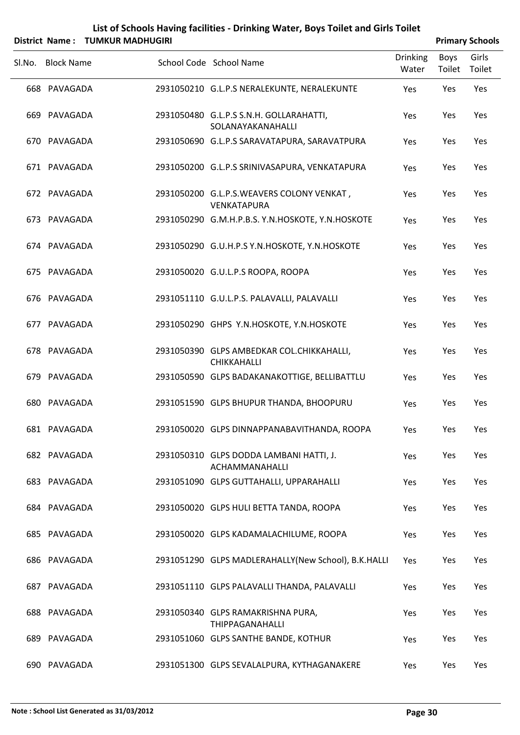# List of Schools Having facilities - Drinking Water, Boys Toilet and Girls Toilet

**District Name : TUMKUR MADHUGIRI** **Primary Schools**

| Sl.No. | Block Name | School Code | School Name | Drinking Water | Boys Toilet | Girls Toilet |
|---|---|---|---|---|---|---|
| 668 | PAVAGADA | 2931050210 | G.L.P.S NERALEKUNTE, NERALEKUNTE | Yes | Yes | Yes |
| 669 | PAVAGADA | 2931050480 | G.L.P.S S.N.H. GOLLARAHATTI, SOLANAYAKANAHALLI | Yes | Yes | Yes |
| 670 | PAVAGADA | 2931050690 | G.L.P.S SARAVATAPURA, SARAVATPURA | Yes | Yes | Yes |
| 671 | PAVAGADA | 2931050200 | G.L.P.S SRINIVASAPURA, VENKATAPURA | Yes | Yes | Yes |
| 672 | PAVAGADA | 2931050200 | G.L.P.S.WEAVERS COLONY VENKAT , VENKATAPURA | Yes | Yes | Yes |
| 673 | PAVAGADA | 2931050290 | G.M.H.P.B.S. Y.N.HOSKOTE, Y.N.HOSKOTE | Yes | Yes | Yes |
| 674 | PAVAGADA | 2931050290 | G.U.H.P.S Y.N.HOSKOTE, Y.N.HOSKOTE | Yes | Yes | Yes |
| 675 | PAVAGADA | 2931050020 | G.U.L.P.S ROOPA, ROOPA | Yes | Yes | Yes |
| 676 | PAVAGADA | 2931051110 | G.U.L.P.S. PALAVALLI, PALAVALLI | Yes | Yes | Yes |
| 677 | PAVAGADA | 2931050290 | GHPS Y.N.HOSKOTE, Y.N.HOSKOTE | Yes | Yes | Yes |
| 678 | PAVAGADA | 2931050390 | GLPS AMBEDKAR COL.CHIKKAHALLI, CHIKKAHALLI | Yes | Yes | Yes |
| 679 | PAVAGADA | 2931050590 | GLPS BADAKANAKOTTIGE, BELLIBATTLU | Yes | Yes | Yes |
| 680 | PAVAGADA | 2931051590 | GLPS BHUPUR THANDA, BHOOPURU | Yes | Yes | Yes |
| 681 | PAVAGADA | 2931050020 | GLPS DINNAPPANABAVITHANDA, ROOPA | Yes | Yes | Yes |
| 682 | PAVAGADA | 2931050310 | GLPS DODDA LAMBANI HATTI, J. ACHAMMANAHALLI | Yes | Yes | Yes |
| 683 | PAVAGADA | 2931051090 | GLPS GUTTAHALLI, UPPARAHALLI | Yes | Yes | Yes |
| 684 | PAVAGADA | 2931050020 | GLPS HULI BETTA TANDA, ROOPA | Yes | Yes | Yes |
| 685 | PAVAGADA | 2931050020 | GLPS KADAMALACHILUME, ROOPA | Yes | Yes | Yes |
| 686 | PAVAGADA | 2931051290 | GLPS MADLERAHALLY(New School), B.K.HALLI | Yes | Yes | Yes |
| 687 | PAVAGADA | 2931051110 | GLPS PALAVALLI THANDA, PALAVALLI | Yes | Yes | Yes |
| 688 | PAVAGADA | 2931050340 | GLPS RAMAKRISHNA PURA, THIPPAGANAHALLI | Yes | Yes | Yes |
| 689 | PAVAGADA | 2931051060 | GLPS SANTHE BANDE, KOTHUR | Yes | Yes | Yes |
| 690 | PAVAGADA | 2931051300 | GLPS SEVALALPURA, KYTHAGANAKERE | Yes | Yes | Yes |

**Note : School List Generated as 31/03/2012**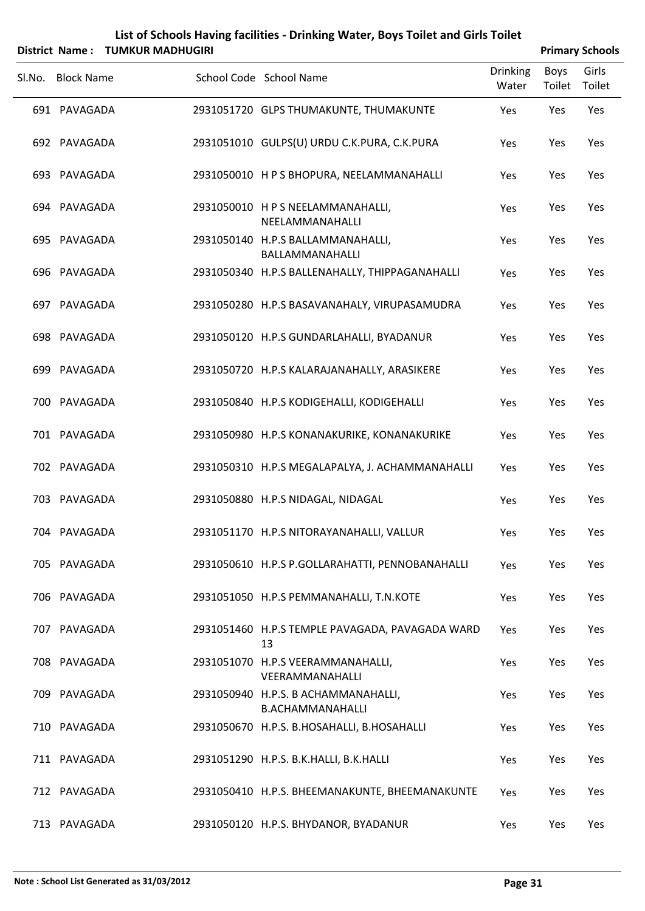# List of Schools Having facilities - Drinking Water, Boys Toilet and Girls Toilet

**District Name : TUMKUR MADHUGIRI** **Primary Schools**

| Sl.No. | Block Name | School Code | School Name | Drinking Water | Boys Toilet | Girls Toilet |
|---|---|---|---|---|---|---|
| 691 | PAVAGADA | 2931051720 | GLPS THUMAKUNTE, THUMAKUNTE | Yes | Yes | Yes |
| 692 | PAVAGADA | 2931051010 | GULPS(U) URDU C.K.PURA, C.K.PURA | Yes | Yes | Yes |
| 693 | PAVAGADA | 2931050010 | H P S BHOPURA, NEELAMMANAHALLI | Yes | Yes | Yes |
| 694 | PAVAGADA | 2931050010 | H P S NEELAMMANAHALLI, NEELAMMANAHALLI | Yes | Yes | Yes |
| 695 | PAVAGADA | 2931050140 | H.P.S BALLAMMANAHALLI, BALLAMMANAHALLI | Yes | Yes | Yes |
| 696 | PAVAGADA | 2931050340 | H.P.S BALLENAHALLY, THIPPAGANAHALLI | Yes | Yes | Yes |
| 697 | PAVAGADA | 2931050280 | H.P.S BASAVANAHALY, VIRUPASAMUDRA | Yes | Yes | Yes |
| 698 | PAVAGADA | 2931050120 | H.P.S GUNDARLAHALLI, BYADANUR | Yes | Yes | Yes |
| 699 | PAVAGADA | 2931050720 | H.P.S KALARAJANAHALLY, ARASIKERE | Yes | Yes | Yes |
| 700 | PAVAGADA | 2931050840 | H.P.S KODIGEHALLI, KODIGEHALLI | Yes | Yes | Yes |
| 701 | PAVAGADA | 2931050980 | H.P.S KONANAKURIKE, KONANAKURIKE | Yes | Yes | Yes |
| 702 | PAVAGADA | 2931050310 | H.P.S MEGALAPALYA, J. ACHAMMANAHALLI | Yes | Yes | Yes |
| 703 | PAVAGADA | 2931050880 | H.P.S NIDAGAL, NIDAGAL | Yes | Yes | Yes |
| 704 | PAVAGADA | 2931051170 | H.P.S NITORAYANAHALLI, VALLUR | Yes | Yes | Yes |
| 705 | PAVAGADA | 2931050610 | H.P.S P.GOLLARAHATTI, PENNOBANAHALLI | Yes | Yes | Yes |
| 706 | PAVAGADA | 2931051050 | H.P.S PEMMANAHALLI, T.N.KOTE | Yes | Yes | Yes |
| 707 | PAVAGADA | 2931051460 | H.P.S TEMPLE PAVAGADA, PAVAGADA WARD 13 | Yes | Yes | Yes |
| 708 | PAVAGADA | 2931051070 | H.P.S VEERAMMANAHALLI, VEERAMMANAHALLI | Yes | Yes | Yes |
| 709 | PAVAGADA | 2931050940 | H.P.S. B ACHAMMANAHALLI, B.ACHAMMANAHALLI | Yes | Yes | Yes |
| 710 | PAVAGADA | 2931050670 | H.P.S. B.HOSAHALLI, B.HOSAHALLI | Yes | Yes | Yes |
| 711 | PAVAGADA | 2931051290 | H.P.S. B.K.HALLI, B.K.HALLI | Yes | Yes | Yes |
| 712 | PAVAGADA | 2931050410 | H.P.S. BHEEMANAKUNTE, BHEEMANAKUNTE | Yes | Yes | Yes |
| 713 | PAVAGADA | 2931050120 | H.P.S. BHYDANOR, BYADANUR | Yes | Yes | Yes |

**Note : School List Generated as 31/03/2012**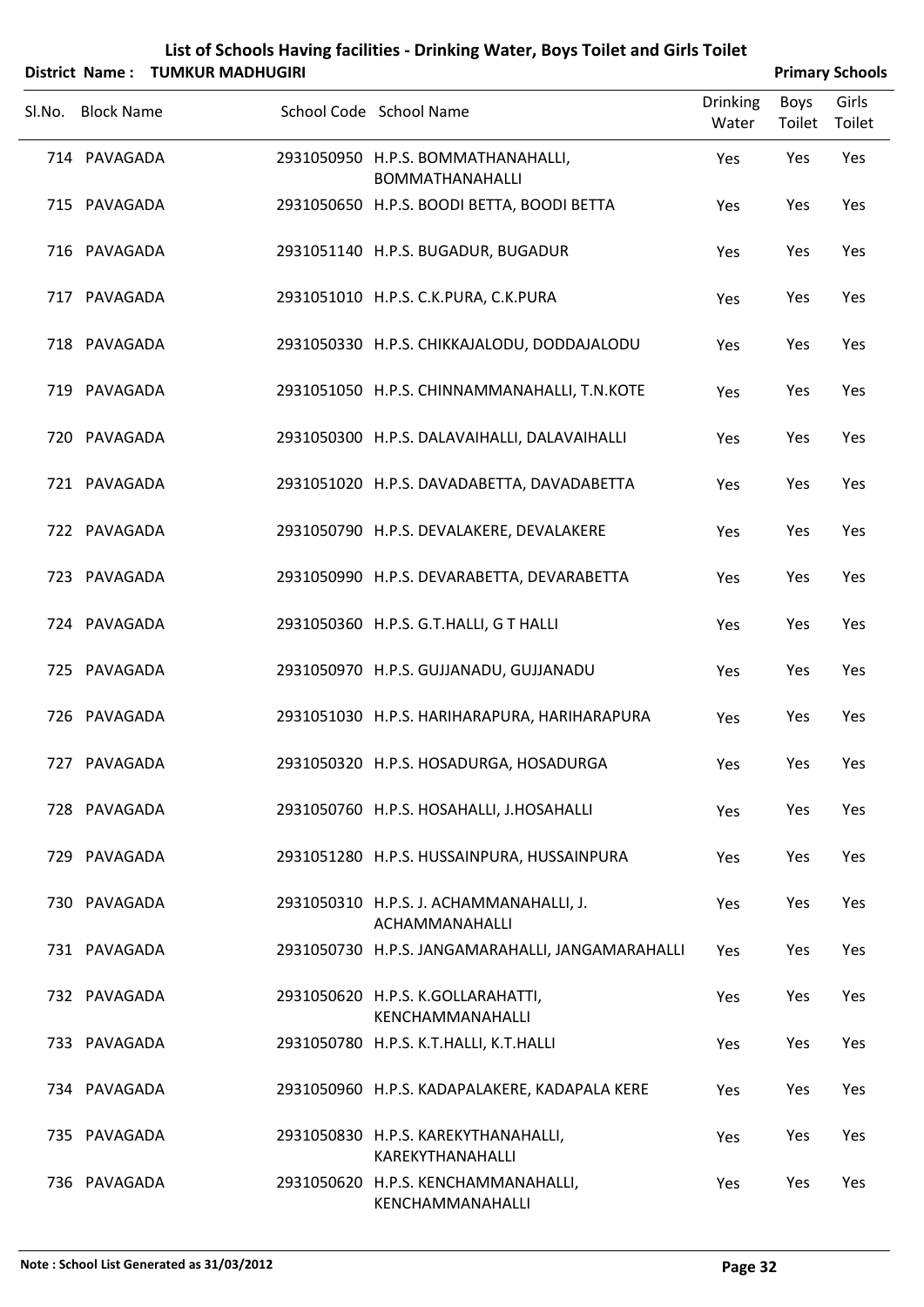# List of Schools Having facilities - Drinking Water, Boys Toilet and Girls Toilet

**District Name : TUMKUR MADHUGIRI** **Primary Schools**

| Sl.No. | Block Name | School Code | School Name | Drinking Water | Boys Toilet | Girls Toilet |
|---|---|---|---|---|---|---|
| 714 | PAVAGADA | 2931050950 | H.P.S. BOMMATHANAHALLI, BOMMATHANAHALLI | Yes | Yes | Yes |
| 715 | PAVAGADA | 2931050650 | H.P.S. BOODI BETTA, BOODI BETTA | Yes | Yes | Yes |
| 716 | PAVAGADA | 2931051140 | H.P.S. BUGADUR, BUGADUR | Yes | Yes | Yes |
| 717 | PAVAGADA | 2931051010 | H.P.S. C.K.PURA, C.K.PURA | Yes | Yes | Yes |
| 718 | PAVAGADA | 2931050330 | H.P.S. CHIKKAJALODU, DODDAJALODU | Yes | Yes | Yes |
| 719 | PAVAGADA | 2931051050 | H.P.S. CHINNAMMANAHALLI, T.N.KOTE | Yes | Yes | Yes |
| 720 | PAVAGADA | 2931050300 | H.P.S. DALAVAIHALLI, DALAVAIHALLI | Yes | Yes | Yes |
| 721 | PAVAGADA | 2931051020 | H.P.S. DAVADABETTA, DAVADABETTA | Yes | Yes | Yes |
| 722 | PAVAGADA | 2931050790 | H.P.S. DEVALAKERE, DEVALAKERE | Yes | Yes | Yes |
| 723 | PAVAGADA | 2931050990 | H.P.S. DEVARABETTA, DEVARABETTA | Yes | Yes | Yes |
| 724 | PAVAGADA | 2931050360 | H.P.S. G.T.HALLI, G T HALLI | Yes | Yes | Yes |
| 725 | PAVAGADA | 2931050970 | H.P.S. GUJJANADU, GUJJANADU | Yes | Yes | Yes |
| 726 | PAVAGADA | 2931051030 | H.P.S. HARIHARAPURA, HARIHARAPURA | Yes | Yes | Yes |
| 727 | PAVAGADA | 2931050320 | H.P.S. HOSADURGA, HOSADURGA | Yes | Yes | Yes |
| 728 | PAVAGADA | 2931050760 | H.P.S. HOSAHALLI, J.HOSAHALLI | Yes | Yes | Yes |
| 729 | PAVAGADA | 2931051280 | H.P.S. HUSSAINPURA, HUSSAINPURA | Yes | Yes | Yes |
| 730 | PAVAGADA | 2931050310 | H.P.S. J. ACHAMMANAHALLI, J. ACHAMMANAHALLI | Yes | Yes | Yes |
| 731 | PAVAGADA | 2931050730 | H.P.S. JANGAMARAHALLI, JANGAMARAHALLI | Yes | Yes | Yes |
| 732 | PAVAGADA | 2931050620 | H.P.S. K.GOLLARAHATTI, KENCHAMMANAHALLI | Yes | Yes | Yes |
| 733 | PAVAGADA | 2931050780 | H.P.S. K.T.HALLI, K.T.HALLI | Yes | Yes | Yes |
| 734 | PAVAGADA | 2931050960 | H.P.S. KADAPALAKERE, KADAPALA KERE | Yes | Yes | Yes |
| 735 | PAVAGADA | 2931050830 | H.P.S. KAREKYTHANAHALLI, KAREKYTHANAHALLI | Yes | Yes | Yes |
| 736 | PAVAGADA | 2931050620 | H.P.S. KENCHAMMANAHALLI, KENCHAMMANAHALLI | Yes | Yes | Yes |

**Note : School List Generated as 31/03/2012**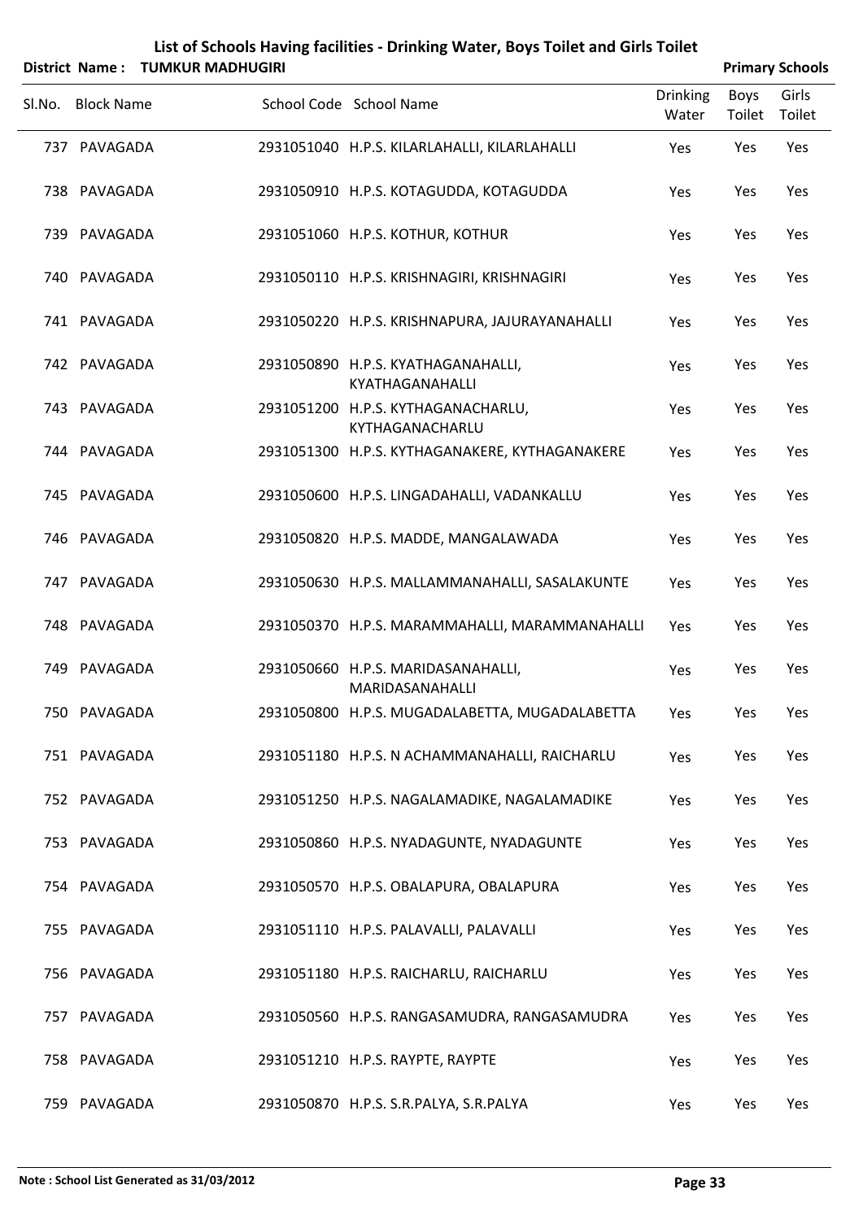# List of Schools Having facilities - Drinking Water, Boys Toilet and Girls Toilet

**District Name : TUMKUR MADHUGIRI** **Primary Schools**

| Sl.No. | Block Name | School Code | School Name | Drinking Water | Boys Toilet | Girls Toilet |
|---|---|---|---|---|---|---|
| 737 | PAVAGADA | 2931051040 | H.P.S. KILARLAHALLI, KILARLAHALLI | Yes | Yes | Yes |
| 738 | PAVAGADA | 2931050910 | H.P.S. KOTAGUDDA, KOTAGUDDA | Yes | Yes | Yes |
| 739 | PAVAGADA | 2931051060 | H.P.S. KOTHUR, KOTHUR | Yes | Yes | Yes |
| 740 | PAVAGADA | 2931050110 | H.P.S. KRISHNAGIRI, KRISHNAGIRI | Yes | Yes | Yes |
| 741 | PAVAGADA | 2931050220 | H.P.S. KRISHNAPURA, JAJURAYANAHALLI | Yes | Yes | Yes |
| 742 | PAVAGADA | 2931050890 | H.P.S. KYATHAGANAHALLI, KYATHAGANAHALLI | Yes | Yes | Yes |
| 743 | PAVAGADA | 2931051200 | H.P.S. KYTHAGANACHARLU, KYTHAGANACHARLU | Yes | Yes | Yes |
| 744 | PAVAGADA | 2931051300 | H.P.S. KYTHAGANAKERE, KYTHAGANAKERE | Yes | Yes | Yes |
| 745 | PAVAGADA | 2931050600 | H.P.S. LINGADAHALLI, VADANKALLU | Yes | Yes | Yes |
| 746 | PAVAGADA | 2931050820 | H.P.S. MADDE, MANGALAWADA | Yes | Yes | Yes |
| 747 | PAVAGADA | 2931050630 | H.P.S. MALLAMMANAHALLI, SASALAKUNTE | Yes | Yes | Yes |
| 748 | PAVAGADA | 2931050370 | H.P.S. MARAMMAHALLI, MARAMMANAHALLI | Yes | Yes | Yes |
| 749 | PAVAGADA | 2931050660 | H.P.S. MARIDASANAHALLI, MARIDASANAHALLI | Yes | Yes | Yes |
| 750 | PAVAGADA | 2931050800 | H.P.S. MUGADALABETTA, MUGADALABETTA | Yes | Yes | Yes |
| 751 | PAVAGADA | 2931051180 | H.P.S. N ACHAMMANAHALLI, RAICHARLU | Yes | Yes | Yes |
| 752 | PAVAGADA | 2931051250 | H.P.S. NAGALAMADIKE, NAGALAMADIKE | Yes | Yes | Yes |
| 753 | PAVAGADA | 2931050860 | H.P.S. NYADAGUNTE, NYADAGUNTE | Yes | Yes | Yes |
| 754 | PAVAGADA | 2931050570 | H.P.S. OBALAPURA, OBALAPURA | Yes | Yes | Yes |
| 755 | PAVAGADA | 2931051110 | H.P.S. PALAVALLI, PALAVALLI | Yes | Yes | Yes |
| 756 | PAVAGADA | 2931051180 | H.P.S. RAICHARLU, RAICHARLU | Yes | Yes | Yes |
| 757 | PAVAGADA | 2931050560 | H.P.S. RANGASAMUDRA, RANGASAMUDRA | Yes | Yes | Yes |
| 758 | PAVAGADA | 2931051210 | H.P.S. RAYPTE, RAYPTE | Yes | Yes | Yes |
| 759 | PAVAGADA | 2931050870 | H.P.S. S.R.PALYA, S.R.PALYA | Yes | Yes | Yes |

**Note : School List Generated as 31/03/2012**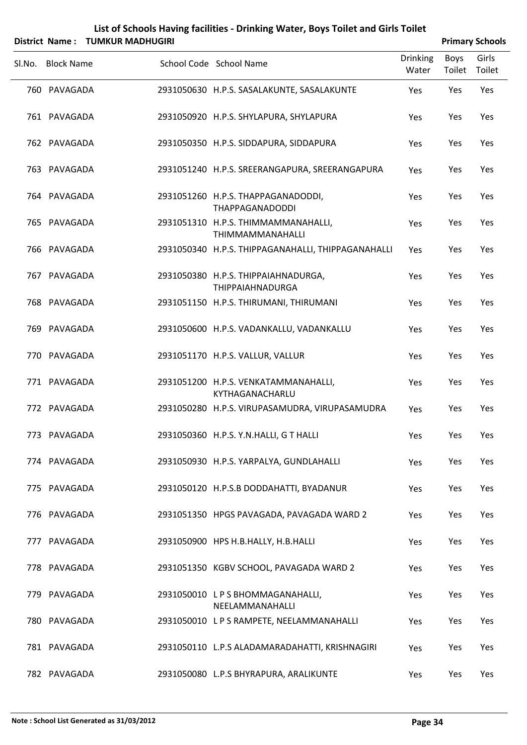# List of Schools Having facilities - Drinking Water, Boys Toilet and Girls Toilet

**District Name : TUMKUR MADHUGIRI** **Primary Schools**

| Sl.No. | Block Name | School Code | School Name | Drinking Water | Boys Toilet | Girls Toilet |
|---|---|---|---|---|---|---|
| 760 | PAVAGADA | 2931050630 | H.P.S. SASALAKUNTE, SASALAKUNTE | Yes | Yes | Yes |
| 761 | PAVAGADA | 2931050920 | H.P.S. SHYLAPURA, SHYLAPURA | Yes | Yes | Yes |
| 762 | PAVAGADA | 2931050350 | H.P.S. SIDDAPURA, SIDDAPURA | Yes | Yes | Yes |
| 763 | PAVAGADA | 2931051240 | H.P.S. SREERANGAPURA, SREERANGAPURA | Yes | Yes | Yes |
| 764 | PAVAGADA | 2931051260 | H.P.S. THAPPAGANADODDI, THAPPAGANADODDI | Yes | Yes | Yes |
| 765 | PAVAGADA | 2931051310 | H.P.S. THIMMAMMANAHALLI, THIMMAMMANAHALLI | Yes | Yes | Yes |
| 766 | PAVAGADA | 2931050340 | H.P.S. THIPPAGANAHALLI, THIPPAGANAHALLI | Yes | Yes | Yes |
| 767 | PAVAGADA | 2931050380 | H.P.S. THIPPAIAHNADURGA, THIPPAIAHNADURGA | Yes | Yes | Yes |
| 768 | PAVAGADA | 2931051150 | H.P.S. THIRUMANI, THIRUMANI | Yes | Yes | Yes |
| 769 | PAVAGADA | 2931050600 | H.P.S. VADANKALLU, VADANKALLU | Yes | Yes | Yes |
| 770 | PAVAGADA | 2931051170 | H.P.S. VALLUR, VALLUR | Yes | Yes | Yes |
| 771 | PAVAGADA | 2931051200 | H.P.S. VENKATAMMANAHALLI, KYTHAGANACHARLU | Yes | Yes | Yes |
| 772 | PAVAGADA | 2931050280 | H.P.S. VIRUPASAMUDRA, VIRUPASAMUDRA | Yes | Yes | Yes |
| 773 | PAVAGADA | 2931050360 | H.P.S. Y.N.HALLI, G T HALLI | Yes | Yes | Yes |
| 774 | PAVAGADA | 2931050930 | H.P.S. YARPALYA, GUNDLAHALLI | Yes | Yes | Yes |
| 775 | PAVAGADA | 2931050120 | H.P.S.B DODDAHATTI, BYADANUR | Yes | Yes | Yes |
| 776 | PAVAGADA | 2931051350 | HPGS PAVAGADA, PAVAGADA WARD 2 | Yes | Yes | Yes |
| 777 | PAVAGADA | 2931050900 | HPS H.B.HALLY, H.B.HALLI | Yes | Yes | Yes |
| 778 | PAVAGADA | 2931051350 | KGBV SCHOOL, PAVAGADA WARD 2 | Yes | Yes | Yes |
| 779 | PAVAGADA | 2931050010 | L P S BHOMMAGANAHALLI, NEELAMMANAHALLI | Yes | Yes | Yes |
| 780 | PAVAGADA | 2931050010 | L P S RAMPETE, NEELAMMANAHALLI | Yes | Yes | Yes |
| 781 | PAVAGADA | 2931050110 | L.P.S ALADAMARADAHATTI, KRISHNAGIRI | Yes | Yes | Yes |
| 782 | PAVAGADA | 2931050080 | L.P.S BHYRAPURA, ARALIKUNTE | Yes | Yes | Yes |

**Note : School List Generated as 31/03/2012**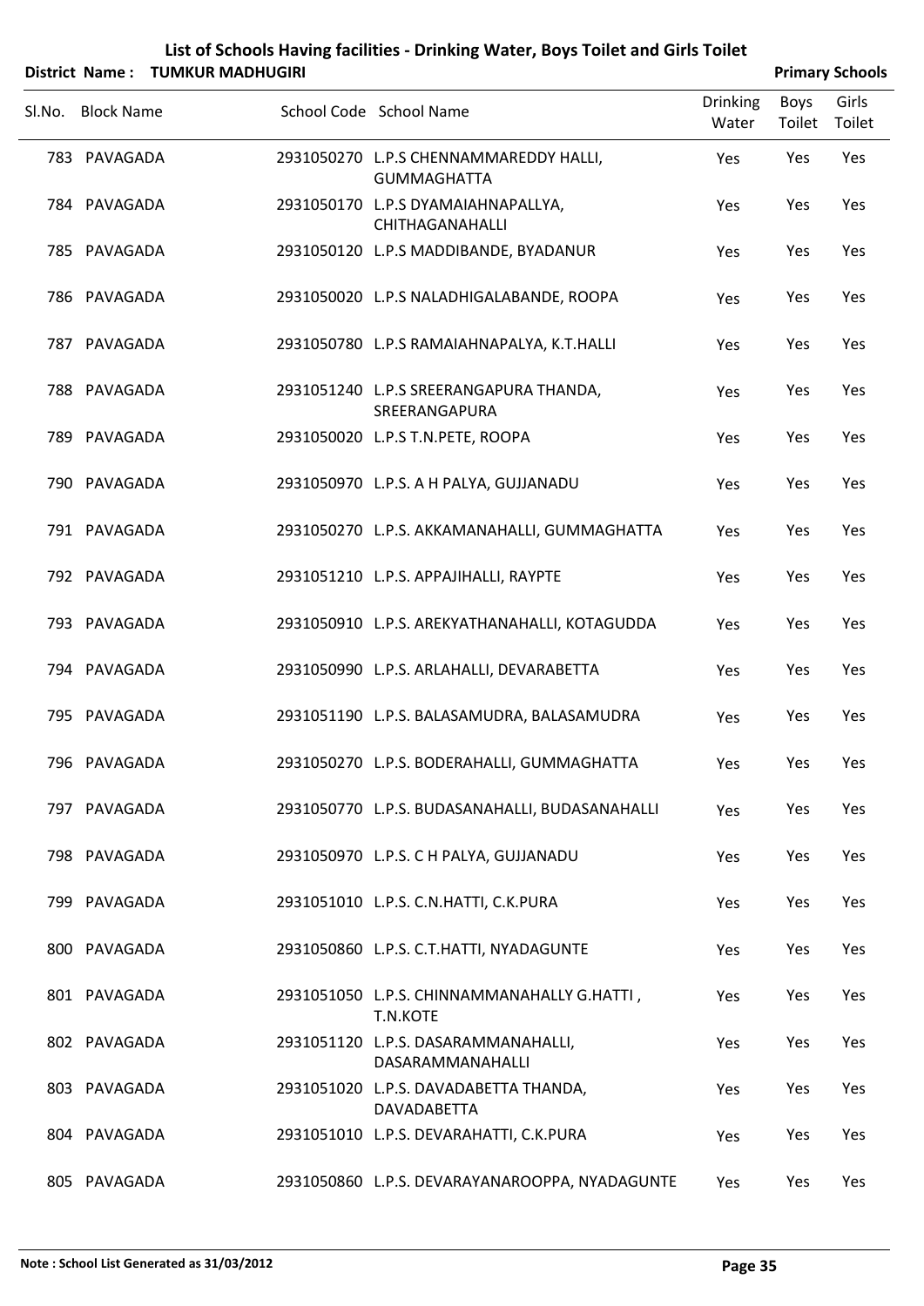# List of Schools Having facilities - Drinking Water, Boys Toilet and Girls Toilet

**District Name : TUMKUR MADHUGIRI** **Primary Schools**

| Sl.No. | Block Name | School Code | School Name | Drinking Water | Boys Toilet | Girls Toilet |
|---|---|---|---|---|---|---|
| 783 | PAVAGADA | 2931050270 | L.P.S CHENNAMMAREDDY HALLI, GUMMAGHATTA | Yes | Yes | Yes |
| 784 | PAVAGADA | 2931050170 | L.P.S DYAMAIAHNAPALLYA, CHITHAGANAHALLI | Yes | Yes | Yes |
| 785 | PAVAGADA | 2931050120 | L.P.S MADDIBANDE, BYADANUR | Yes | Yes | Yes |
| 786 | PAVAGADA | 2931050020 | L.P.S NALADHIGALABANDE, ROOPA | Yes | Yes | Yes |
| 787 | PAVAGADA | 2931050780 | L.P.S RAMAIAHNAPALYA, K.T.HALLI | Yes | Yes | Yes |
| 788 | PAVAGADA | 2931051240 | L.P.S SREERANGAPURA THANDA, SREERANGAPURA | Yes | Yes | Yes |
| 789 | PAVAGADA | 2931050020 | L.P.S T.N.PETE, ROOPA | Yes | Yes | Yes |
| 790 | PAVAGADA | 2931050970 | L.P.S. A H PALYA, GUJJANADU | Yes | Yes | Yes |
| 791 | PAVAGADA | 2931050270 | L.P.S. AKKAMANAHALLI, GUMMAGHATTA | Yes | Yes | Yes |
| 792 | PAVAGADA | 2931051210 | L.P.S. APPAJIHALLI, RAYPTE | Yes | Yes | Yes |
| 793 | PAVAGADA | 2931050910 | L.P.S. AREKYATHANAHALLI, KOTAGUDDA | Yes | Yes | Yes |
| 794 | PAVAGADA | 2931050990 | L.P.S. ARLAHALLI, DEVARABETTA | Yes | Yes | Yes |
| 795 | PAVAGADA | 2931051190 | L.P.S. BALASAMUDRA, BALASAMUDRA | Yes | Yes | Yes |
| 796 | PAVAGADA | 2931050270 | L.P.S. BODERAHALLI, GUMMAGHATTA | Yes | Yes | Yes |
| 797 | PAVAGADA | 2931050770 | L.P.S. BUDASANAHALLI, BUDASANAHALLI | Yes | Yes | Yes |
| 798 | PAVAGADA | 2931050970 | L.P.S. C H PALYA, GUJJANADU | Yes | Yes | Yes |
| 799 | PAVAGADA | 2931051010 | L.P.S. C.N.HATTI, C.K.PURA | Yes | Yes | Yes |
| 800 | PAVAGADA | 2931050860 | L.P.S. C.T.HATTI, NYADAGUNTE | Yes | Yes | Yes |
| 801 | PAVAGADA | 2931051050 | L.P.S. CHINNAMMANAHALLY G.HATTI , T.N.KOTE | Yes | Yes | Yes |
| 802 | PAVAGADA | 2931051120 | L.P.S. DASARAMMANAHALLI, DASARAMMANAHALLI | Yes | Yes | Yes |
| 803 | PAVAGADA | 2931051020 | L.P.S. DAVADABETTA THANDA, DAVADABETTA | Yes | Yes | Yes |
| 804 | PAVAGADA | 2931051010 | L.P.S. DEVARAHATTI, C.K.PURA | Yes | Yes | Yes |
| 805 | PAVAGADA | 2931050860 | L.P.S. DEVARAYANAROOPPA, NYADAGUNTE | Yes | Yes | Yes |

**Note : School List Generated as 31/03/2012**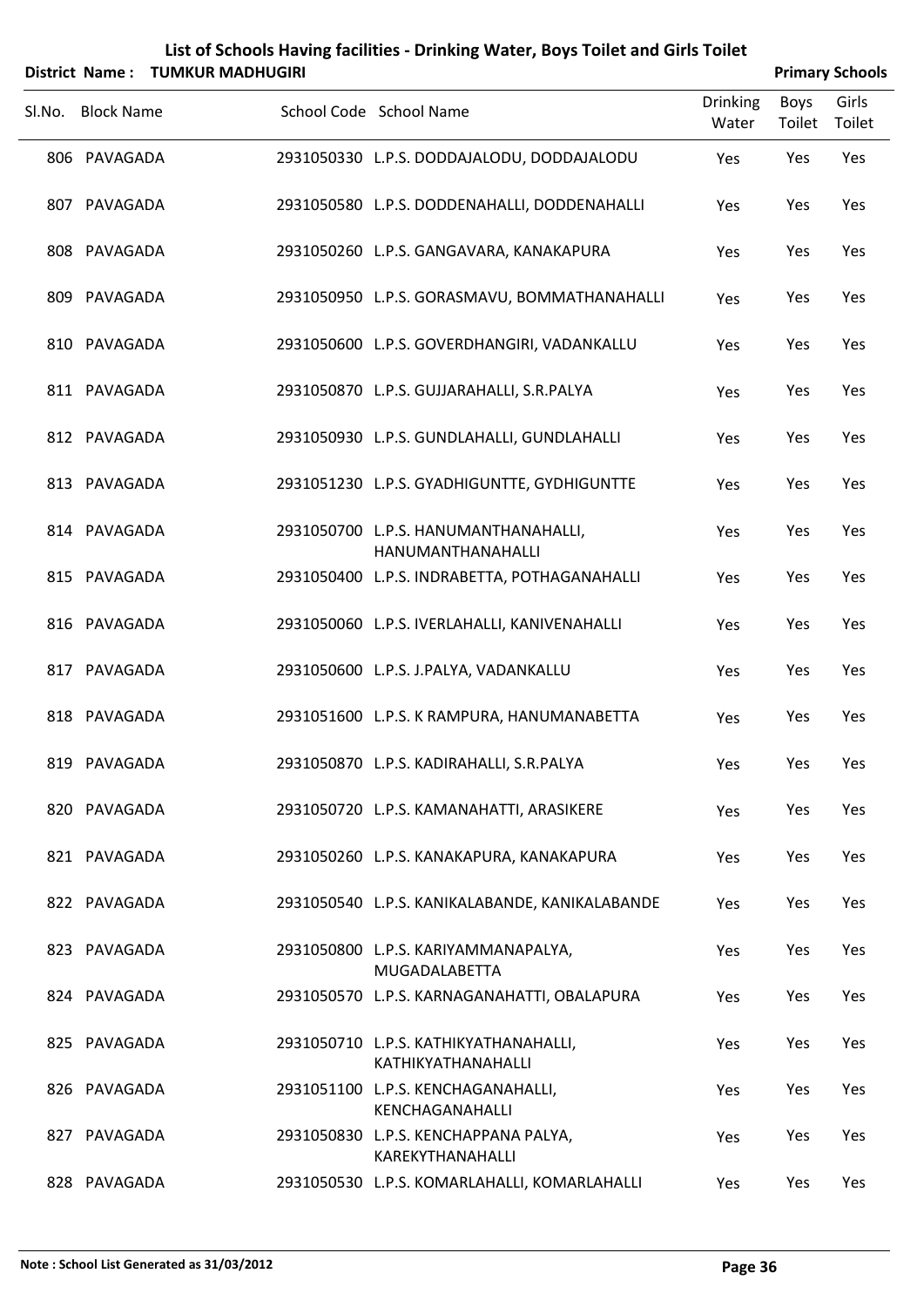# List of Schools Having facilities - Drinking Water, Boys Toilet and Girls Toilet

**District Name : TUMKUR MADHUGIRI** **Primary Schools**

| Sl.No. | Block Name | School Code | School Name | Drinking Water | Boys Toilet | Girls Toilet |
|---|---|---|---|---|---|---|
| 806 | PAVAGADA | 2931050330 | L.P.S. DODDAJALODU, DODDAJALODU | Yes | Yes | Yes |
| 807 | PAVAGADA | 2931050580 | L.P.S. DODDENAHALLI, DODDENAHALLI | Yes | Yes | Yes |
| 808 | PAVAGADA | 2931050260 | L.P.S. GANGAVARA, KANAKAPURA | Yes | Yes | Yes |
| 809 | PAVAGADA | 2931050950 | L.P.S. GORASMAVU, BOMMATHANAHALLI | Yes | Yes | Yes |
| 810 | PAVAGADA | 2931050600 | L.P.S. GOVERDHANGIRI, VADANKALLU | Yes | Yes | Yes |
| 811 | PAVAGADA | 2931050870 | L.P.S. GUJJARAHALLI, S.R.PALYA | Yes | Yes | Yes |
| 812 | PAVAGADA | 2931050930 | L.P.S. GUNDLAHALLI, GUNDLAHALLI | Yes | Yes | Yes |
| 813 | PAVAGADA | 2931051230 | L.P.S. GYADHIGUNTTE, GYDHIGUNTTE | Yes | Yes | Yes |
| 814 | PAVAGADA | 2931050700 | L.P.S. HANUMANTHANAHALLI, HANUMANTHANAHALLI | Yes | Yes | Yes |
| 815 | PAVAGADA | 2931050400 | L.P.S. INDRABETTA, POTHAGANAHALLI | Yes | Yes | Yes |
| 816 | PAVAGADA | 2931050060 | L.P.S. IVERLAHALLI, KANIVENAHALLI | Yes | Yes | Yes |
| 817 | PAVAGADA | 2931050600 | L.P.S. J.PALYA, VADANKALLU | Yes | Yes | Yes |
| 818 | PAVAGADA | 2931051600 | L.P.S. K RAMPURA, HANUMANABETTA | Yes | Yes | Yes |
| 819 | PAVAGADA | 2931050870 | L.P.S. KADIRAHALLI, S.R.PALYA | Yes | Yes | Yes |
| 820 | PAVAGADA | 2931050720 | L.P.S. KAMANAHATTI, ARASIKERE | Yes | Yes | Yes |
| 821 | PAVAGADA | 2931050260 | L.P.S. KANAKAPURA, KANAKAPURA | Yes | Yes | Yes |
| 822 | PAVAGADA | 2931050540 | L.P.S. KANIKALABANDE, KANIKALABANDE | Yes | Yes | Yes |
| 823 | PAVAGADA | 2931050800 | L.P.S. KARIYAMMANAPALYA, MUGADALABETTA | Yes | Yes | Yes |
| 824 | PAVAGADA | 2931050570 | L.P.S. KARNAGANAHATTI, OBALAPURA | Yes | Yes | Yes |
| 825 | PAVAGADA | 2931050710 | L.P.S. KATHIKYATHANAHALLI, KATHIKYATHANAHALLI | Yes | Yes | Yes |
| 826 | PAVAGADA | 2931051100 | L.P.S. KENCHAGANAHALLI, KENCHAGANAHALLI | Yes | Yes | Yes |
| 827 | PAVAGADA | 2931050830 | L.P.S. KENCHAPPANA PALYA, KAREKYTHANAHALLI | Yes | Yes | Yes |
| 828 | PAVAGADA | 2931050530 | L.P.S. KOMARLAHALLI, KOMARLAHALLI | Yes | Yes | Yes |

**Note : School List Generated as 31/03/2012**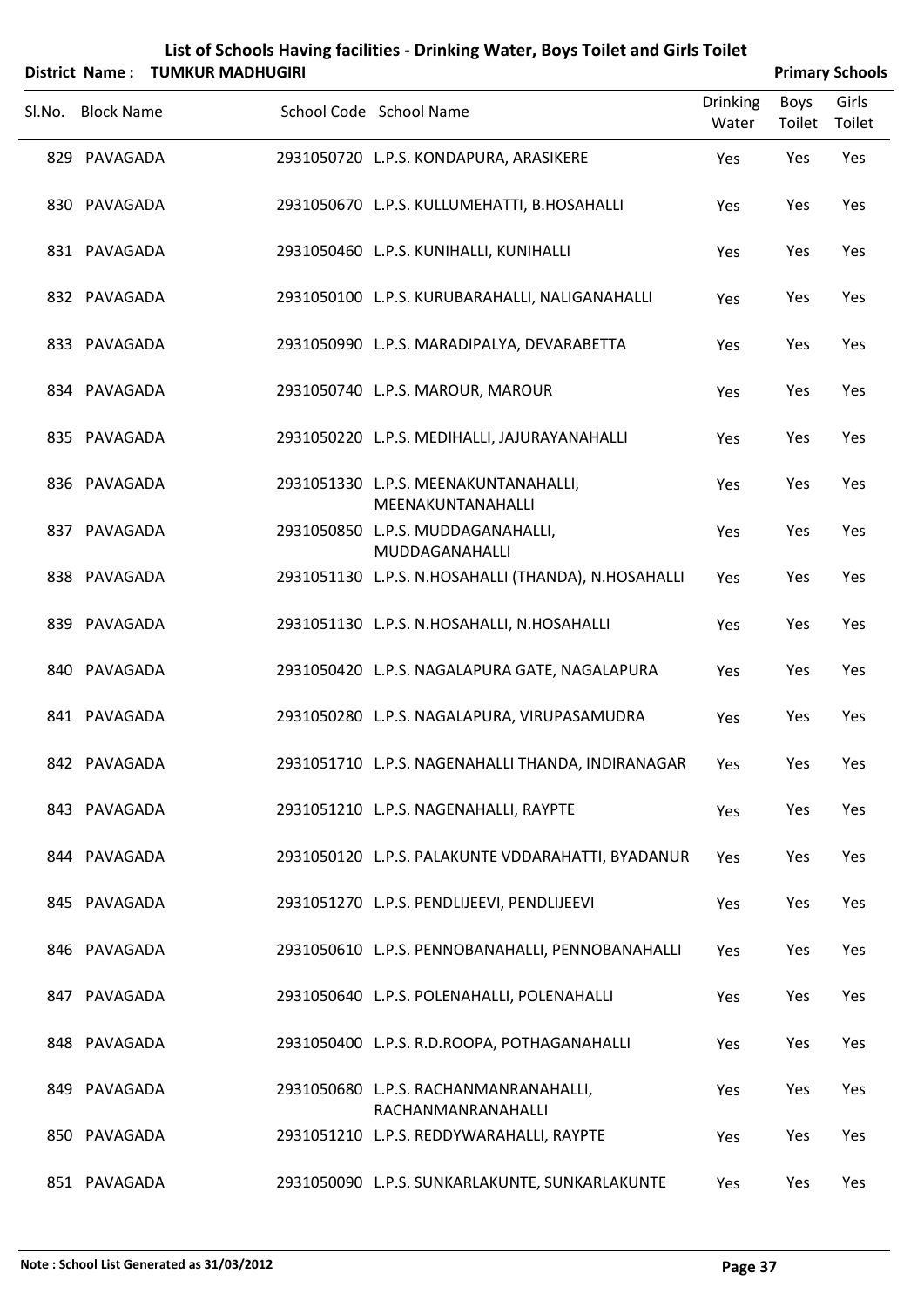# List of Schools Having facilities - Drinking Water, Boys Toilet and Girls Toilet

**District Name : TUMKUR MADHUGIRI** **Primary Schools**

| Sl.No. | Block Name | School Code | School Name | Drinking Water | Boys Toilet | Girls Toilet |
|---|---|---|---|---|---|---|
| 829 | PAVAGADA | 2931050720 | L.P.S. KONDAPURA, ARASIKERE | Yes | Yes | Yes |
| 830 | PAVAGADA | 2931050670 | L.P.S. KULLUMEHATTI, B.HOSAHALLI | Yes | Yes | Yes |
| 831 | PAVAGADA | 2931050460 | L.P.S. KUNIHALLI, KUNIHALLI | Yes | Yes | Yes |
| 832 | PAVAGADA | 2931050100 | L.P.S. KURUBARAHALLI, NALIGANAHALLI | Yes | Yes | Yes |
| 833 | PAVAGADA | 2931050990 | L.P.S. MARADIPALYA, DEVARABETTA | Yes | Yes | Yes |
| 834 | PAVAGADA | 2931050740 | L.P.S. MAROUR, MAROUR | Yes | Yes | Yes |
| 835 | PAVAGADA | 2931050220 | L.P.S. MEDIHALLI, JAJURAYANAHALLI | Yes | Yes | Yes |
| 836 | PAVAGADA | 2931051330 | L.P.S. MEENAKUNTANAHALLI, MEENAKUNTANAHALLI | Yes | Yes | Yes |
| 837 | PAVAGADA | 2931050850 | L.P.S. MUDDAGANAHALLI, MUDDAGANAHALLI | Yes | Yes | Yes |
| 838 | PAVAGADA | 2931051130 | L.P.S. N.HOSAHALLI (THANDA), N.HOSAHALLI | Yes | Yes | Yes |
| 839 | PAVAGADA | 2931051130 | L.P.S. N.HOSAHALLI, N.HOSAHALLI | Yes | Yes | Yes |
| 840 | PAVAGADA | 2931050420 | L.P.S. NAGALAPURA GATE, NAGALAPURA | Yes | Yes | Yes |
| 841 | PAVAGADA | 2931050280 | L.P.S. NAGALAPURA, VIRUPASAMUDRA | Yes | Yes | Yes |
| 842 | PAVAGADA | 2931051710 | L.P.S. NAGENAHALLI THANDA, INDIRANAGAR | Yes | Yes | Yes |
| 843 | PAVAGADA | 2931051210 | L.P.S. NAGENAHALLI, RAYPTE | Yes | Yes | Yes |
| 844 | PAVAGADA | 2931050120 | L.P.S. PALAKUNTE VDDARAHATTI, BYADANUR | Yes | Yes | Yes |
| 845 | PAVAGADA | 2931051270 | L.P.S. PENDLIJEEVI, PENDLIJEEVI | Yes | Yes | Yes |
| 846 | PAVAGADA | 2931050610 | L.P.S. PENNOBANAHALLI, PENNOBANAHALLI | Yes | Yes | Yes |
| 847 | PAVAGADA | 2931050640 | L.P.S. POLENAHALLI, POLENAHALLI | Yes | Yes | Yes |
| 848 | PAVAGADA | 2931050400 | L.P.S. R.D.ROOPA, POTHAGANAHALLI | Yes | Yes | Yes |
| 849 | PAVAGADA | 2931050680 | L.P.S. RACHANMANRANAHALLI, RACHANMANRANAHALLI | Yes | Yes | Yes |
| 850 | PAVAGADA | 2931051210 | L.P.S. REDDYWARAHALLI, RAYPTE | Yes | Yes | Yes |
| 851 | PAVAGADA | 2931050090 | L.P.S. SUNKARLAKUNTE, SUNKARLAKUNTE | Yes | Yes | Yes |

**Note : School List Generated as 31/03/2012**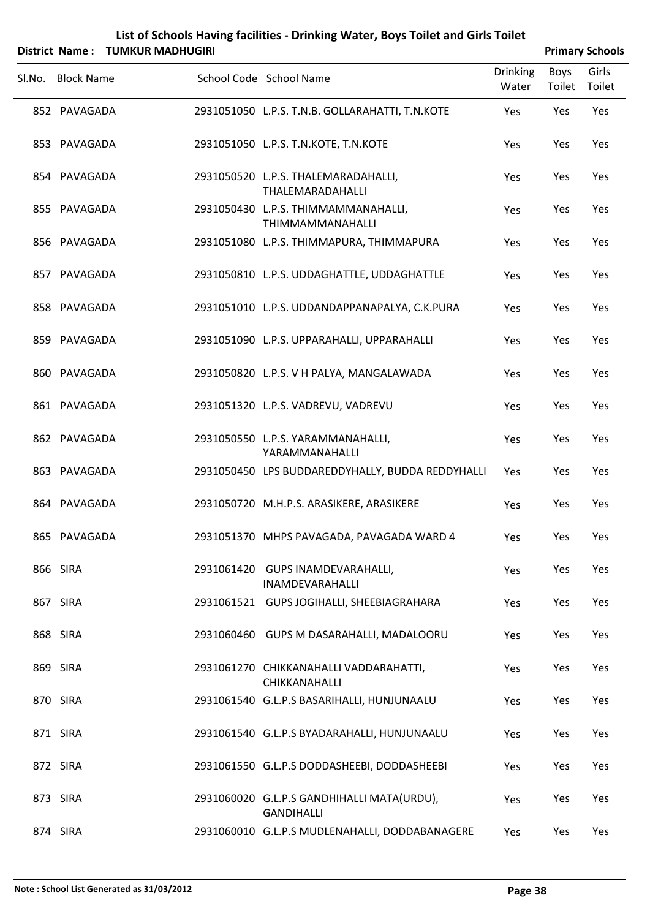# List of Schools Having facilities - Drinking Water, Boys Toilet and Girls Toilet

**District Name : TUMKUR MADHUGIRI** **Primary Schools**

| Sl.No. | Block Name | School Code | School Name | Drinking Water | Boys Toilet | Girls Toilet |
|---|---|---|---|---|---|---|
| 852 | PAVAGADA | 2931051050 | L.P.S. T.N.B. GOLLARAHATTI, T.N.KOTE | Yes | Yes | Yes |
| 853 | PAVAGADA | 2931051050 | L.P.S. T.N.KOTE, T.N.KOTE | Yes | Yes | Yes |
| 854 | PAVAGADA | 2931050520 | L.P.S. THALEMARADAHALLI, THALEMARADAHALLI | Yes | Yes | Yes |
| 855 | PAVAGADA | 2931050430 | L.P.S. THIMMAMMANAHALLI, THIMMAMMANAHALLI | Yes | Yes | Yes |
| 856 | PAVAGADA | 2931051080 | L.P.S. THIMMAPURA, THIMMAPURA | Yes | Yes | Yes |
| 857 | PAVAGADA | 2931050810 | L.P.S. UDDAGHATTLE, UDDAGHATTLE | Yes | Yes | Yes |
| 858 | PAVAGADA | 2931051010 | L.P.S. UDDANDAPPANAPALYA, C.K.PURA | Yes | Yes | Yes |
| 859 | PAVAGADA | 2931051090 | L.P.S. UPPARAHALLI, UPPARAHALLI | Yes | Yes | Yes |
| 860 | PAVAGADA | 2931050820 | L.P.S. V H PALYA, MANGALAWADA | Yes | Yes | Yes |
| 861 | PAVAGADA | 2931051320 | L.P.S. VADREVU, VADREVU | Yes | Yes | Yes |
| 862 | PAVAGADA | 2931050550 | L.P.S. YARAMMANAHALLI, YARAMMANAHALLI | Yes | Yes | Yes |
| 863 | PAVAGADA | 2931050450 | LPS BUDDAREDDYHALLY, BUDDA REDDYHALLI | Yes | Yes | Yes |
| 864 | PAVAGADA | 2931050720 | M.H.P.S. ARASIKERE, ARASIKERE | Yes | Yes | Yes |
| 865 | PAVAGADA | 2931051370 | MHPS PAVAGADA, PAVAGADA WARD 4 | Yes | Yes | Yes |
| 866 | SIRA | 2931061420 | GUPS INAMDEVARAHALLI, INAMDEVARAHALLI | Yes | Yes | Yes |
| 867 | SIRA | 2931061521 | GUPS JOGIHALLI, SHEEBIAGRAHARA | Yes | Yes | Yes |
| 868 | SIRA | 2931060460 | GUPS M DASARAHALLI, MADALOORU | Yes | Yes | Yes |
| 869 | SIRA | 2931061270 | CHIKKANAHALLI VADDARAHATTI, CHIKKANAHALLI | Yes | Yes | Yes |
| 870 | SIRA | 2931061540 | G.L.P.S BASARIHALLI, HUNJUNAALU | Yes | Yes | Yes |
| 871 | SIRA | 2931061540 | G.L.P.S BYADARAHALLI, HUNJUNAALU | Yes | Yes | Yes |
| 872 | SIRA | 2931061550 | G.L.P.S DODDASHEEBI, DODDASHEEBI | Yes | Yes | Yes |
| 873 | SIRA | 2931060020 | G.L.P.S GANDHIHALLI MATA(URDU), GANDIHALLI | Yes | Yes | Yes |
| 874 | SIRA | 2931060010 | G.L.P.S MUDLENAHALLI, DODDABANAGERE | Yes | Yes | Yes |

Note : School List Generated as 31/03/2012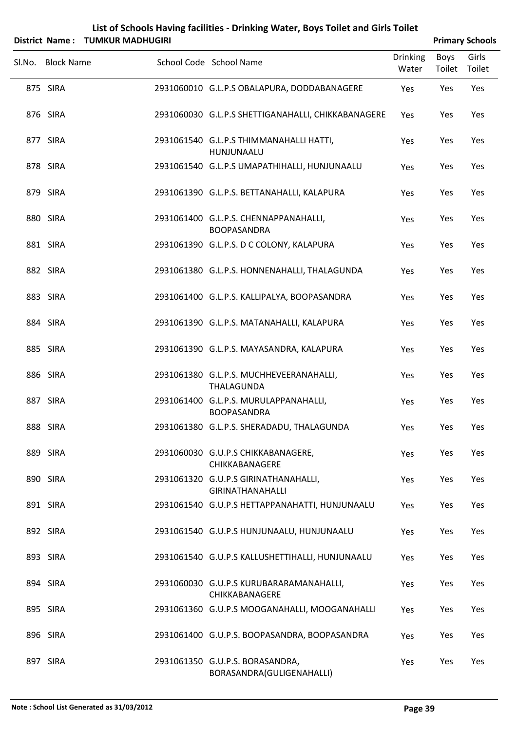# List of Schools Having facilities - Drinking Water, Boys Toilet and Girls Toilet

**District Name : TUMKUR MADHUGIRI** **Primary Schools**

| Sl.No. | Block Name | School Code | School Name | Drinking Water | Boys Toilet | Girls Toilet |
|---|---|---|---|---|---|---|
| 875 | SIRA | 2931060010 | G.L.P.S OBALAPURA, DODDABANAGERE | Yes | Yes | Yes |
| 876 | SIRA | 2931060030 | G.L.P.S SHETTIGANAHALLI, CHIKKABANAGERE | Yes | Yes | Yes |
| 877 | SIRA | 2931061540 | G.L.P.S THIMMANAHALLI HATTI, HUNJUNAALU | Yes | Yes | Yes |
| 878 | SIRA | 2931061540 | G.L.P.S UMAPATHIHALLI, HUNJUNAALU | Yes | Yes | Yes |
| 879 | SIRA | 2931061390 | G.L.P.S. BETTANAHALLI, KALAPURA | Yes | Yes | Yes |
| 880 | SIRA | 2931061400 | G.L.P.S. CHENNAPPANAHALLI, BOOPASANDRA | Yes | Yes | Yes |
| 881 | SIRA | 2931061390 | G.L.P.S. D C COLONY, KALAPURA | Yes | Yes | Yes |
| 882 | SIRA | 2931061380 | G.L.P.S. HONNENAHALLI, THALAGUNDA | Yes | Yes | Yes |
| 883 | SIRA | 2931061400 | G.L.P.S. KALLIPALYA, BOOPASANDRA | Yes | Yes | Yes |
| 884 | SIRA | 2931061390 | G.L.P.S. MATANAHALLI, KALAPURA | Yes | Yes | Yes |
| 885 | SIRA | 2931061390 | G.L.P.S. MAYASANDRA, KALAPURA | Yes | Yes | Yes |
| 886 | SIRA | 2931061380 | G.L.P.S. MUCHHEVEERANAHALLI, THALAGUNDA | Yes | Yes | Yes |
| 887 | SIRA | 2931061400 | G.L.P.S. MURULAPPANAHALLI, BOOPASANDRA | Yes | Yes | Yes |
| 888 | SIRA | 2931061380 | G.L.P.S. SHERADADU, THALAGUNDA | Yes | Yes | Yes |
| 889 | SIRA | 2931060030 | G.U.P.S CHIKKABANAGERE, CHIKKABANAGERE | Yes | Yes | Yes |
| 890 | SIRA | 2931061320 | G.U.P.S GIRINATHANAHALLI, GIRINATHANAHALLI | Yes | Yes | Yes |
| 891 | SIRA | 2931061540 | G.U.P.S HETTAPPANAHATTI, HUNJUNAALU | Yes | Yes | Yes |
| 892 | SIRA | 2931061540 | G.U.P.S HUNJUNAALU, HUNJUNAALU | Yes | Yes | Yes |
| 893 | SIRA | 2931061540 | G.U.P.S KALLUSHETTIHALLI, HUNJUNAALU | Yes | Yes | Yes |
| 894 | SIRA | 2931060030 | G.U.P.S KURUBARARAMANAHALLI, CHIKKABANAGERE | Yes | Yes | Yes |
| 895 | SIRA | 2931061360 | G.U.P.S MOOGANAHALLI, MOOGANAHALLI | Yes | Yes | Yes |
| 896 | SIRA | 2931061400 | G.U.P.S. BOOPASANDRA, BOOPASANDRA | Yes | Yes | Yes |
| 897 | SIRA | 2931061350 | G.U.P.S. BORASANDRA, BORASANDRA(GULIGENAHALLI) | Yes | Yes | Yes |

Note : School List Generated as 31/03/2012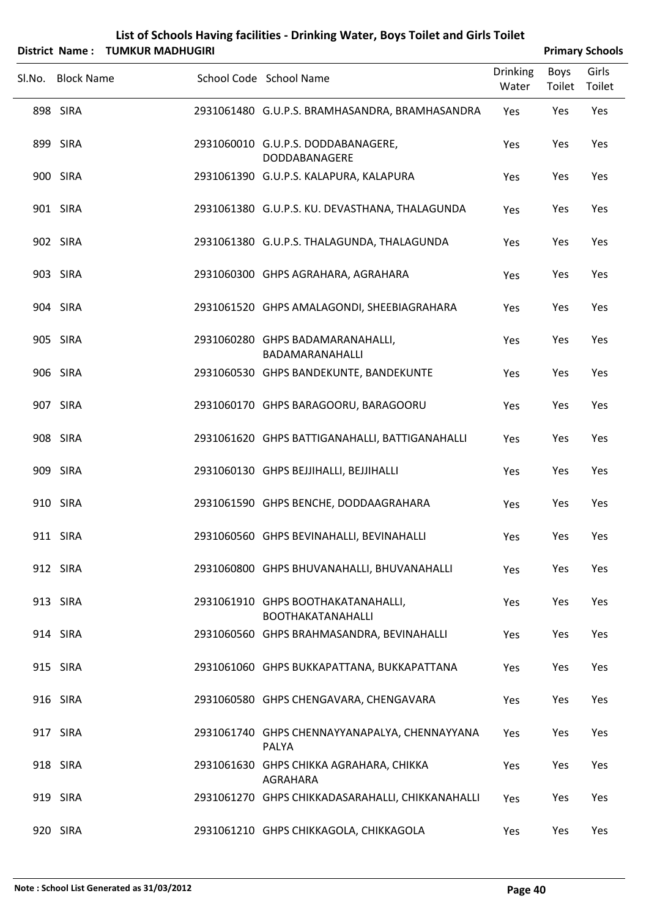# List of Schools Having facilities - Drinking Water, Boys Toilet and Girls Toilet

**District Name : TUMKUR MADHUGIRI** **Primary Schools**

| Sl.No. | Block Name | School Code | School Name | Drinking Water | Boys Toilet | Girls Toilet |
|---|---|---|---|---|---|---|
| 898 | SIRA | 2931061480 | G.U.P.S. BRAMHASANDRA, BRAMHASANDRA | Yes | Yes | Yes |
| 899 | SIRA | 2931060010 | G.U.P.S. DODDABANAGERE, DODDABANAGERE | Yes | Yes | Yes |
| 900 | SIRA | 2931061390 | G.U.P.S. KALAPURA, KALAPURA | Yes | Yes | Yes |
| 901 | SIRA | 2931061380 | G.U.P.S. KU. DEVASTHANA, THALAGUNDA | Yes | Yes | Yes |
| 902 | SIRA | 2931061380 | G.U.P.S. THALAGUNDA, THALAGUNDA | Yes | Yes | Yes |
| 903 | SIRA | 2931060300 | GHPS AGRAHARA, AGRAHARA | Yes | Yes | Yes |
| 904 | SIRA | 2931061520 | GHPS AMALAGONDI, SHEEBIAGRAHARA | Yes | Yes | Yes |
| 905 | SIRA | 2931060280 | GHPS BADAMARANAHALLI, BADAMARANAHALLI | Yes | Yes | Yes |
| 906 | SIRA | 2931060530 | GHPS BANDEKUNTE, BANDEKUNTE | Yes | Yes | Yes |
| 907 | SIRA | 2931060170 | GHPS BARAGOORU, BARAGOORU | Yes | Yes | Yes |
| 908 | SIRA | 2931061620 | GHPS BATTIGANAHALLI, BATTIGANAHALLI | Yes | Yes | Yes |
| 909 | SIRA | 2931060130 | GHPS BEJJIHALLI, BEJJIHALLI | Yes | Yes | Yes |
| 910 | SIRA | 2931061590 | GHPS BENCHE, DODDAAGRAHARA | Yes | Yes | Yes |
| 911 | SIRA | 2931060560 | GHPS BEVINAHALLI, BEVINAHALLI | Yes | Yes | Yes |
| 912 | SIRA | 2931060800 | GHPS BHUVANAHALLI, BHUVANAHALLI | Yes | Yes | Yes |
| 913 | SIRA | 2931061910 | GHPS BOOTHAKATANAHALLI, BOOTHAKATANAHALLI | Yes | Yes | Yes |
| 914 | SIRA | 2931060560 | GHPS BRAHMASANDRA, BEVINAHALLI | Yes | Yes | Yes |
| 915 | SIRA | 2931061060 | GHPS BUKKAPATTANA, BUKKAPATTANA | Yes | Yes | Yes |
| 916 | SIRA | 2931060580 | GHPS CHENGAVARA, CHENGAVARA | Yes | Yes | Yes |
| 917 | SIRA | 2931061740 | GHPS CHENNAYYANAPALYA, CHENNAYYANA PALYA | Yes | Yes | Yes |
| 918 | SIRA | 2931061630 | GHPS CHIKKA AGRAHARA, CHIKKA AGRAHARA | Yes | Yes | Yes |
| 919 | SIRA | 2931061270 | GHPS CHIKKADASARAHALLI, CHIKKANAHALLI | Yes | Yes | Yes |
| 920 | SIRA | 2931061210 | GHPS CHIKKAGOLA, CHIKKAGOLA | Yes | Yes | Yes |

**Note : School List Generated as 31/03/2012**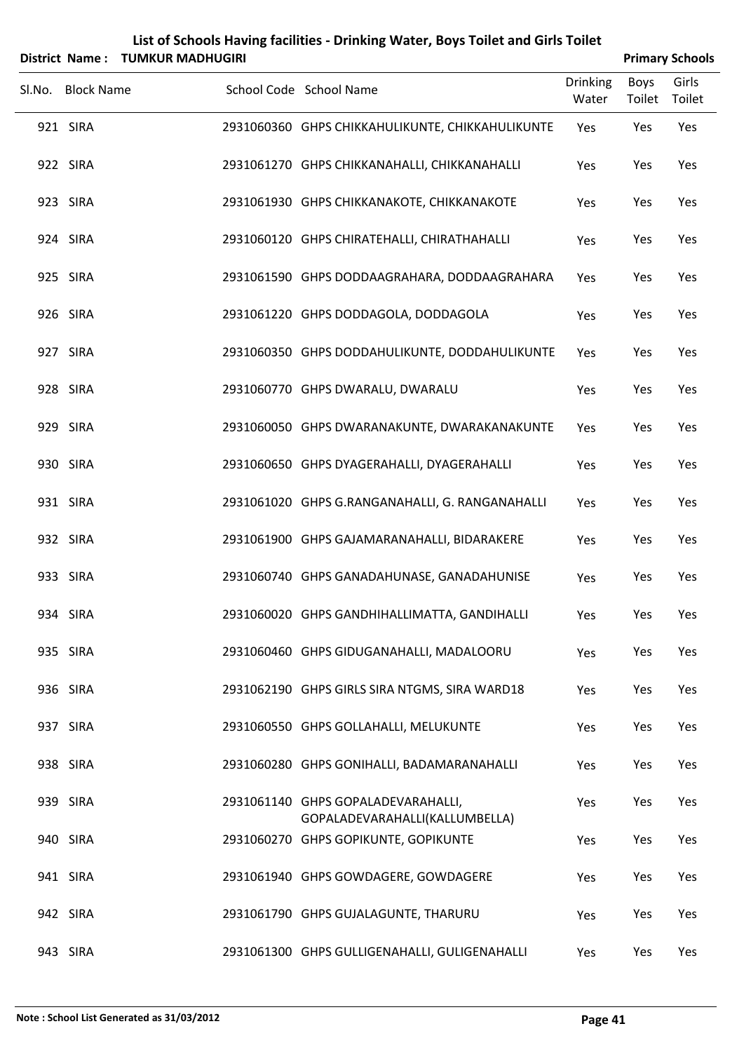# List of Schools Having facilities - Drinking Water, Boys Toilet and Girls Toilet

**District Name : TUMKUR MADHUGIRI** **Primary Schools**

| Sl.No. | Block Name | School Code | School Name | Drinking Water | Boys Toilet | Girls Toilet |
|---|---|---|---|---|---|---|
| 921 | SIRA | 2931060360 | GHPS CHIKKAHULIKUNTE, CHIKKAHULIKUNTE | Yes | Yes | Yes |
| 922 | SIRA | 2931061270 | GHPS CHIKKANAHALLI, CHIKKANAHALLI | Yes | Yes | Yes |
| 923 | SIRA | 2931061930 | GHPS CHIKKANAKOTE, CHIKKANAKOTE | Yes | Yes | Yes |
| 924 | SIRA | 2931060120 | GHPS CHIRATEHALLI, CHIRATHAHALLI | Yes | Yes | Yes |
| 925 | SIRA | 2931061590 | GHPS DODDAAGRAHARA, DODDAAGRAHARA | Yes | Yes | Yes |
| 926 | SIRA | 2931061220 | GHPS DODDAGOLA, DODDAGOLA | Yes | Yes | Yes |
| 927 | SIRA | 2931060350 | GHPS DODDAHULIKUNTE, DODDAHULIKUNTE | Yes | Yes | Yes |
| 928 | SIRA | 2931060770 | GHPS DWARALU, DWARALU | Yes | Yes | Yes |
| 929 | SIRA | 2931060050 | GHPS DWARANAKUNTE, DWARAKANAKUNTE | Yes | Yes | Yes |
| 930 | SIRA | 2931060650 | GHPS DYAGERAHALLI, DYAGERAHALLI | Yes | Yes | Yes |
| 931 | SIRA | 2931061020 | GHPS G.RANGANAHALLI, G. RANGANAHALLI | Yes | Yes | Yes |
| 932 | SIRA | 2931061900 | GHPS GAJAMARANAHALLI, BIDARAKERE | Yes | Yes | Yes |
| 933 | SIRA | 2931060740 | GHPS GANADAHUNASE, GANADAHUNISE | Yes | Yes | Yes |
| 934 | SIRA | 2931060020 | GHPS GANDHIHALLIMATTA, GANDIHALLI | Yes | Yes | Yes |
| 935 | SIRA | 2931060460 | GHPS GIDUGANAHALLI, MADALOORU | Yes | Yes | Yes |
| 936 | SIRA | 2931062190 | GHPS GIRLS SIRA NTGMS, SIRA WARD18 | Yes | Yes | Yes |
| 937 | SIRA | 2931060550 | GHPS GOLLAHALLI, MELUKUNTE | Yes | Yes | Yes |
| 938 | SIRA | 2931060280 | GHPS GONIHALLI, BADAMARANAHALLI | Yes | Yes | Yes |
| 939 | SIRA | 2931061140 | GHPS GOPALADEVARAHALLI, GOPALADEVARAHALLI(KALLUMBELLA) | Yes | Yes | Yes |
| 940 | SIRA | 2931060270 | GHPS GOPIKUNTE, GOPIKUNTE | Yes | Yes | Yes |
| 941 | SIRA | 2931061940 | GHPS GOWDAGERE, GOWDAGERE | Yes | Yes | Yes |
| 942 | SIRA | 2931061790 | GHPS GUJALAGUNTE, THARURU | Yes | Yes | Yes |
| 943 | SIRA | 2931061300 | GHPS GULLIGENAHALLI, GULIGENAHALLI | Yes | Yes | Yes |

**Note : School List Generated as 31/03/2012**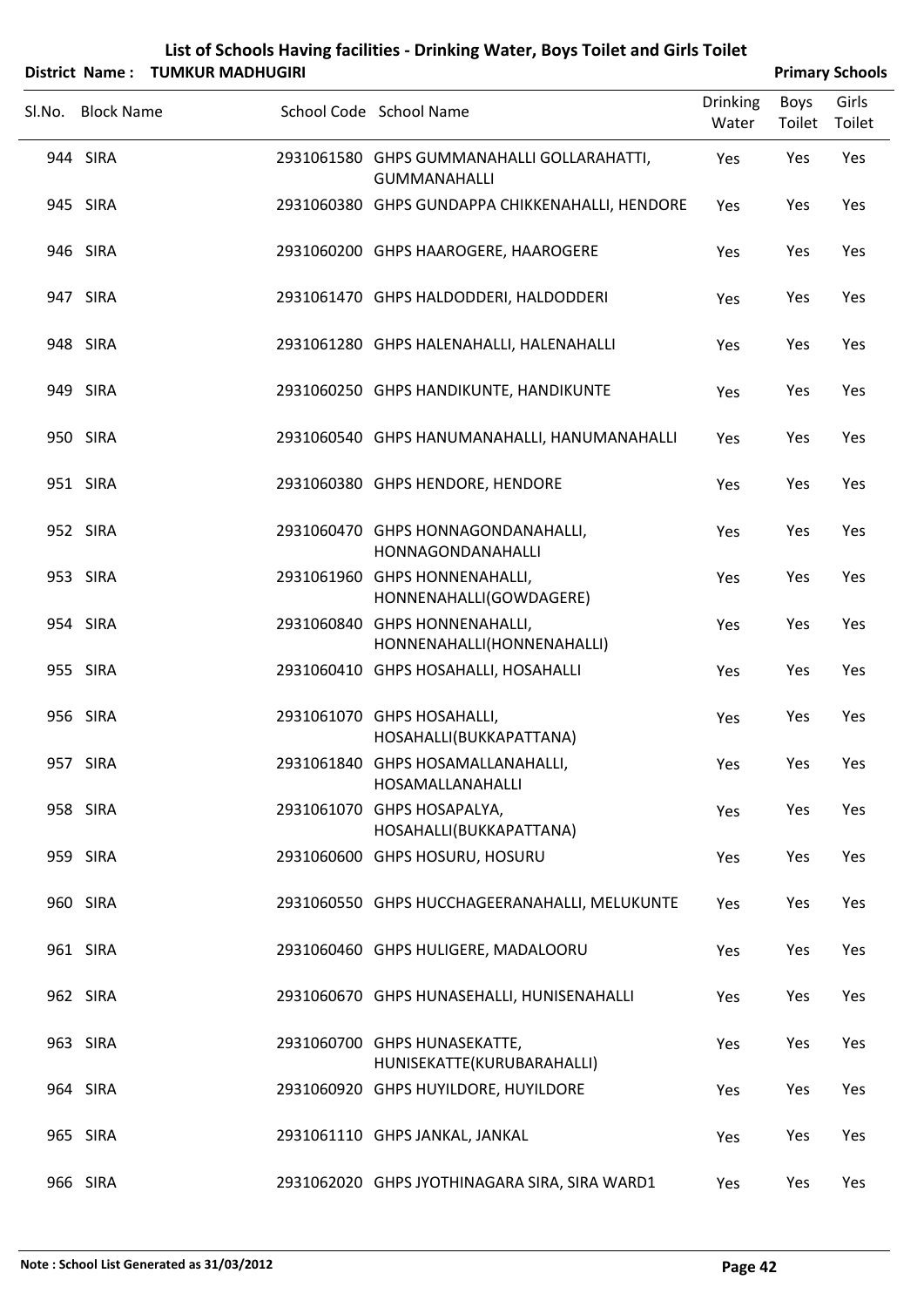# List of Schools Having facilities - Drinking Water, Boys Toilet and Girls Toilet

**District Name : TUMKUR MADHUGIRI** **Primary Schools**

| Sl.No. | Block Name | School Code | School Name | Drinking Water | Boys Toilet | Girls Toilet |
|---|---|---|---|---|---|---|
| 944 | SIRA | 2931061580 | GHPS GUMMANAHALLI GOLLARAHATTI, GUMMANAHALLI | Yes | Yes | Yes |
| 945 | SIRA | 2931060380 | GHPS GUNDAPPA CHIKKENAHALLI, HENDORE | Yes | Yes | Yes |
| 946 | SIRA | 2931060200 | GHPS HAAROGERE, HAAROGERE | Yes | Yes | Yes |
| 947 | SIRA | 2931061470 | GHPS HALDODDERI, HALDODDERI | Yes | Yes | Yes |
| 948 | SIRA | 2931061280 | GHPS HALENAHALLI, HALENAHALLI | Yes | Yes | Yes |
| 949 | SIRA | 2931060250 | GHPS HANDIKUNTE, HANDIKUNTE | Yes | Yes | Yes |
| 950 | SIRA | 2931060540 | GHPS HANUMANAHALLI, HANUMANAHALLI | Yes | Yes | Yes |
| 951 | SIRA | 2931060380 | GHPS HENDORE, HENDORE | Yes | Yes | Yes |
| 952 | SIRA | 2931060470 | GHPS HONNAGONDANAHALLI, HONNAGONDANAHALLI | Yes | Yes | Yes |
| 953 | SIRA | 2931061960 | GHPS HONNENAHALLI, HONNENAHALLI(GOWDAGERE) | Yes | Yes | Yes |
| 954 | SIRA | 2931060840 | GHPS HONNENAHALLI, HONNENAHALLI(HONNENAHALLI) | Yes | Yes | Yes |
| 955 | SIRA | 2931060410 | GHPS HOSAHALLI, HOSAHALLI | Yes | Yes | Yes |
| 956 | SIRA | 2931061070 | GHPS HOSAHALLI, HOSAHALLI(BUKKAPATTANA) | Yes | Yes | Yes |
| 957 | SIRA | 2931061840 | GHPS HOSAMALLANAHALLI, HOSAMALLANAHALLI | Yes | Yes | Yes |
| 958 | SIRA | 2931061070 | GHPS HOSAPALYA, HOSAHALLI(BUKKAPATTANA) | Yes | Yes | Yes |
| 959 | SIRA | 2931060600 | GHPS HOSURU, HOSURU | Yes | Yes | Yes |
| 960 | SIRA | 2931060550 | GHPS HUCCHAGEERANAHALLI, MELUKUNTE | Yes | Yes | Yes |
| 961 | SIRA | 2931060460 | GHPS HULIGERE, MADALOORU | Yes | Yes | Yes |
| 962 | SIRA | 2931060670 | GHPS HUNASEHALLI, HUNISENAHALLI | Yes | Yes | Yes |
| 963 | SIRA | 2931060700 | GHPS HUNASEKATTE, HUNISEKATTE(KURUBARAHALLI) | Yes | Yes | Yes |
| 964 | SIRA | 2931060920 | GHPS HUYILDORE, HUYILDORE | Yes | Yes | Yes |
| 965 | SIRA | 2931061110 | GHPS JANKAL, JANKAL | Yes | Yes | Yes |
| 966 | SIRA | 2931062020 | GHPS JYOTHINAGARA SIRA, SIRA WARD1 | Yes | Yes | Yes |

**Note : School List Generated as 31/03/2012**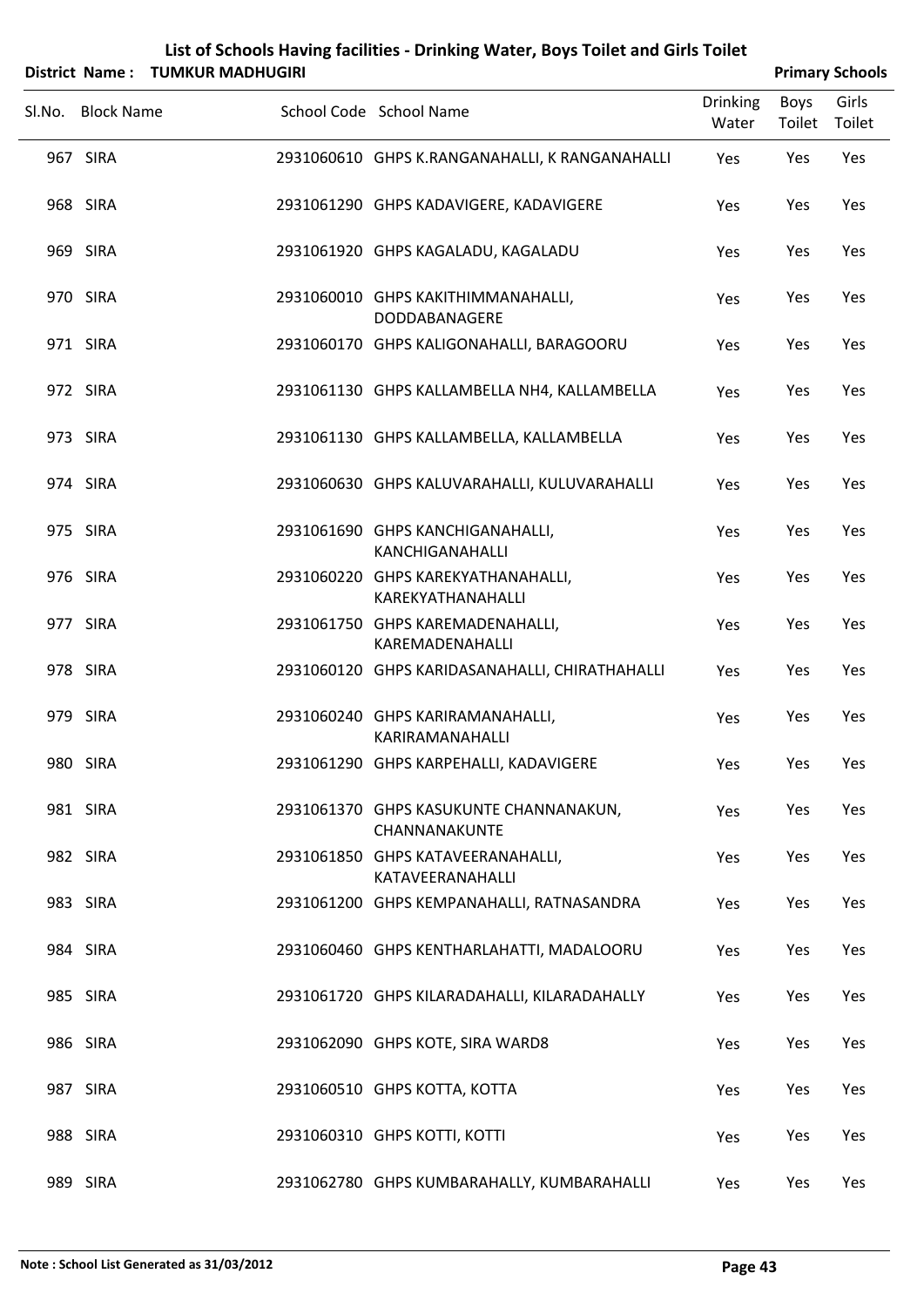# List of Schools Having facilities - Drinking Water, Boys Toilet and Girls Toilet

**District Name : TUMKUR MADHUGIRI** **Primary Schools**

| Sl.No. | Block Name | School Code | School Name | Drinking Water | Boys Toilet | Girls Toilet |
|---|---|---|---|---|---|---|
| 967 | SIRA | 2931060610 | GHPS K.RANGANAHALLI, K RANGANAHALLI | Yes | Yes | Yes |
| 968 | SIRA | 2931061290 | GHPS KADAVIGERE, KADAVIGERE | Yes | Yes | Yes |
| 969 | SIRA | 2931061920 | GHPS KAGALADU, KAGALADU | Yes | Yes | Yes |
| 970 | SIRA | 2931060010 | GHPS KAKITHIMMANAHALLI, DODDABANAGERE | Yes | Yes | Yes |
| 971 | SIRA | 2931060170 | GHPS KALIGONAHALLI, BARAGOORU | Yes | Yes | Yes |
| 972 | SIRA | 2931061130 | GHPS KALLAMBELLA NH4, KALLAMBELLA | Yes | Yes | Yes |
| 973 | SIRA | 2931061130 | GHPS KALLAMBELLA, KALLAMBELLA | Yes | Yes | Yes |
| 974 | SIRA | 2931060630 | GHPS KALUVARAHALLI, KULUVARAHALLI | Yes | Yes | Yes |
| 975 | SIRA | 2931061690 | GHPS KANCHIGANAHALLI, KANCHIGANAHALLI | Yes | Yes | Yes |
| 976 | SIRA | 2931060220 | GHPS KAREKYATHANAHALLI, KAREKYATHANAHALLI | Yes | Yes | Yes |
| 977 | SIRA | 2931061750 | GHPS KAREMADENAHALLI, KAREMADENAHALLI | Yes | Yes | Yes |
| 978 | SIRA | 2931060120 | GHPS KARIDASANAHALLI, CHIRATHAHALLI | Yes | Yes | Yes |
| 979 | SIRA | 2931060240 | GHPS KARIRAMANAHALLI, KARIRAMANAHALLI | Yes | Yes | Yes |
| 980 | SIRA | 2931061290 | GHPS KARPEHALLI, KADAVIGERE | Yes | Yes | Yes |
| 981 | SIRA | 2931061370 | GHPS KASUKUNTE CHANNANAKUN, CHANNANAKUNTE | Yes | Yes | Yes |
| 982 | SIRA | 2931061850 | GHPS KATAVEERANAHALLI, KATAVEERANAHALLI | Yes | Yes | Yes |
| 983 | SIRA | 2931061200 | GHPS KEMPANAHALLI, RATNASANDRA | Yes | Yes | Yes |
| 984 | SIRA | 2931060460 | GHPS KENTHARLAHATTI, MADALOORU | Yes | Yes | Yes |
| 985 | SIRA | 2931061720 | GHPS KILARADAHALLI, KILARADAHALLY | Yes | Yes | Yes |
| 986 | SIRA | 2931062090 | GHPS KOTE, SIRA WARD8 | Yes | Yes | Yes |
| 987 | SIRA | 2931060510 | GHPS KOTTA, KOTTA | Yes | Yes | Yes |
| 988 | SIRA | 2931060310 | GHPS KOTTI, KOTTI | Yes | Yes | Yes |
| 989 | SIRA | 2931062780 | GHPS KUMBARAHALLY, KUMBARAHALLI | Yes | Yes | Yes |

**Note : School List Generated as 31/03/2012**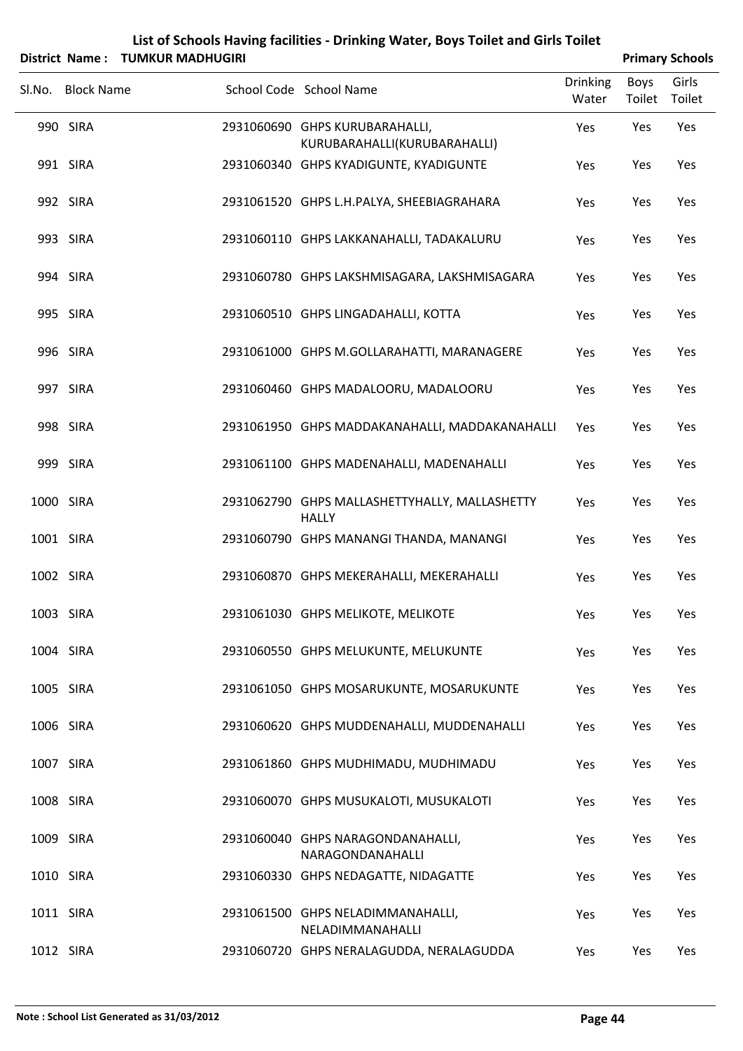# List of Schools Having facilities - Drinking Water, Boys Toilet and Girls Toilet

**District Name : TUMKUR MADHUGIRI** **Primary Schools**

| Sl.No. | Block Name | School Code | School Name | Drinking Water | Boys Toilet | Girls Toilet |
|---|---|---|---|---|---|---|
| 990 | SIRA | 2931060690 | GHPS KURUBARAHALLI, KURUBARAHALLI(KURUBARAHALLI) | Yes | Yes | Yes |
| 991 | SIRA | 2931060340 | GHPS KYADIGUNTE, KYADIGUNTE | Yes | Yes | Yes |
| 992 | SIRA | 2931061520 | GHPS L.H.PALYA, SHEEBIAGRAHARA | Yes | Yes | Yes |
| 993 | SIRA | 2931060110 | GHPS LAKKANAHALLI, TADAKALURU | Yes | Yes | Yes |
| 994 | SIRA | 2931060780 | GHPS LAKSHMISAGARA, LAKSHMISAGARA | Yes | Yes | Yes |
| 995 | SIRA | 2931060510 | GHPS LINGADAHALLI, KOTTA | Yes | Yes | Yes |
| 996 | SIRA | 2931061000 | GHPS M.GOLLARAHATTI, MARANAGERE | Yes | Yes | Yes |
| 997 | SIRA | 2931060460 | GHPS MADALOORU, MADALOORU | Yes | Yes | Yes |
| 998 | SIRA | 2931061950 | GHPS MADDAKANAHALLI, MADDAKANAHALLI | Yes | Yes | Yes |
| 999 | SIRA | 2931061100 | GHPS MADENAHALLI, MADENAHALLI | Yes | Yes | Yes |
| 1000 | SIRA | 2931062790 | GHPS MALLASHETTYHALLY, MALLASHETTY HALLY | Yes | Yes | Yes |
| 1001 | SIRA | 2931060790 | GHPS MANANGI THANDA, MANANGI | Yes | Yes | Yes |
| 1002 | SIRA | 2931060870 | GHPS MEKERAHALLI, MEKERAHALLI | Yes | Yes | Yes |
| 1003 | SIRA | 2931061030 | GHPS MELIKOTE, MELIKOTE | Yes | Yes | Yes |
| 1004 | SIRA | 2931060550 | GHPS MELUKUNTE, MELUKUNTE | Yes | Yes | Yes |
| 1005 | SIRA | 2931061050 | GHPS MOSARUKUNTE, MOSARUKUNTE | Yes | Yes | Yes |
| 1006 | SIRA | 2931060620 | GHPS MUDDENAHALLI, MUDDENAHALLI | Yes | Yes | Yes |
| 1007 | SIRA | 2931061860 | GHPS MUDHIMADU, MUDHIMADU | Yes | Yes | Yes |
| 1008 | SIRA | 2931060070 | GHPS MUSUKALOTI, MUSUKALOTI | Yes | Yes | Yes |
| 1009 | SIRA | 2931060040 | GHPS NARAGONDANAHALLI, NARAGONDANAHALLI | Yes | Yes | Yes |
| 1010 | SIRA | 2931060330 | GHPS NEDAGATTE, NIDAGATTE | Yes | Yes | Yes |
| 1011 | SIRA | 2931061500 | GHPS NELADIMMANAHALLI, NELADIMMANAHALLI | Yes | Yes | Yes |
| 1012 | SIRA | 2931060720 | GHPS NERALAGUDDA, NERALAGUDDA | Yes | Yes | Yes |

**Note : School List Generated as 31/03/2012**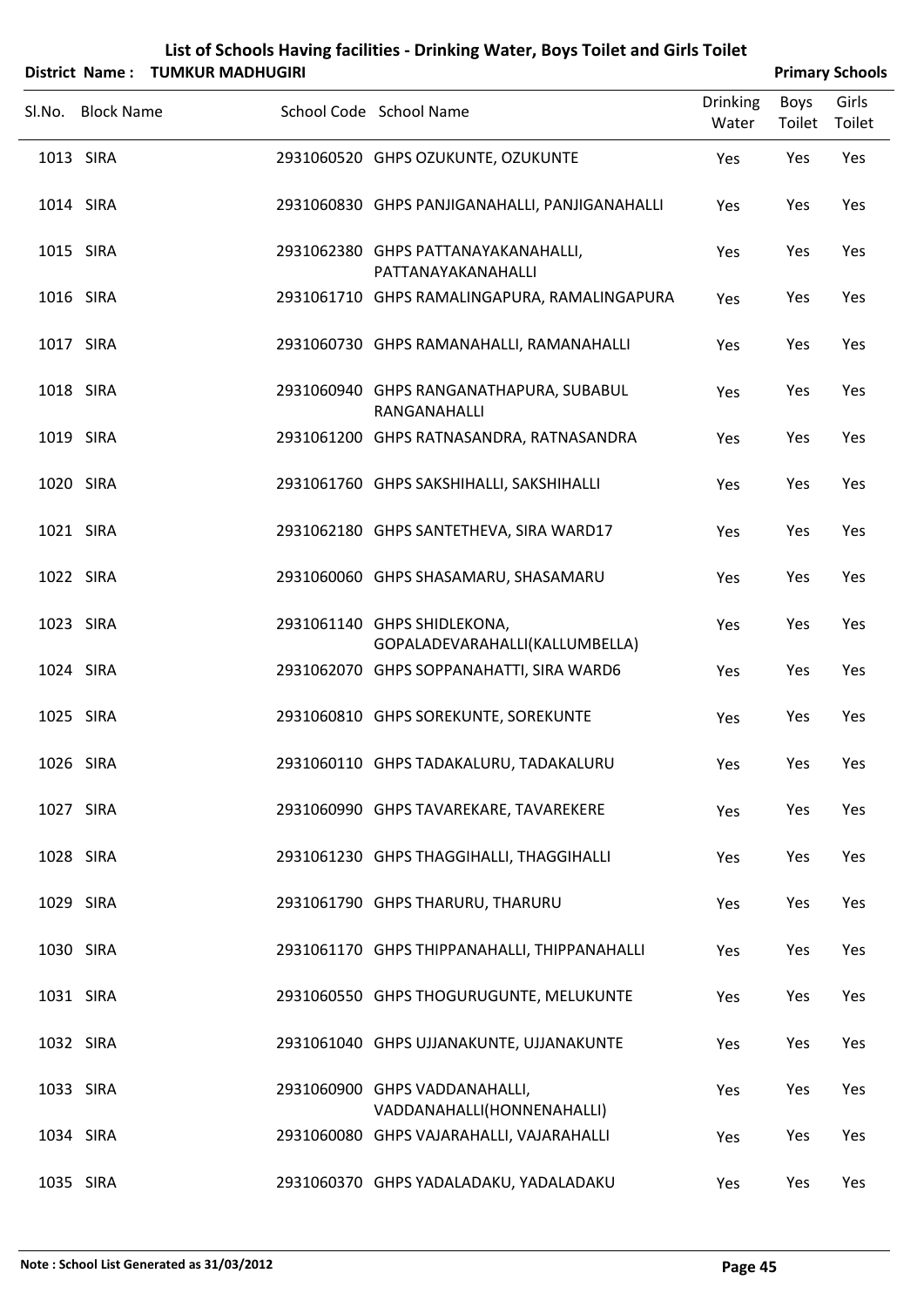# List of Schools Having facilities - Drinking Water, Boys Toilet and Girls Toilet

**District Name : TUMKUR MADHUGIRI** **Primary Schools**

| Sl.No. | Block Name | School Code | School Name | Drinking Water | Boys Toilet | Girls Toilet |
|---|---|---|---|---|---|---|
| 1013 | SIRA | 2931060520 | GHPS OZUKUNTE, OZUKUNTE | Yes | Yes | Yes |
| 1014 | SIRA | 2931060830 | GHPS PANJIGANAHALLI, PANJIGANAHALLI | Yes | Yes | Yes |
| 1015 | SIRA | 2931062380 | GHPS PATTANAYAKANAHALLI, PATTANAYAKANAHALLI | Yes | Yes | Yes |
| 1016 | SIRA | 2931061710 | GHPS RAMALINGAPURA, RAMALINGAPURA | Yes | Yes | Yes |
| 1017 | SIRA | 2931060730 | GHPS RAMANAHALLI, RAMANAHALLI | Yes | Yes | Yes |
| 1018 | SIRA | 2931060940 | GHPS RANGANATHAPURA, SUBABUL RANGANAHALLI | Yes | Yes | Yes |
| 1019 | SIRA | 2931061200 | GHPS RATNASANDRA, RATNASANDRA | Yes | Yes | Yes |
| 1020 | SIRA | 2931061760 | GHPS SAKSHIHALLI, SAKSHIHALLI | Yes | Yes | Yes |
| 1021 | SIRA | 2931062180 | GHPS SANTETHEVA, SIRA WARD17 | Yes | Yes | Yes |
| 1022 | SIRA | 2931060060 | GHPS SHASAMARU, SHASAMARU | Yes | Yes | Yes |
| 1023 | SIRA | 2931061140 | GHPS SHIDLEKONA, GOPALADEVARAHALLI(KALLUMBELLA) | Yes | Yes | Yes |
| 1024 | SIRA | 2931062070 | GHPS SOPPANAHATTI, SIRA WARD6 | Yes | Yes | Yes |
| 1025 | SIRA | 2931060810 | GHPS SOREKUNTE, SOREKUNTE | Yes | Yes | Yes |
| 1026 | SIRA | 2931060110 | GHPS TADAKALURU, TADAKALURU | Yes | Yes | Yes |
| 1027 | SIRA | 2931060990 | GHPS TAVAREKARE, TAVAREKERE | Yes | Yes | Yes |
| 1028 | SIRA | 2931061230 | GHPS THAGGIHALLI, THAGGIHALLI | Yes | Yes | Yes |
| 1029 | SIRA | 2931061790 | GHPS THARURU, THARURU | Yes | Yes | Yes |
| 1030 | SIRA | 2931061170 | GHPS THIPPANAHALLI, THIPPANAHALLI | Yes | Yes | Yes |
| 1031 | SIRA | 2931060550 | GHPS THOGURUGUNTE, MELUKUNTE | Yes | Yes | Yes |
| 1032 | SIRA | 2931061040 | GHPS UJJANAKUNTE, UJJANAKUNTE | Yes | Yes | Yes |
| 1033 | SIRA | 2931060900 | GHPS VADDANAHALLI, VADDANAHALLI(HONNENAHALLI) | Yes | Yes | Yes |
| 1034 | SIRA | 2931060080 | GHPS VAJARAHALLI, VAJARAHALLI | Yes | Yes | Yes |
| 1035 | SIRA | 2931060370 | GHPS YADALADAKU, YADALADAKU | Yes | Yes | Yes |

**Note : School List Generated as 31/03/2012**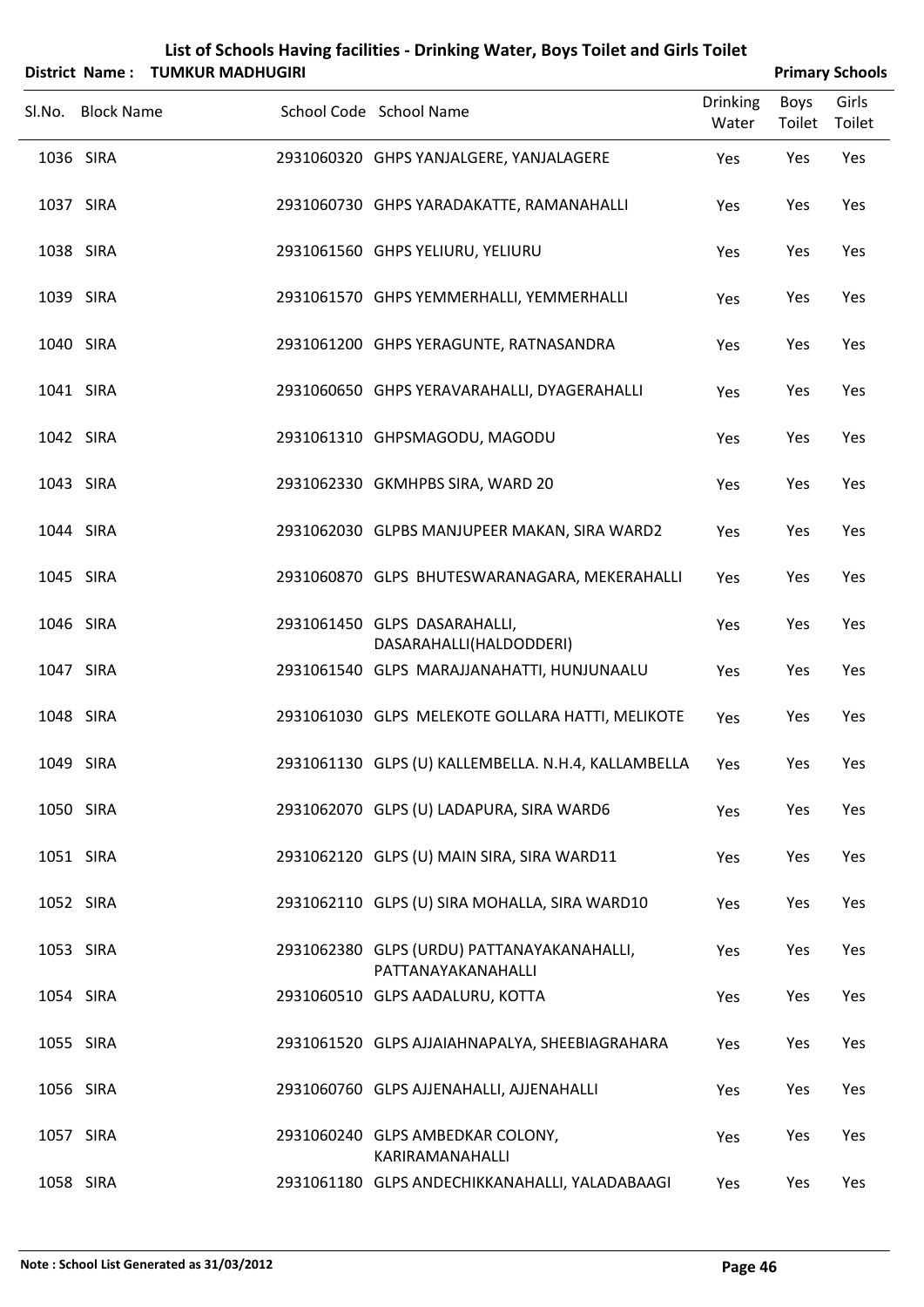# List of Schools Having facilities - Drinking Water, Boys Toilet and Girls Toilet

**District Name : TUMKUR MADHUGIRI** **Primary Schools**

| Sl.No. | Block Name | School Code | School Name | Drinking Water | Boys Toilet | Girls Toilet |
|---|---|---|---|---|---|---|
| 1036 | SIRA | 2931060320 | GHPS YANJALGERE, YANJALAGERE | Yes | Yes | Yes |
| 1037 | SIRA | 2931060730 | GHPS YARADAKATTE, RAMANAHALLI | Yes | Yes | Yes |
| 1038 | SIRA | 2931061560 | GHPS YELIURU, YELIURU | Yes | Yes | Yes |
| 1039 | SIRA | 2931061570 | GHPS YEMMERHALLI, YEMMERHALLI | Yes | Yes | Yes |
| 1040 | SIRA | 2931061200 | GHPS YERAGUNTE, RATNASANDRA | Yes | Yes | Yes |
| 1041 | SIRA | 2931060650 | GHPS YERAVARAHALLI, DYAGERAHALLI | Yes | Yes | Yes |
| 1042 | SIRA | 2931061310 | GHPSMAGODU, MAGODU | Yes | Yes | Yes |
| 1043 | SIRA | 2931062330 | GKMHPBS SIRA, WARD 20 | Yes | Yes | Yes |
| 1044 | SIRA | 2931062030 | GLPBS MANJUPEER MAKAN, SIRA WARD2 | Yes | Yes | Yes |
| 1045 | SIRA | 2931060870 | GLPS BHUTESWARANAGARA, MEKERAHALLI | Yes | Yes | Yes |
| 1046 | SIRA | 2931061450 | GLPS DASARAHALLI, DASARAHALLI(HALDODDERI) | Yes | Yes | Yes |
| 1047 | SIRA | 2931061540 | GLPS MARAJJANAHATTI, HUNJUNAALU | Yes | Yes | Yes |
| 1048 | SIRA | 2931061030 | GLPS MELEKOTE GOLLARA HATTI, MELIKOTE | Yes | Yes | Yes |
| 1049 | SIRA | 2931061130 | GLPS (U) KALLEMBELLA. N.H.4, KALLAMBELLA | Yes | Yes | Yes |
| 1050 | SIRA | 2931062070 | GLPS (U) LADAPURA, SIRA WARD6 | Yes | Yes | Yes |
| 1051 | SIRA | 2931062120 | GLPS (U) MAIN SIRA, SIRA WARD11 | Yes | Yes | Yes |
| 1052 | SIRA | 2931062110 | GLPS (U) SIRA MOHALLA, SIRA WARD10 | Yes | Yes | Yes |
| 1053 | SIRA | 2931062380 | GLPS (URDU) PATTANAYAKANAHALLI, PATTANAYAKANAHALLI | Yes | Yes | Yes |
| 1054 | SIRA | 2931060510 | GLPS AADALURU, KOTTA | Yes | Yes | Yes |
| 1055 | SIRA | 2931061520 | GLPS AJJAIAHNAPALYA, SHEEBIAGRAHARA | Yes | Yes | Yes |
| 1056 | SIRA | 2931060760 | GLPS AJJENAHALLI, AJJENAHALLI | Yes | Yes | Yes |
| 1057 | SIRA | 2931060240 | GLPS AMBEDKAR COLONY, KARIRAMANAHALLI | Yes | Yes | Yes |
| 1058 | SIRA | 2931061180 | GLPS ANDECHIKKANAHALLI, YALADABAAGI | Yes | Yes | Yes |

**Note : School List Generated as 31/03/2012**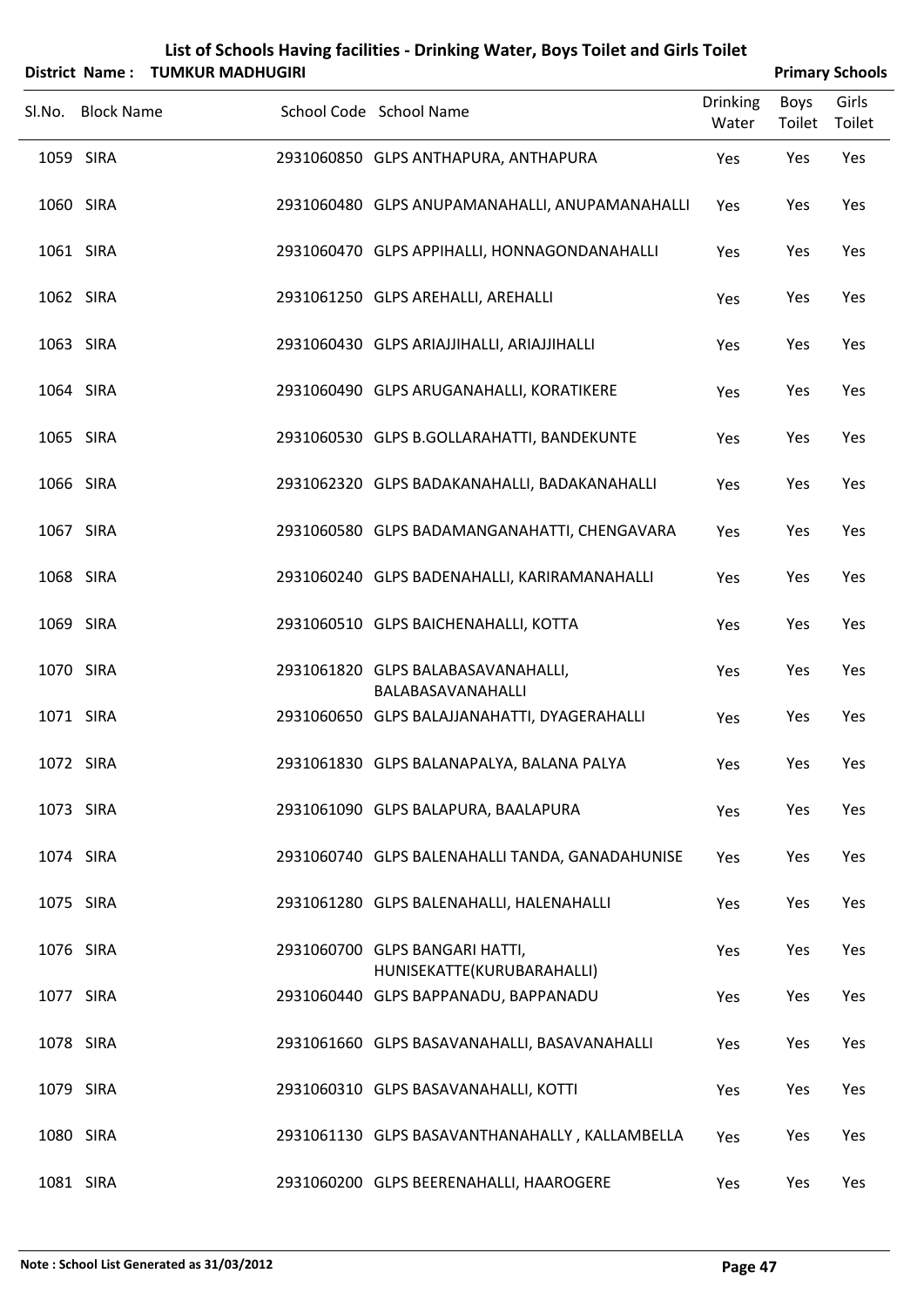# List of Schools Having facilities - Drinking Water, Boys Toilet and Girls Toilet

**District Name : TUMKUR MADHUGIRI** **Primary Schools**

| Sl.No. | Block Name | School Code | School Name | Drinking Water | Boys Toilet | Girls Toilet |
|---|---|---|---|---|---|---|
| 1059 | SIRA | 2931060850 | GLPS ANTHAPURA, ANTHAPURA | Yes | Yes | Yes |
| 1060 | SIRA | 2931060480 | GLPS ANUPAMANAHALLI, ANUPAMANAHALLI | Yes | Yes | Yes |
| 1061 | SIRA | 2931060470 | GLPS APPIHALLI, HONNAGONDANAHALLI | Yes | Yes | Yes |
| 1062 | SIRA | 2931061250 | GLPS AREHALLI, AREHALLI | Yes | Yes | Yes |
| 1063 | SIRA | 2931060430 | GLPS ARIAJJIHALLI, ARIAJJIHALLI | Yes | Yes | Yes |
| 1064 | SIRA | 2931060490 | GLPS ARUGANAHALLI, KORATIKERE | Yes | Yes | Yes |
| 1065 | SIRA | 2931060530 | GLPS B.GOLLARAHATTI, BANDEKUNTE | Yes | Yes | Yes |
| 1066 | SIRA | 2931062320 | GLPS BADAKANAHALLI, BADAKANAHALLI | Yes | Yes | Yes |
| 1067 | SIRA | 2931060580 | GLPS BADAMANGANAHATTI, CHENGAVARA | Yes | Yes | Yes |
| 1068 | SIRA | 2931060240 | GLPS BADENAHALLI, KARIRAMANAHALLI | Yes | Yes | Yes |
| 1069 | SIRA | 2931060510 | GLPS BAICHENAHALLI, KOTTA | Yes | Yes | Yes |
| 1070 | SIRA | 2931061820 | GLPS BALABASAVANAHALLI, BALABASAVANAHALLI | Yes | Yes | Yes |
| 1071 | SIRA | 2931060650 | GLPS BALAJJANAHATTI, DYAGERAHALLI | Yes | Yes | Yes |
| 1072 | SIRA | 2931061830 | GLPS BALANAPALYA, BALANA PALYA | Yes | Yes | Yes |
| 1073 | SIRA | 2931061090 | GLPS BALAPURA, BAALAPURA | Yes | Yes | Yes |
| 1074 | SIRA | 2931060740 | GLPS BALENAHALLI TANDA, GANADAHUNISE | Yes | Yes | Yes |
| 1075 | SIRA | 2931061280 | GLPS BALENAHALLI, HALENAHALLI | Yes | Yes | Yes |
| 1076 | SIRA | 2931060700 | GLPS BANGARI HATTI, HUNISEKATTE(KURUBARAHALLI) | Yes | Yes | Yes |
| 1077 | SIRA | 2931060440 | GLPS BAPPANADU, BAPPANADU | Yes | Yes | Yes |
| 1078 | SIRA | 2931061660 | GLPS BASAVANAHALLI, BASAVANAHALLI | Yes | Yes | Yes |
| 1079 | SIRA | 2931060310 | GLPS BASAVANAHALLI, KOTTI | Yes | Yes | Yes |
| 1080 | SIRA | 2931061130 | GLPS BASAVANTHANAHALLY , KALLAMBELLA | Yes | Yes | Yes |
| 1081 | SIRA | 2931060200 | GLPS BEERENAHALLI, HAAROGERE | Yes | Yes | Yes |

**Note : School List Generated as 31/03/2012**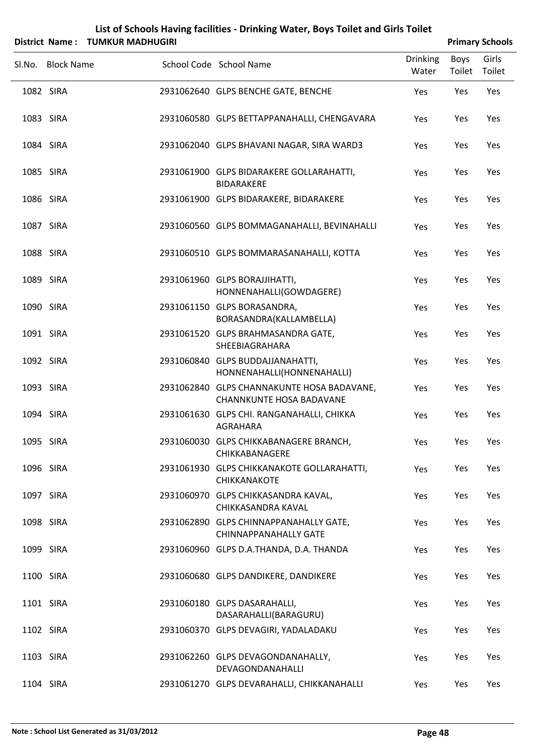# List of Schools Having facilities - Drinking Water, Boys Toilet and Girls Toilet

**District Name : TUMKUR MADHUGIRI** **Primary Schools**

| Sl.No. | Block Name | School Code | School Name | Drinking Water | Boys Toilet | Girls Toilet |
|---|---|---|---|---|---|---|
| 1082 | SIRA | 2931062640 | GLPS BENCHE GATE, BENCHE | Yes | Yes | Yes |
| 1083 | SIRA | 2931060580 | GLPS BETTAPPANAHALLI, CHENGAVARA | Yes | Yes | Yes |
| 1084 | SIRA | 2931062040 | GLPS BHAVANI NAGAR, SIRA WARD3 | Yes | Yes | Yes |
| 1085 | SIRA | 2931061900 | GLPS BIDARAKERE GOLLARAHATTI, BIDARAKERE | Yes | Yes | Yes |
| 1086 | SIRA | 2931061900 | GLPS BIDARAKERE, BIDARAKERE | Yes | Yes | Yes |
| 1087 | SIRA | 2931060560 | GLPS BOMMAGANAHALLI, BEVINAHALLI | Yes | Yes | Yes |
| 1088 | SIRA | 2931060510 | GLPS BOMMARASANAHALLI, KOTTA | Yes | Yes | Yes |
| 1089 | SIRA | 2931061960 | GLPS BORAJJIHATTI, HONNENAHALLI(GOWDAGERE) | Yes | Yes | Yes |
| 1090 | SIRA | 2931061150 | GLPS BORASANDRA, BORASANDRA(KALLAMBELLA) | Yes | Yes | Yes |
| 1091 | SIRA | 2931061520 | GLPS BRAHMASANDRA GATE, SHEEBIAGRAHARA | Yes | Yes | Yes |
| 1092 | SIRA | 2931060840 | GLPS BUDDAJJANAHATTI, HONNENAHALLI(HONNENAHALLI) | Yes | Yes | Yes |
| 1093 | SIRA | 2931062840 | GLPS CHANNAKUNTE HOSA BADAVANE, CHANNKUNTE HOSA BADAVANE | Yes | Yes | Yes |
| 1094 | SIRA | 2931061630 | GLPS CHI. RANGANAHALLI, CHIKKA AGRAHARA | Yes | Yes | Yes |
| 1095 | SIRA | 2931060030 | GLPS CHIKKABANAGERE BRANCH, CHIKKABANAGERE | Yes | Yes | Yes |
| 1096 | SIRA | 2931061930 | GLPS CHIKKANAKOTE GOLLARAHATTI, CHIKKANAKOTE | Yes | Yes | Yes |
| 1097 | SIRA | 2931060970 | GLPS CHIKKASANDRA KAVAL, CHIKKASANDRA KAVAL | Yes | Yes | Yes |
| 1098 | SIRA | 2931062890 | GLPS CHINNAPPANAHALLY GATE, CHINNAPPANAHALLY GATE | Yes | Yes | Yes |
| 1099 | SIRA | 2931060960 | GLPS D.A.THANDA, D.A. THANDA | Yes | Yes | Yes |
| 1100 | SIRA | 2931060680 | GLPS DANDIKERE, DANDIKERE | Yes | Yes | Yes |
| 1101 | SIRA | 2931060180 | GLPS DASARAHALLI, DASARAHALLI(BARAGURU) | Yes | Yes | Yes |
| 1102 | SIRA | 2931060370 | GLPS DEVAGIRI, YADALADAKU | Yes | Yes | Yes |
| 1103 | SIRA | 2931062260 | GLPS DEVAGONDANAHALLY, DEVAGONDANAHALLI | Yes | Yes | Yes |
| 1104 | SIRA | 2931061270 | GLPS DEVARAHALLI, CHIKKANAHALLI | Yes | Yes | Yes |

Note : School List Generated as 31/03/2012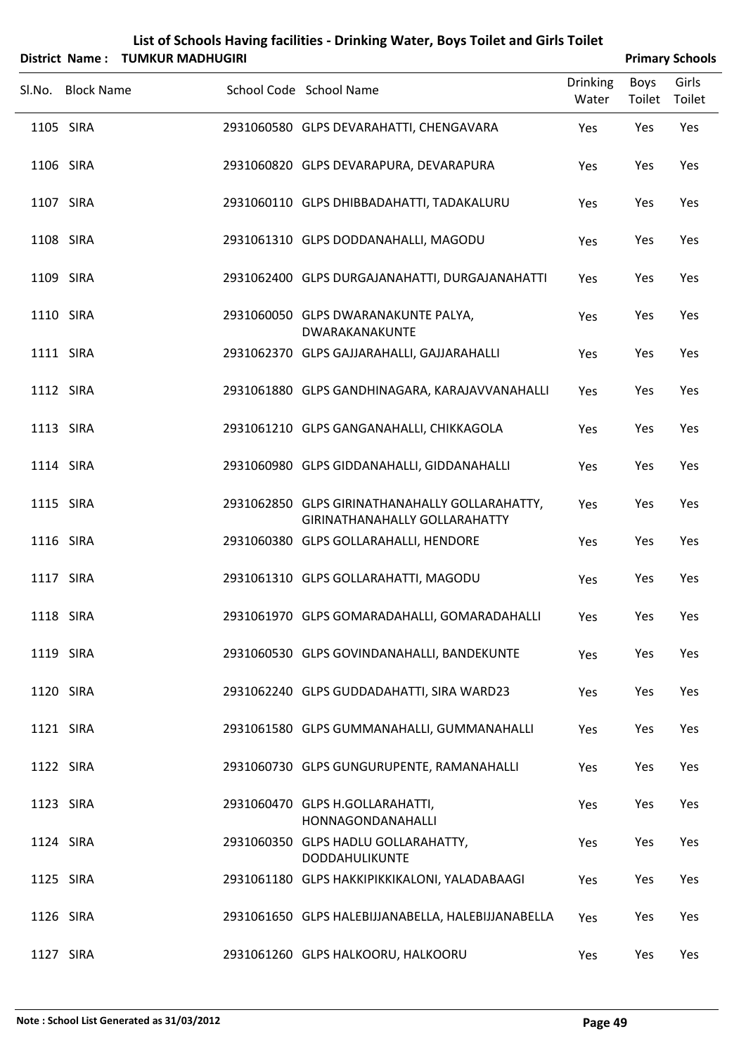# List of Schools Having facilities - Drinking Water, Boys Toilet and Girls Toilet

**District Name : TUMKUR MADHUGIRI** | **Primary Schools**

| Sl.No. | Block Name | School Code | School Name | Drinking Water | Boys Toilet | Girls Toilet |
|---|---|---|---|---|---|---|
| 1105 | SIRA | 2931060580 | GLPS DEVARAHATTI, CHENGAVARA | Yes | Yes | Yes |
| 1106 | SIRA | 2931060820 | GLPS DEVARAPURA, DEVARAPURA | Yes | Yes | Yes |
| 1107 | SIRA | 2931060110 | GLPS DHIBBADAHATTI, TADAKALURU | Yes | Yes | Yes |
| 1108 | SIRA | 2931061310 | GLPS DODDANAHALLI, MAGODU | Yes | Yes | Yes |
| 1109 | SIRA | 2931062400 | GLPS DURGAJANAHATTI, DURGAJANAHATTI | Yes | Yes | Yes |
| 1110 | SIRA | 2931060050 | GLPS DWARANAKUNTE PALYA, DWARAKANAKUNTE | Yes | Yes | Yes |
| 1111 | SIRA | 2931062370 | GLPS GAJJARAHALLI, GAJJARAHALLI | Yes | Yes | Yes |
| 1112 | SIRA | 2931061880 | GLPS GANDHINAGARA, KARAJAVVANAHALLI | Yes | Yes | Yes |
| 1113 | SIRA | 2931061210 | GLPS GANGANAHALLI, CHIKKAGOLA | Yes | Yes | Yes |
| 1114 | SIRA | 2931060980 | GLPS GIDDANAHALLI, GIDDANAHALLI | Yes | Yes | Yes |
| 1115 | SIRA | 2931062850 | GLPS GIRINATHANAHALLY GOLLARAHATTY, GIRINATHANAHALLY GOLLARAHATTY | Yes | Yes | Yes |
| 1116 | SIRA | 2931060380 | GLPS GOLLARAHALLI, HENDORE | Yes | Yes | Yes |
| 1117 | SIRA | 2931061310 | GLPS GOLLARAHATTI, MAGODU | Yes | Yes | Yes |
| 1118 | SIRA | 2931061970 | GLPS GOMARADAHALLI, GOMARADAHALLI | Yes | Yes | Yes |
| 1119 | SIRA | 2931060530 | GLPS GOVINDANAHALLI, BANDEKUNTE | Yes | Yes | Yes |
| 1120 | SIRA | 2931062240 | GLPS GUDDADAHATTI, SIRA WARD23 | Yes | Yes | Yes |
| 1121 | SIRA | 2931061580 | GLPS GUMMANAHALLI, GUMMANAHALLI | Yes | Yes | Yes |
| 1122 | SIRA | 2931060730 | GLPS GUNGURUPENTE, RAMANAHALLI | Yes | Yes | Yes |
| 1123 | SIRA | 2931060470 | GLPS H.GOLLARAHATTI, HONNAGONDANAHALLI | Yes | Yes | Yes |
| 1124 | SIRA | 2931060350 | GLPS HADLU GOLLARAHATTY, DODDAHULIKUNTE | Yes | Yes | Yes |
| 1125 | SIRA | 2931061180 | GLPS HAKKIPIKKIKALONI, YALADABAAGI | Yes | Yes | Yes |
| 1126 | SIRA | 2931061650 | GLPS HALEBIJJANABELLA, HALEBIJJANABELLA | Yes | Yes | Yes |
| 1127 | SIRA | 2931061260 | GLPS HALKOORU, HALKOORU | Yes | Yes | Yes |

**Note : School List Generated as 31/03/2012**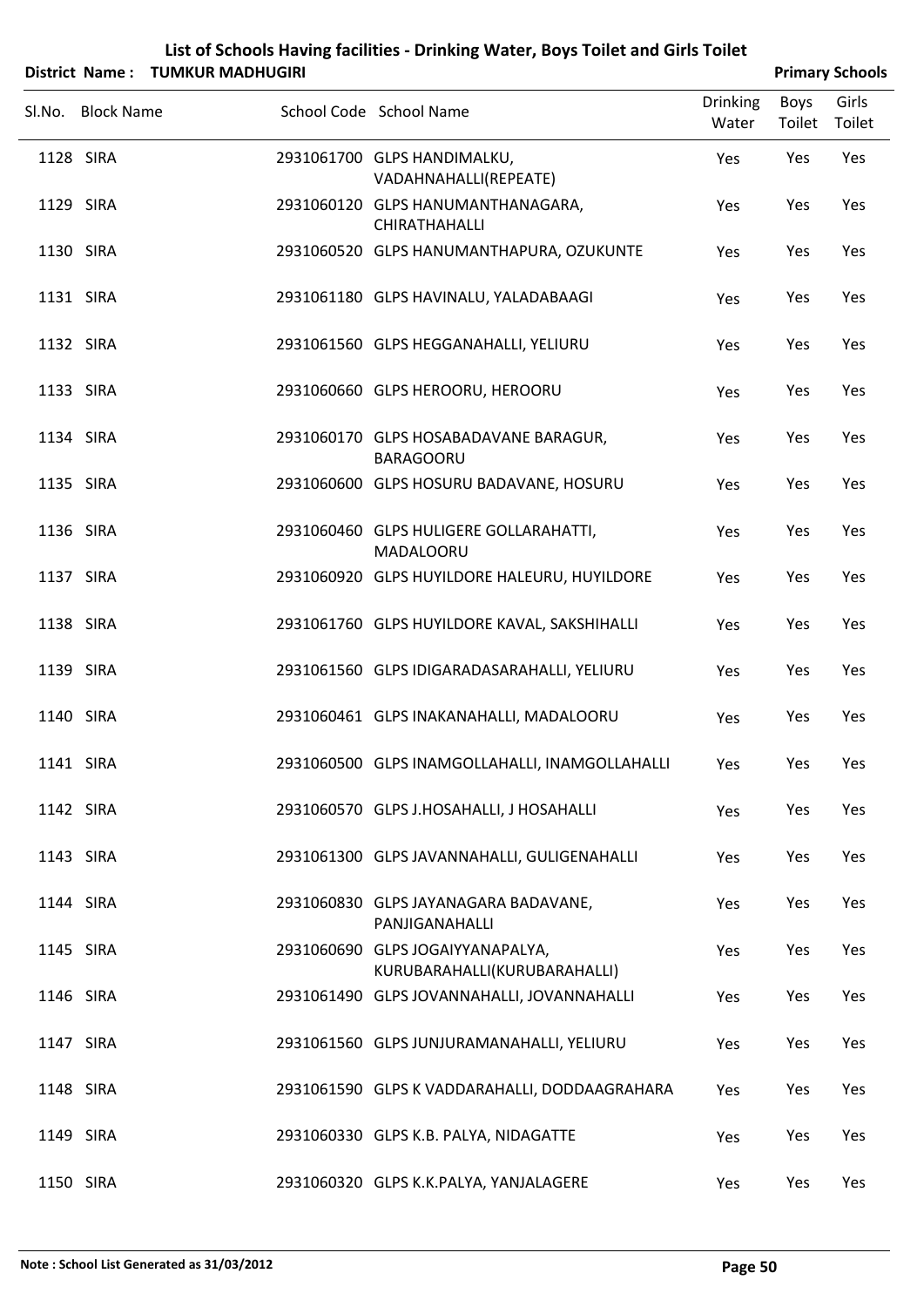# List of Schools Having facilities - Drinking Water, Boys Toilet and Girls Toilet

**District Name : TUMKUR MADHUGIRI** **Primary Schools**

| Sl.No. | Block Name | School Code | School Name | Drinking Water | Boys Toilet | Girls Toilet |
|---|---|---|---|---|---|---|
| 1128 | SIRA | 2931061700 | GLPS HANDIMALKU, VADAHNAHALLI(REPEATE) | Yes | Yes | Yes |
| 1129 | SIRA | 2931060120 | GLPS HANUMANTHANAGARA, CHIRATHAHALLI | Yes | Yes | Yes |
| 1130 | SIRA | 2931060520 | GLPS HANUMANTHAPURA, OZUKUNTE | Yes | Yes | Yes |
| 1131 | SIRA | 2931061180 | GLPS HAVINALU, YALADABAAGI | Yes | Yes | Yes |
| 1132 | SIRA | 2931061560 | GLPS HEGGANAHALLI, YELIURU | Yes | Yes | Yes |
| 1133 | SIRA | 2931060660 | GLPS HEROORU, HEROORU | Yes | Yes | Yes |
| 1134 | SIRA | 2931060170 | GLPS HOSABADAVANE BARAGUR, BARAGOORU | Yes | Yes | Yes |
| 1135 | SIRA | 2931060600 | GLPS HOSURU BADAVANE, HOSURU | Yes | Yes | Yes |
| 1136 | SIRA | 2931060460 | GLPS HULIGERE GOLLARAHATTI, MADALOORU | Yes | Yes | Yes |
| 1137 | SIRA | 2931060920 | GLPS HUYILDORE HALEURU, HUYILDORE | Yes | Yes | Yes |
| 1138 | SIRA | 2931061760 | GLPS HUYILDORE KAVAL, SAKSHIHALLI | Yes | Yes | Yes |
| 1139 | SIRA | 2931061560 | GLPS IDIGARADASARAHALLI, YELIURU | Yes | Yes | Yes |
| 1140 | SIRA | 2931060461 | GLPS INAKANAHALLI, MADALOORU | Yes | Yes | Yes |
| 1141 | SIRA | 2931060500 | GLPS INAMGOLLAHALLI, INAMGOLLAHALLI | Yes | Yes | Yes |
| 1142 | SIRA | 2931060570 | GLPS J.HOSAHALLI, J HOSAHALLI | Yes | Yes | Yes |
| 1143 | SIRA | 2931061300 | GLPS JAVANNAHALLI, GULIGENAHALLI | Yes | Yes | Yes |
| 1144 | SIRA | 2931060830 | GLPS JAYANAGARA BADAVANE, PANJIGANAHALLI | Yes | Yes | Yes |
| 1145 | SIRA | 2931060690 | GLPS JOGAIYYANAPALYA, KURUBARAHALLI(KURUBARAHALLI) | Yes | Yes | Yes |
| 1146 | SIRA | 2931061490 | GLPS JOVANNAHALLI, JOVANNAHALLI | Yes | Yes | Yes |
| 1147 | SIRA | 2931061560 | GLPS JUNJURAMANAHALLI, YELIURU | Yes | Yes | Yes |
| 1148 | SIRA | 2931061590 | GLPS K VADDARAHALLI, DODDAAGRAHARA | Yes | Yes | Yes |
| 1149 | SIRA | 2931060330 | GLPS K.B. PALYA, NIDAGATTE | Yes | Yes | Yes |
| 1150 | SIRA | 2931060320 | GLPS K.K.PALYA, YANJALAGERE | Yes | Yes | Yes |

**Note : School List Generated as 31/03/2012**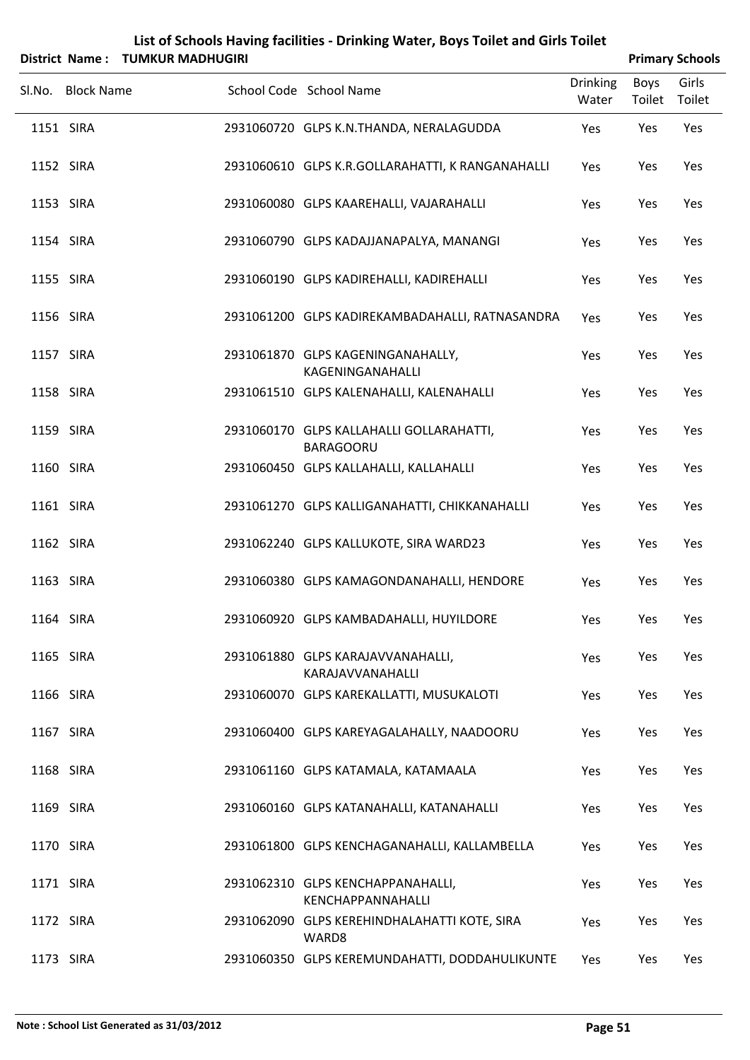# List of Schools Having facilities - Drinking Water, Boys Toilet and Girls Toilet

**District Name : TUMKUR MADHUGIRI** **Primary Schools**

| Sl.No. | Block Name | School Code | School Name | Drinking Water | Boys Toilet | Girls Toilet |
|---|---|---|---|---|---|---|
| 1151 | SIRA | 2931060720 | GLPS K.N.THANDA, NERALAGUDDA | Yes | Yes | Yes |
| 1152 | SIRA | 2931060610 | GLPS K.R.GOLLARAHATTI, K RANGANAHALLI | Yes | Yes | Yes |
| 1153 | SIRA | 2931060080 | GLPS KAAREHALLI, VAJARAHALLI | Yes | Yes | Yes |
| 1154 | SIRA | 2931060790 | GLPS KADAJJANAPALYA, MANANGI | Yes | Yes | Yes |
| 1155 | SIRA | 2931060190 | GLPS KADIREHALLI, KADIREHALLI | Yes | Yes | Yes |
| 1156 | SIRA | 2931061200 | GLPS KADIREKAMBADAHALLI, RATNASANDRA | Yes | Yes | Yes |
| 1157 | SIRA | 2931061870 | GLPS KAGENINGANAHALLY, KAGENINGANAHALLI | Yes | Yes | Yes |
| 1158 | SIRA | 2931061510 | GLPS KALENAHALLI, KALENAHALLI | Yes | Yes | Yes |
| 1159 | SIRA | 2931060170 | GLPS KALLAHALLI GOLLARAHATTI, BARAGOORU | Yes | Yes | Yes |
| 1160 | SIRA | 2931060450 | GLPS KALLAHALLI, KALLAHALLI | Yes | Yes | Yes |
| 1161 | SIRA | 2931061270 | GLPS KALLIGANAHATTI, CHIKKANAHALLI | Yes | Yes | Yes |
| 1162 | SIRA | 2931062240 | GLPS KALLUKOTE, SIRA WARD23 | Yes | Yes | Yes |
| 1163 | SIRA | 2931060380 | GLPS KAMAGONDANAHALLI, HENDORE | Yes | Yes | Yes |
| 1164 | SIRA | 2931060920 | GLPS KAMBADAHALLI, HUYILDORE | Yes | Yes | Yes |
| 1165 | SIRA | 2931061880 | GLPS KARAJAVVANAHALLI, KARAJAVVANAHALLI | Yes | Yes | Yes |
| 1166 | SIRA | 2931060070 | GLPS KAREKALLATTI, MUSUKALOTI | Yes | Yes | Yes |
| 1167 | SIRA | 2931060400 | GLPS KAREYAGALAHALLY, NAADOORU | Yes | Yes | Yes |
| 1168 | SIRA | 2931061160 | GLPS KATAMALA, KATAMAALA | Yes | Yes | Yes |
| 1169 | SIRA | 2931060160 | GLPS KATANAHALLI, KATANAHALLI | Yes | Yes | Yes |
| 1170 | SIRA | 2931061800 | GLPS KENCHAGANAHALLI, KALLAMBELLA | Yes | Yes | Yes |
| 1171 | SIRA | 2931062310 | GLPS KENCHAPPANAHALLI, KENCHAPPANNAHALLI | Yes | Yes | Yes |
| 1172 | SIRA | 2931062090 | GLPS KEREHINDHALAHATTI KOTE, SIRA WARD8 | Yes | Yes | Yes |
| 1173 | SIRA | 2931060350 | GLPS KEREMUNDAHATTI, DODDAHULIKUNTE | Yes | Yes | Yes |

Note : School List Generated as 31/03/2012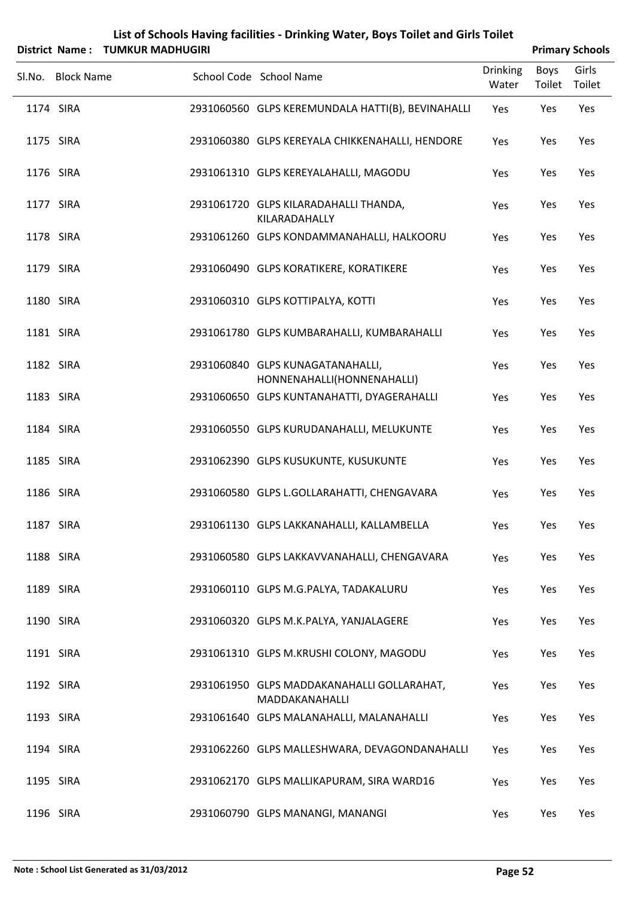# List of Schools Having facilities - Drinking Water, Boys Toilet and Girls Toilet

**District Name : TUMKUR MADHUGIRI** **Primary Schools**

| Sl.No. | Block Name | School Code | School Name | Drinking Water | Boys Toilet | Girls Toilet |
|---|---|---|---|---|---|---|
| 1174 | SIRA | 2931060560 | GLPS KEREMUNDALA HATTI(B), BEVINAHALLI | Yes | Yes | Yes |
| 1175 | SIRA | 2931060380 | GLPS KEREYALA CHIKKENAHALLI, HENDORE | Yes | Yes | Yes |
| 1176 | SIRA | 2931061310 | GLPS KEREYALAHALLI, MAGODU | Yes | Yes | Yes |
| 1177 | SIRA | 2931061720 | GLPS KILARADAHALLI THANDA, KILARADAHALLY | Yes | Yes | Yes |
| 1178 | SIRA | 2931061260 | GLPS KONDAMMANAHALLI, HALKOORU | Yes | Yes | Yes |
| 1179 | SIRA | 2931060490 | GLPS KORATIKERE, KORATIKERE | Yes | Yes | Yes |
| 1180 | SIRA | 2931060310 | GLPS KOTTIPALYA, KOTTI | Yes | Yes | Yes |
| 1181 | SIRA | 2931061780 | GLPS KUMBARAHALLI, KUMBARAHALLI | Yes | Yes | Yes |
| 1182 | SIRA | 2931060840 | GLPS KUNAGATANAHALLI, HONNENAHALLI(HONNENAHALLI) | Yes | Yes | Yes |
| 1183 | SIRA | 2931060650 | GLPS KUNTANAHATTI, DYAGERAHALLI | Yes | Yes | Yes |
| 1184 | SIRA | 2931060550 | GLPS KURUDANAHALLI, MELUKUNTE | Yes | Yes | Yes |
| 1185 | SIRA | 2931062390 | GLPS KUSUKUNTE, KUSUKUNTE | Yes | Yes | Yes |
| 1186 | SIRA | 2931060580 | GLPS L.GOLLARAHATTI, CHENGAVARA | Yes | Yes | Yes |
| 1187 | SIRA | 2931061130 | GLPS LAKKANAHALLI, KALLAMBELLA | Yes | Yes | Yes |
| 1188 | SIRA | 2931060580 | GLPS LAKKAVVANAHALLI, CHENGAVARA | Yes | Yes | Yes |
| 1189 | SIRA | 2931060110 | GLPS M.G.PALYA, TADAKALURU | Yes | Yes | Yes |
| 1190 | SIRA | 2931060320 | GLPS M.K.PALYA, YANJALAGERE | Yes | Yes | Yes |
| 1191 | SIRA | 2931061310 | GLPS M.KRUSHI COLONY, MAGODU | Yes | Yes | Yes |
| 1192 | SIRA | 2931061950 | GLPS MADDAKANAHALLI GOLLARAHAT, MADDAKANAHALLI | Yes | Yes | Yes |
| 1193 | SIRA | 2931061640 | GLPS MALANAHALLI, MALANAHALLI | Yes | Yes | Yes |
| 1194 | SIRA | 2931062260 | GLPS MALLESHWARA, DEVAGONDANAHALLI | Yes | Yes | Yes |
| 1195 | SIRA | 2931062170 | GLPS MALLIKAPURAM, SIRA WARD16 | Yes | Yes | Yes |
| 1196 | SIRA | 2931060790 | GLPS MANANGI, MANANGI | Yes | Yes | Yes |

**Note : School List Generated as 31/03/2012**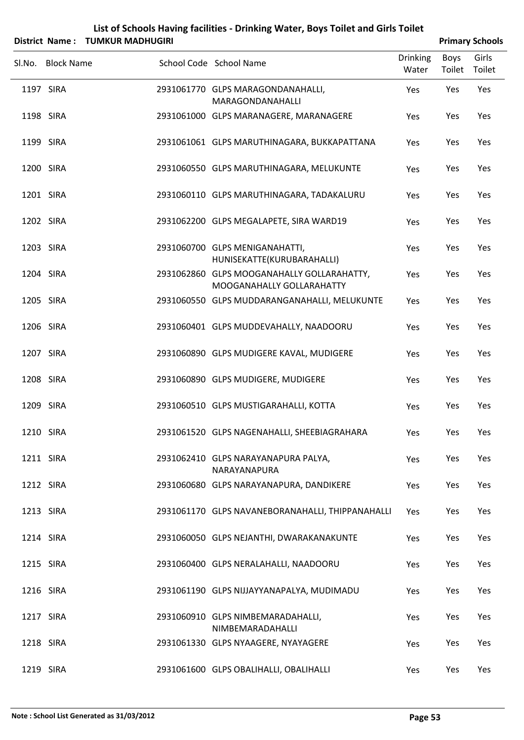# List of Schools Having facilities - Drinking Water, Boys Toilet and Girls Toilet

**District Name : TUMKUR MADHUGIRI** **Primary Schools**

| Sl.No. | Block Name | School Code | School Name | Drinking Water | Boys Toilet | Girls Toilet |
|---|---|---|---|---|---|---|
| 1197 | SIRA | 2931061770 | GLPS MARAGONDANAHALLI, MARAGONDANAHALLI | Yes | Yes | Yes |
| 1198 | SIRA | 2931061000 | GLPS MARANAGERE, MARANAGERE | Yes | Yes | Yes |
| 1199 | SIRA | 2931061061 | GLPS MARUTHINAGARA, BUKKAPATTANA | Yes | Yes | Yes |
| 1200 | SIRA | 2931060550 | GLPS MARUTHINAGARA, MELUKUNTE | Yes | Yes | Yes |
| 1201 | SIRA | 2931060110 | GLPS MARUTHINAGARA, TADAKALURU | Yes | Yes | Yes |
| 1202 | SIRA | 2931062200 | GLPS MEGALAPETE, SIRA WARD19 | Yes | Yes | Yes |
| 1203 | SIRA | 2931060700 | GLPS MENIGANAHATTI, HUNISEKATTE(KURUBARAHALLI) | Yes | Yes | Yes |
| 1204 | SIRA | 2931062860 | GLPS MOOGANAHALLY GOLLARAHATTY, MOOGANAHALLY GOLLARAHATTY | Yes | Yes | Yes |
| 1205 | SIRA | 2931060550 | GLPS MUDDARANGANAHALLI, MELUKUNTE | Yes | Yes | Yes |
| 1206 | SIRA | 2931060401 | GLPS MUDDEVAHALLY, NAADOORU | Yes | Yes | Yes |
| 1207 | SIRA | 2931060890 | GLPS MUDIGERE KAVAL, MUDIGERE | Yes | Yes | Yes |
| 1208 | SIRA | 2931060890 | GLPS MUDIGERE, MUDIGERE | Yes | Yes | Yes |
| 1209 | SIRA | 2931060510 | GLPS MUSTIGARAHALLI, KOTTA | Yes | Yes | Yes |
| 1210 | SIRA | 2931061520 | GLPS NAGENAHALLI, SHEEBIAGRAHARA | Yes | Yes | Yes |
| 1211 | SIRA | 2931062410 | GLPS NARAYANAPURA PALYA, NARAYANAPURA | Yes | Yes | Yes |
| 1212 | SIRA | 2931060680 | GLPS NARAYANAPURA, DANDIKERE | Yes | Yes | Yes |
| 1213 | SIRA | 2931061170 | GLPS NAVANEBORANAHALLI, THIPPANAHALLI | Yes | Yes | Yes |
| 1214 | SIRA | 2931060050 | GLPS NEJANTHI, DWARAKANAKUNTE | Yes | Yes | Yes |
| 1215 | SIRA | 2931060400 | GLPS NERALAHALLI, NAADOORU | Yes | Yes | Yes |
| 1216 | SIRA | 2931061190 | GLPS NIJJAYYANAPALYA, MUDIMADU | Yes | Yes | Yes |
| 1217 | SIRA | 2931060910 | GLPS NIMBEMARADAHALLI, NIMBEMARADAHALLI | Yes | Yes | Yes |
| 1218 | SIRA | 2931061330 | GLPS NYAAGERE, NYAYAGERE | Yes | Yes | Yes |
| 1219 | SIRA | 2931061600 | GLPS OBALIHALLI, OBALIHALLI | Yes | Yes | Yes |

**Note : School List Generated as 31/03/2012**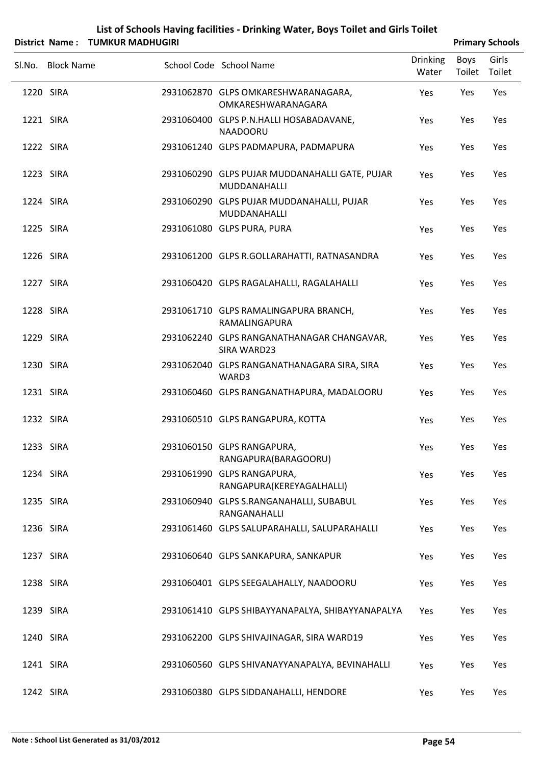# List of Schools Having facilities - Drinking Water, Boys Toilet and Girls Toilet

**District Name : TUMKUR MADHUGIRI** **Primary Schools**

| Sl.No. | Block Name | School Code | School Name | Drinking Water | Boys Toilet | Girls Toilet |
|---|---|---|---|---|---|---|
| 1220 | SIRA | 2931062870 | GLPS OMKARESHWARANAGARA, OMKARESHWARANAGARA | Yes | Yes | Yes |
| 1221 | SIRA | 2931060400 | GLPS P.N.HALLI HOSABADAVANE, NAADOORU | Yes | Yes | Yes |
| 1222 | SIRA | 2931061240 | GLPS PADMAPURA, PADMAPURA | Yes | Yes | Yes |
| 1223 | SIRA | 2931060290 | GLPS PUJAR MUDDANAHALLI GATE, PUJAR MUDDANAHALLI | Yes | Yes | Yes |
| 1224 | SIRA | 2931060290 | GLPS PUJAR MUDDANAHALLI, PUJAR MUDDANAHALLI | Yes | Yes | Yes |
| 1225 | SIRA | 2931061080 | GLPS PURA, PURA | Yes | Yes | Yes |
| 1226 | SIRA | 2931061200 | GLPS R.GOLLARAHATTI, RATNASANDRA | Yes | Yes | Yes |
| 1227 | SIRA | 2931060420 | GLPS RAGALAHALLI, RAGALAHALLI | Yes | Yes | Yes |
| 1228 | SIRA | 2931061710 | GLPS RAMALINGAPURA BRANCH, RAMALINGAPURA | Yes | Yes | Yes |
| 1229 | SIRA | 2931062240 | GLPS RANGANATHANAGAR CHANGAVAR, SIRA WARD23 | Yes | Yes | Yes |
| 1230 | SIRA | 2931062040 | GLPS RANGANATHANAGARA SIRA, SIRA WARD3 | Yes | Yes | Yes |
| 1231 | SIRA | 2931060460 | GLPS RANGANATHAPURA, MADALOORU | Yes | Yes | Yes |
| 1232 | SIRA | 2931060510 | GLPS RANGAPURA, KOTTA | Yes | Yes | Yes |
| 1233 | SIRA | 2931060150 | GLPS RANGAPURA, RANGAPURA(BARAGOORU) | Yes | Yes | Yes |
| 1234 | SIRA | 2931061990 | GLPS RANGAPURA, RANGAPURA(KEREYAGALHALLI) | Yes | Yes | Yes |
| 1235 | SIRA | 2931060940 | GLPS S.RANGANAHALLI, SUBABUL RANGANAHALLI | Yes | Yes | Yes |
| 1236 | SIRA | 2931061460 | GLPS SALUPARAHALLI, SALUPARAHALLI | Yes | Yes | Yes |
| 1237 | SIRA | 2931060640 | GLPS SANKAPURA, SANKAPUR | Yes | Yes | Yes |
| 1238 | SIRA | 2931060401 | GLPS SEEGALAHALLY, NAADOORU | Yes | Yes | Yes |
| 1239 | SIRA | 2931061410 | GLPS SHIBAYYANAPALYA, SHIBAYYANAPALYA | Yes | Yes | Yes |
| 1240 | SIRA | 2931062200 | GLPS SHIVAJINAGAR, SIRA WARD19 | Yes | Yes | Yes |
| 1241 | SIRA | 2931060560 | GLPS SHIVANAYYANAPALYA, BEVINAHALLI | Yes | Yes | Yes |
| 1242 | SIRA | 2931060380 | GLPS SIDDANAHALLI, HENDORE | Yes | Yes | Yes |

**Note : School List Generated as 31/03/2012**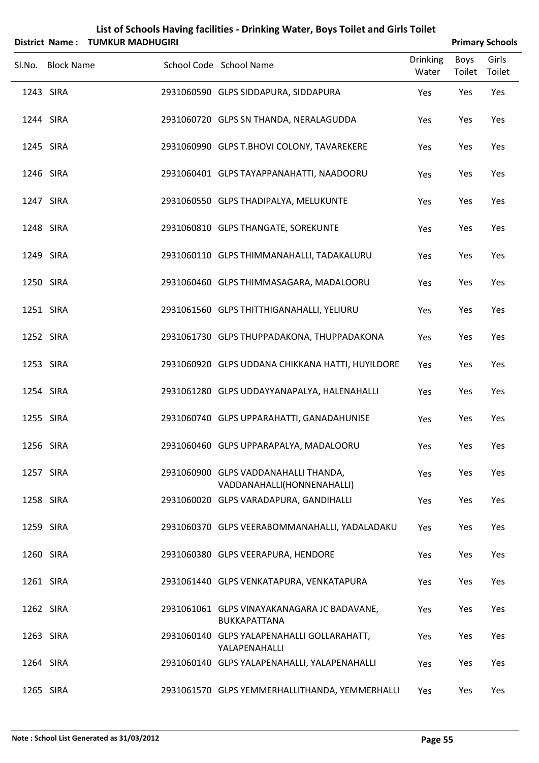# List of Schools Having facilities - Drinking Water, Boys Toilet and Girls Toilet

**District Name : TUMKUR MADHUGIRI** **Primary Schools**

| Sl.No. | Block Name | School Code | School Name | Drinking Water | Boys Toilet | Girls Toilet |
|---|---|---|---|---|---|---|
| 1243 | SIRA | 2931060590 | GLPS SIDDAPURA, SIDDAPURA | Yes | Yes | Yes |
| 1244 | SIRA | 2931060720 | GLPS SN THANDA, NERALAGUDDA | Yes | Yes | Yes |
| 1245 | SIRA | 2931060990 | GLPS T.BHOVI COLONY, TAVAREKERE | Yes | Yes | Yes |
| 1246 | SIRA | 2931060401 | GLPS TAYAPPANAHATTI, NAADOORU | Yes | Yes | Yes |
| 1247 | SIRA | 2931060550 | GLPS THADIPALYA, MELUKUNTE | Yes | Yes | Yes |
| 1248 | SIRA | 2931060810 | GLPS THANGATE, SOREKUNTE | Yes | Yes | Yes |
| 1249 | SIRA | 2931060110 | GLPS THIMMANAHALLI, TADAKALURU | Yes | Yes | Yes |
| 1250 | SIRA | 2931060460 | GLPS THIMMASAGARA, MADALOORU | Yes | Yes | Yes |
| 1251 | SIRA | 2931061560 | GLPS THITTHIGANAHALLI, YELIURU | Yes | Yes | Yes |
| 1252 | SIRA | 2931061730 | GLPS THUPPADAKONA, THUPPADAKONA | Yes | Yes | Yes |
| 1253 | SIRA | 2931060920 | GLPS UDDANA CHIKKANA HATTI, HUYILDORE | Yes | Yes | Yes |
| 1254 | SIRA | 2931061280 | GLPS UDDAYYANAPALYA, HALENAHALLI | Yes | Yes | Yes |
| 1255 | SIRA | 2931060740 | GLPS UPPARAHATTI, GANADAHUNISE | Yes | Yes | Yes |
| 1256 | SIRA | 2931060460 | GLPS UPPARAPALYA, MADALOORU | Yes | Yes | Yes |
| 1257 | SIRA | 2931060900 | GLPS VADDANAHALLI THANDA, VADDANAHALLI(HONNENAHALLI) | Yes | Yes | Yes |
| 1258 | SIRA | 2931060020 | GLPS VARADAPURA, GANDIHALLI | Yes | Yes | Yes |
| 1259 | SIRA | 2931060370 | GLPS VEERABOMMANAHALLI, YADALADAKU | Yes | Yes | Yes |
| 1260 | SIRA | 2931060380 | GLPS VEERAPURA, HENDORE | Yes | Yes | Yes |
| 1261 | SIRA | 2931061440 | GLPS VENKATAPURA, VENKATAPURA | Yes | Yes | Yes |
| 1262 | SIRA | 2931061061 | GLPS VINAYAKANAGARA JC BADAVANE, BUKKAPATTANA | Yes | Yes | Yes |
| 1263 | SIRA | 2931060140 | GLPS YALAPENAHALLI GOLLARAHATT, YALAPENAHALLI | Yes | Yes | Yes |
| 1264 | SIRA | 2931060140 | GLPS YALAPENAHALLI, YALAPENAHALLI | Yes | Yes | Yes |
| 1265 | SIRA | 2931061570 | GLPS YEMMERHALLITHANDA, YEMMERHALLI | Yes | Yes | Yes |

Note : School List Generated as 31/03/2012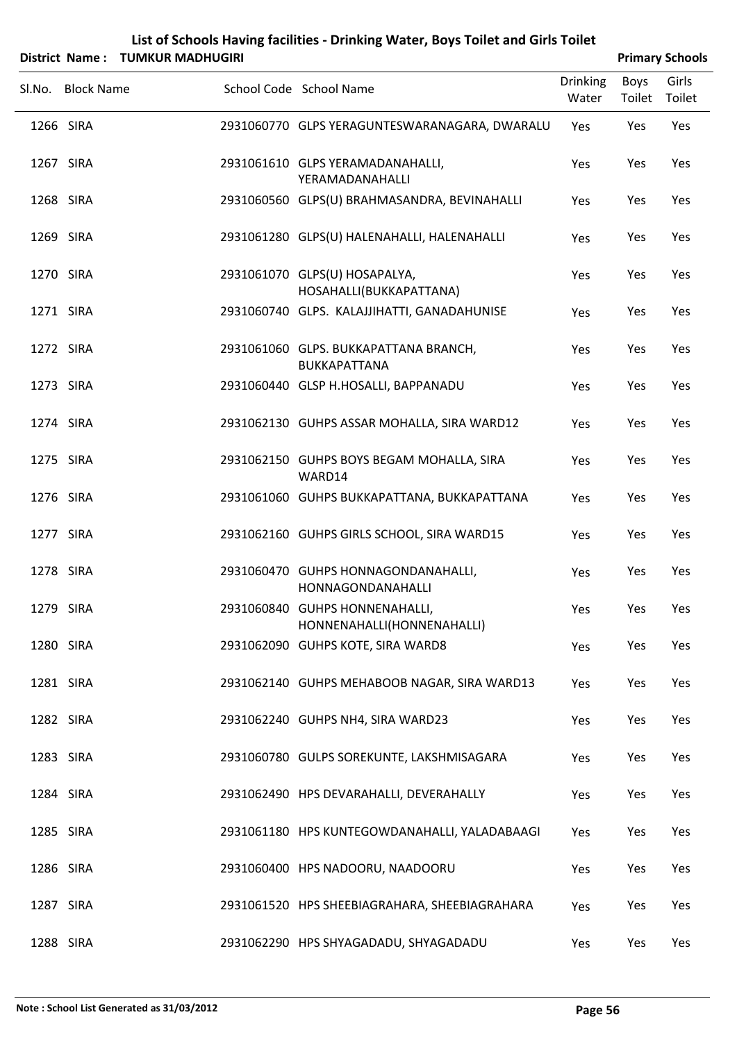# List of Schools Having facilities - Drinking Water, Boys Toilet and Girls Toilet

**District Name : TUMKUR MADHUGIRI** **Primary Schools**

| Sl.No. | Block Name | School Code | School Name | Drinking Water | Boys Toilet | Girls Toilet |
|---|---|---|---|---|---|---|
| 1266 | SIRA | 2931060770 | GLPS YERAGUNTESWARANAGARA, DWARALU | Yes | Yes | Yes |
| 1267 | SIRA | 2931061610 | GLPS YERAMADANAHALLI, YERAMADANAHALLI | Yes | Yes | Yes |
| 1268 | SIRA | 2931060560 | GLPS(U) BRAHMASANDRA, BEVINAHALLI | Yes | Yes | Yes |
| 1269 | SIRA | 2931061280 | GLPS(U) HALENAHALLI, HALENAHALLI | Yes | Yes | Yes |
| 1270 | SIRA | 2931061070 | GLPS(U) HOSAPALYA, HOSAHALLI(BUKKAPATTANA) | Yes | Yes | Yes |
| 1271 | SIRA | 2931060740 | GLPS. KALAJJIHATTI, GANADAHUNISE | Yes | Yes | Yes |
| 1272 | SIRA | 2931061060 | GLPS. BUKKAPATTANA BRANCH, BUKKAPATTANA | Yes | Yes | Yes |
| 1273 | SIRA | 2931060440 | GLSP H.HOSALLI, BAPPANADU | Yes | Yes | Yes |
| 1274 | SIRA | 2931062130 | GUHPS ASSAR MOHALLA, SIRA WARD12 | Yes | Yes | Yes |
| 1275 | SIRA | 2931062150 | GUHPS BOYS BEGAM MOHALLA, SIRA WARD14 | Yes | Yes | Yes |
| 1276 | SIRA | 2931061060 | GUHPS BUKKAPATTANA, BUKKAPATTANA | Yes | Yes | Yes |
| 1277 | SIRA | 2931062160 | GUHPS GIRLS SCHOOL, SIRA WARD15 | Yes | Yes | Yes |
| 1278 | SIRA | 2931060470 | GUHPS HONNAGONDANAHALLI, HONNAGONDANAHALLI | Yes | Yes | Yes |
| 1279 | SIRA | 2931060840 | GUHPS HONNENAHALLI, HONNENAHALLI(HONNENAHALLI) | Yes | Yes | Yes |
| 1280 | SIRA | 2931062090 | GUHPS KOTE, SIRA WARD8 | Yes | Yes | Yes |
| 1281 | SIRA | 2931062140 | GUHPS MEHABOOB NAGAR, SIRA WARD13 | Yes | Yes | Yes |
| 1282 | SIRA | 2931062240 | GUHPS NH4, SIRA WARD23 | Yes | Yes | Yes |
| 1283 | SIRA | 2931060780 | GULPS SOREKUNTE, LAKSHMISAGARA | Yes | Yes | Yes |
| 1284 | SIRA | 2931062490 | HPS DEVARAHALLI, DEVERAHALLY | Yes | Yes | Yes |
| 1285 | SIRA | 2931061180 | HPS KUNTEGOWDANAHALLI, YALADABAAGI | Yes | Yes | Yes |
| 1286 | SIRA | 2931060400 | HPS NADOORU, NAADOORU | Yes | Yes | Yes |
| 1287 | SIRA | 2931061520 | HPS SHEEBIAGRAHARA, SHEEBIAGRAHARA | Yes | Yes | Yes |
| 1288 | SIRA | 2931062290 | HPS SHYAGADADU, SHYAGADADU | Yes | Yes | Yes |

**Note : School List Generated as 31/03/2012**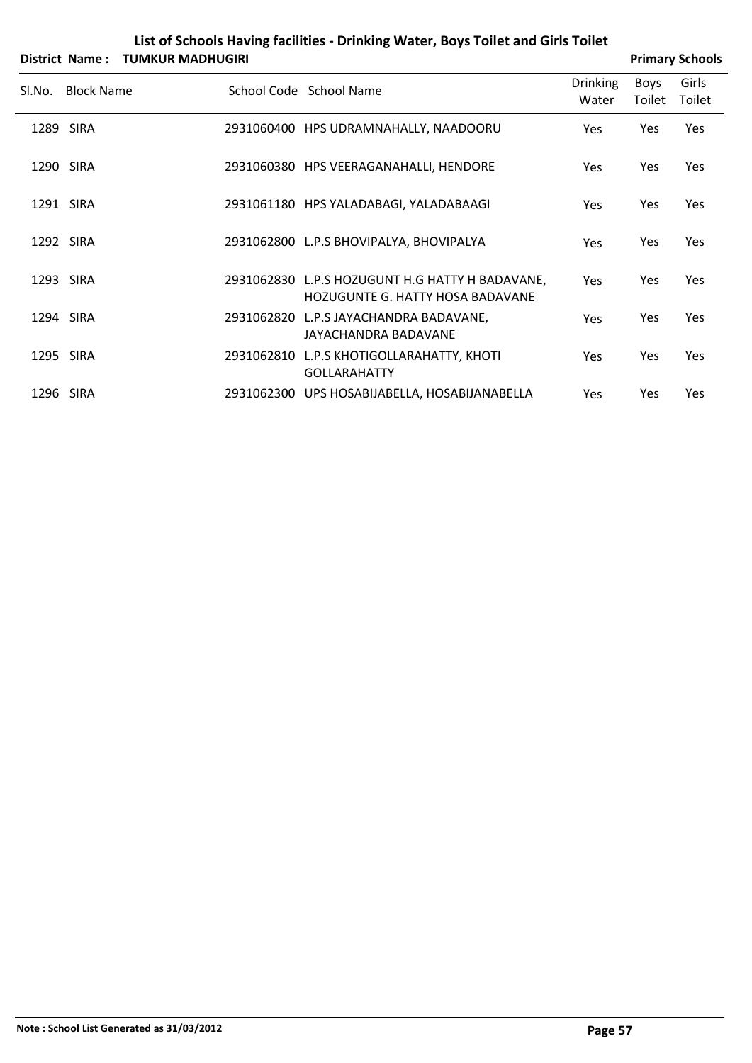# List of Schools Having facilities - Drinking Water, Boys Toilet and Girls Toilet

**District Name : TUMKUR MADHUGIRI** **Primary Schools**

| Sl.No. | Block Name | School Code | School Name | Drinking Water | Boys Toilet | Girls Toilet |
|---|---|---|---|---|---|---|
| 1289 | SIRA | 2931060400 | HPS UDRAMNAHALLY, NAADOORU | Yes | Yes | Yes |
| 1290 | SIRA | 2931060380 | HPS VEERAGANAHALLI, HENDORE | Yes | Yes | Yes |
| 1291 | SIRA | 2931061180 | HPS YALADABAGI, YALADABAAGI | Yes | Yes | Yes |
| 1292 | SIRA | 2931062800 | L.P.S BHOVIPALYA, BHOVIPALYA | Yes | Yes | Yes |
| 1293 | SIRA | 2931062830 | L.P.S HOZUGUNT H.G HATTY H BADAVANE, HOZUGUNTE G. HATTY HOSA BADAVANE | Yes | Yes | Yes |
| 1294 | SIRA | 2931062820 | L.P.S JAYACHANDRA BADAVANE, JAYACHANDRA BADAVANE | Yes | Yes | Yes |
| 1295 | SIRA | 2931062810 | L.P.S KHOTIGOLLARAHATTY, KHOTI GOLLARAHATTY | Yes | Yes | Yes |
| 1296 | SIRA | 2931062300 | UPS HOSABIJABELLA, HOSABIJANABELLA | Yes | Yes | Yes |

Note : School List Generated as 31/03/2012